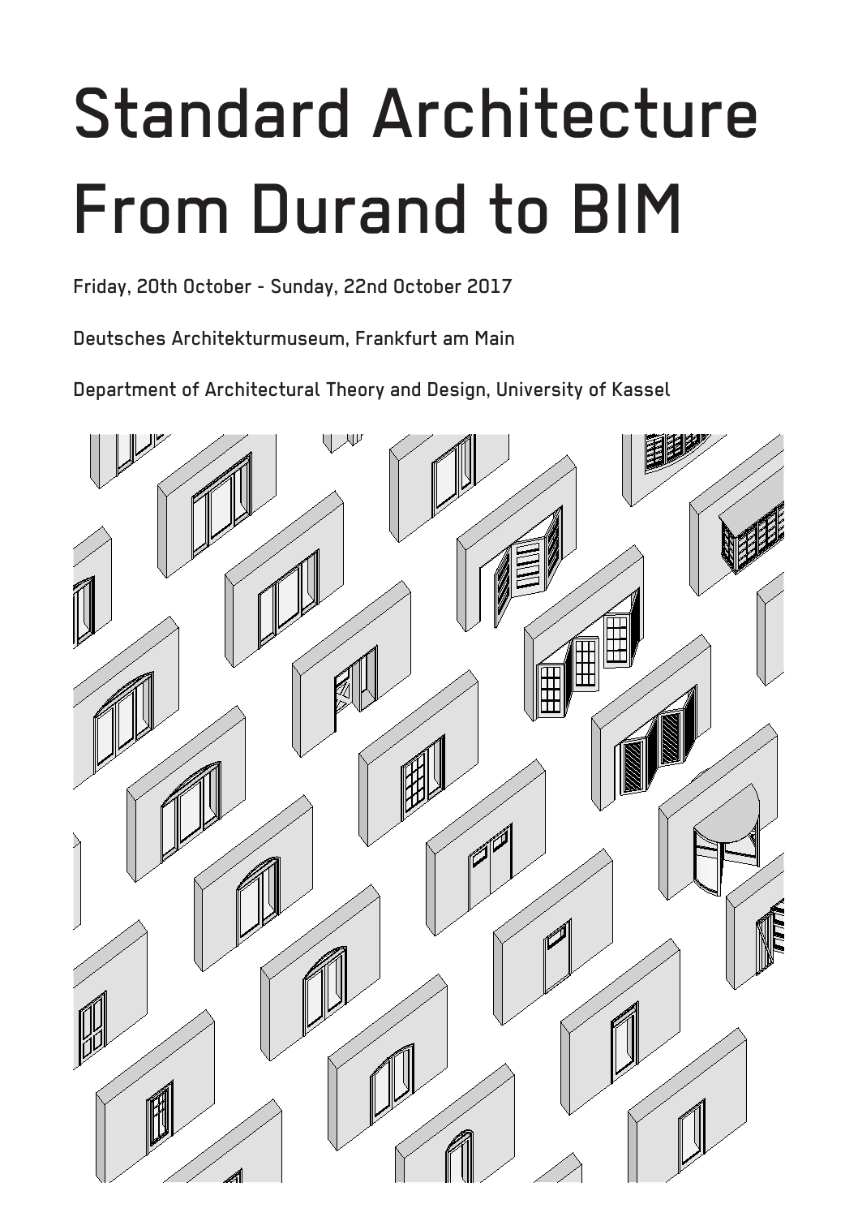# Standard Architecture From Durand to BIM

**Friday, 20th October - Sunday, 22nd October 2017**

**Deutsches Architekturmuseum, Frankfurt am Main**

**Department of Architectural Theory and Design, University of Kassel**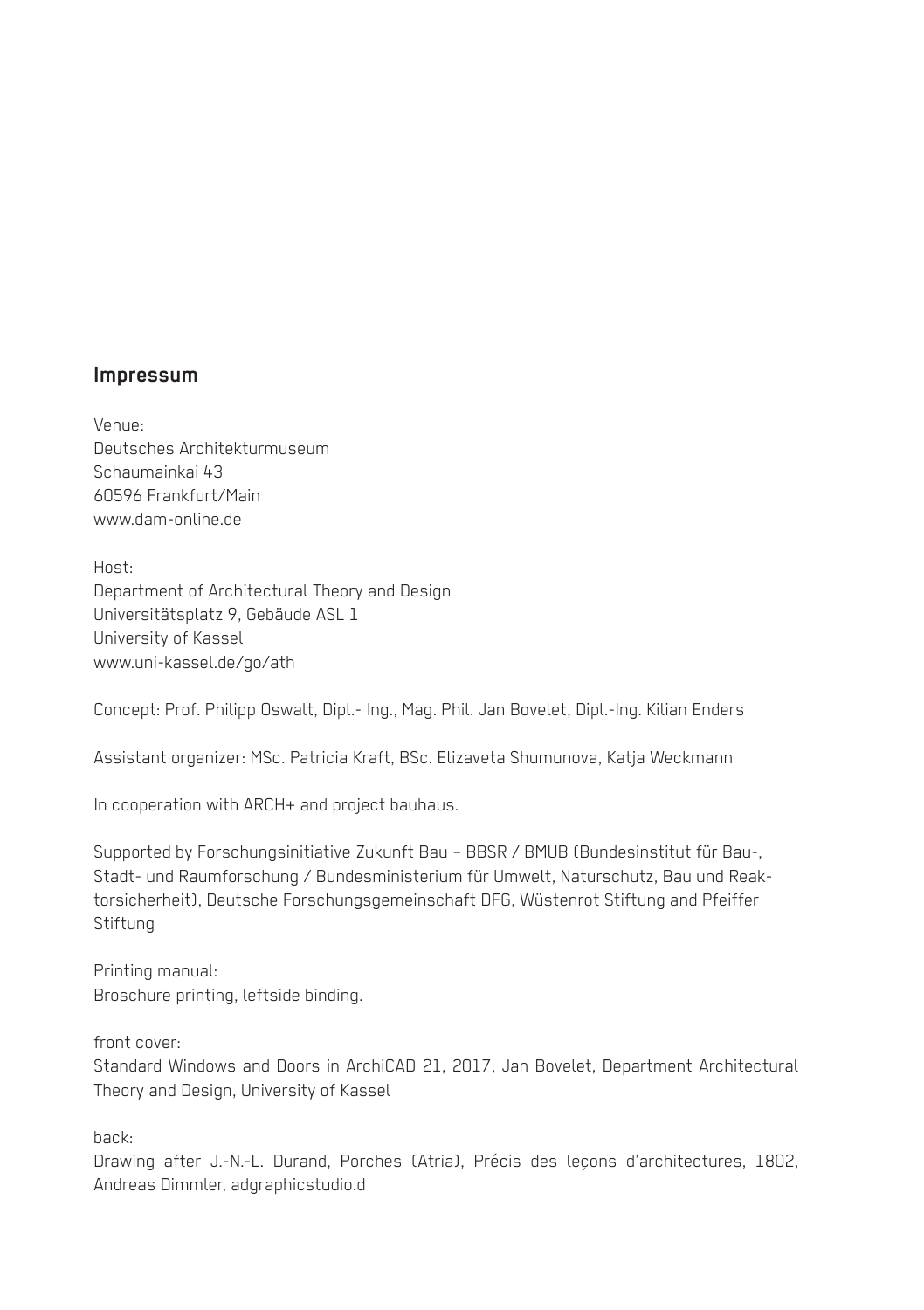## Impressum

Venue:
Deutsches Architekturmuseum
Schaumainkai 43
60596 Frankfurt/Main
www.dam-online.de

Host:
Department of Architectural Theory and Design
Universitätsplatz 9, Gebäude ASL 1
University of Kassel
www.uni-kassel.de/go/ath

Concept: Prof. Philipp Oswalt, Dipl.- Ing., Mag. Phil. Jan Bovelet, Dipl.-Ing. Kilian Enders

Assistant organizer: MSc. Patricia Kraft, BSc. Elizaveta Shumunova, Katja Weckmann

In cooperation with ARCH+ and project bauhaus.

Supported by Forschungsinitiative Zukunft Bau – BBSR / BMUB (Bundesinstitut für Bau-, Stadt- und Raumforschung / Bundesministerium für Umwelt, Naturschutz, Bau und Reaktorsicherheit), Deutsche Forschungsgemeinschaft DFG, Wüstenrot Stiftung and Pfeiffer Stiftung

Printing manual:
Broschure printing, leftside binding.

front cover:
Standard Windows and Doors in ArchiCAD 21, 2017, Jan Bovelet, Department Architectural Theory and Design, University of Kassel

back:
Drawing after J.-N.-L. Durand, Porches (Atria), Précis des leçons d'architectures, 1802, Andreas Dimmler, adgraphicstudio.d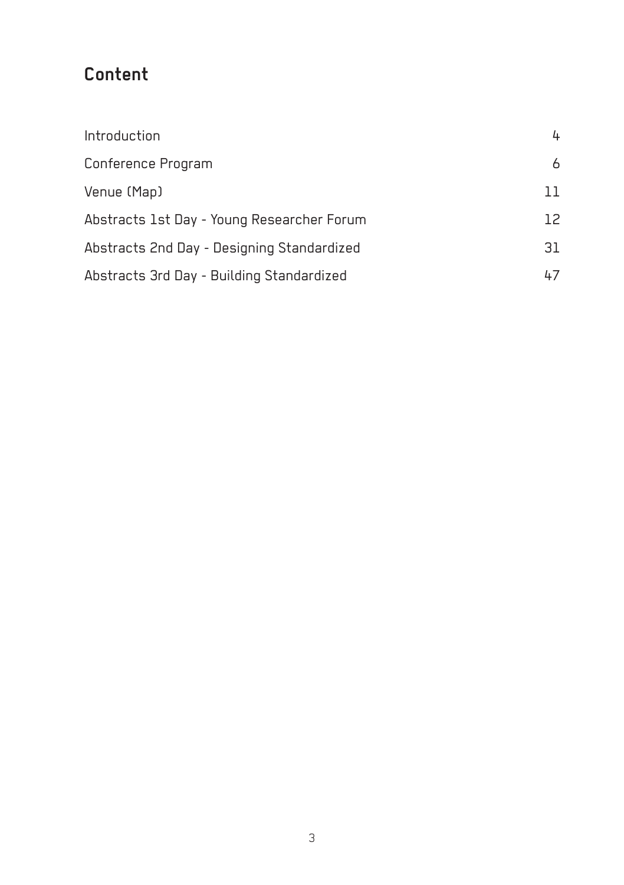# Content

| | |
|---|---|
| Introduction | 4 |
| Conference Program | 6 |
| Venue (Map) | 11 |
| Abstracts 1st Day - Young Researcher Forum | 12 |
| Abstracts 2nd Day - Designing Standardized | 31 |
| Abstracts 3rd Day - Building Standardized | 47 |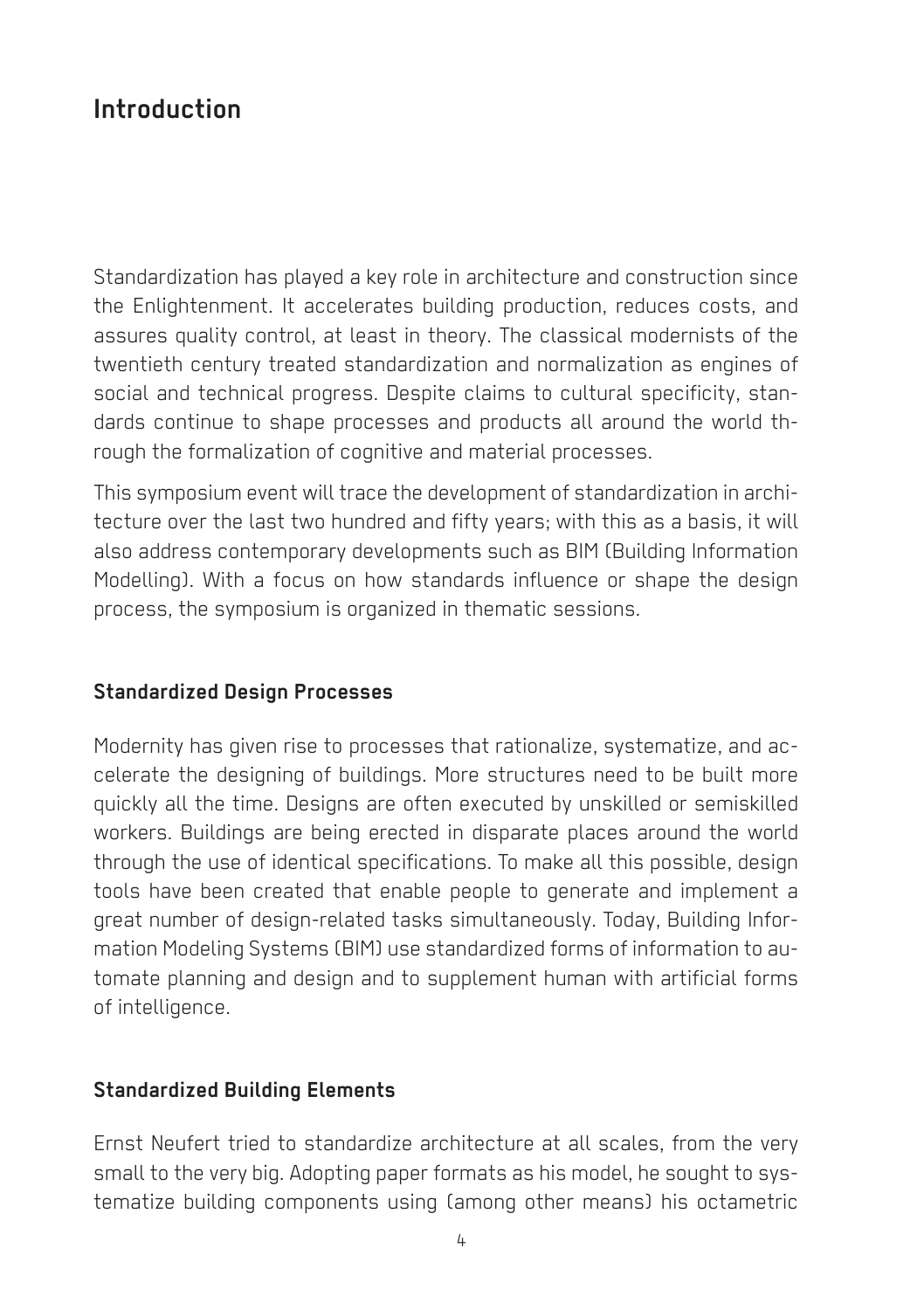## Introduction

Standardization has played a key role in architecture and construction since the Enlightenment. It accelerates building production, reduces costs, and assures quality control, at least in theory. The classical modernists of the twentieth century treated standardization and normalization as engines of social and technical progress. Despite claims to cultural specificity, standards continue to shape processes and products all around the world through the formalization of cognitive and material processes.

This symposium event will trace the development of standardization in architecture over the last two hundred and fifty years; with this as a basis, it will also address contemporary developments such as BIM (Building Information Modelling). With a focus on how standards influence or shape the design process, the symposium is organized in thematic sessions.

### Standardized Design Processes

Modernity has given rise to processes that rationalize, systematize, and accelerate the designing of buildings. More structures need to be built more quickly all the time. Designs are often executed by unskilled or semiskilled workers. Buildings are being erected in disparate places around the world through the use of identical specifications. To make all this possible, design tools have been created that enable people to generate and implement a great number of design-related tasks simultaneously. Today, Building Information Modeling Systems (BIM) use standardized forms of information to automate planning and design and to supplement human with artificial forms of intelligence.

### Standardized Building Elements

Ernst Neufert tried to standardize architecture at all scales, from the very small to the very big. Adopting paper formats as his model, he sought to systematize building components using (among other means) his octametric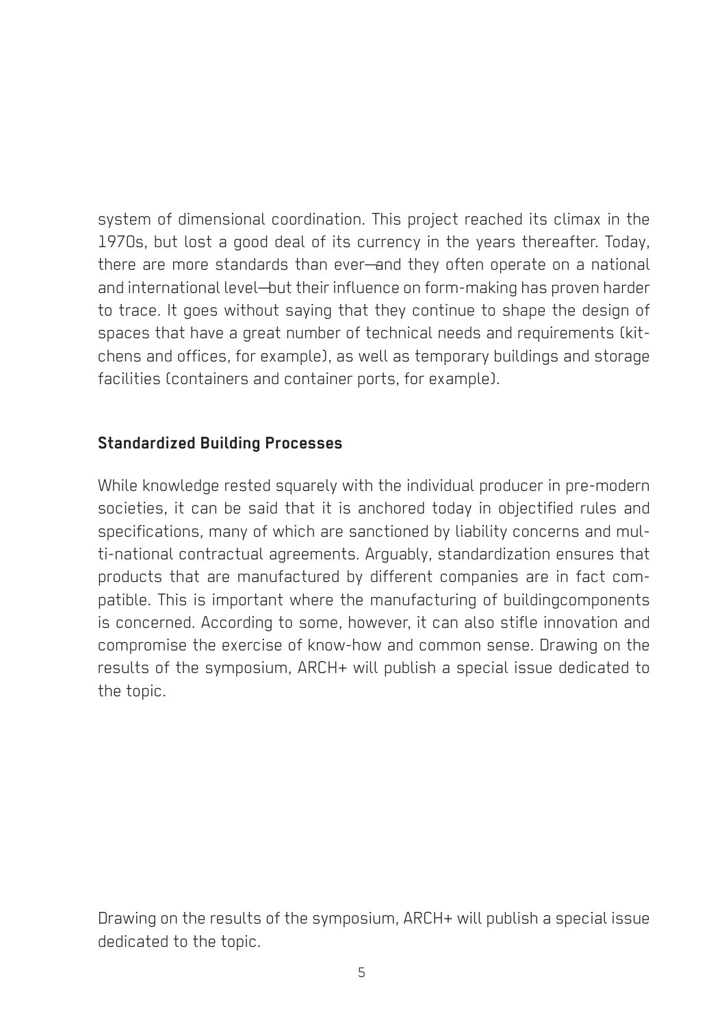system of dimensional coordination. This project reached its climax in the 1970s, but lost a good deal of its currency in the years thereafter. Today, there are more standards than ever—and they often operate on a national and international level—but their influence on form-making has proven harder to trace. It goes without saying that they continue to shape the design of spaces that have a great number of technical needs and requirements (kitchens and offices, for example), as well as temporary buildings and storage facilities (containers and container ports, for example).

### Standardized Building Processes

While knowledge rested squarely with the individual producer in pre-modern societies, it can be said that it is anchored today in objectified rules and specifications, many of which are sanctioned by liability concerns and multi-national contractual agreements. Arguably, standardization ensures that products that are manufactured by different companies are in fact compatible. This is important where the manufacturing of buildingcomponents is concerned. According to some, however, it can also stifle innovation and compromise the exercise of know-how and common sense. Drawing on the results of the symposium, ARCH+ will publish a special issue dedicated to the topic.

Drawing on the results of the symposium, ARCH+ will publish a special issue dedicated to the topic.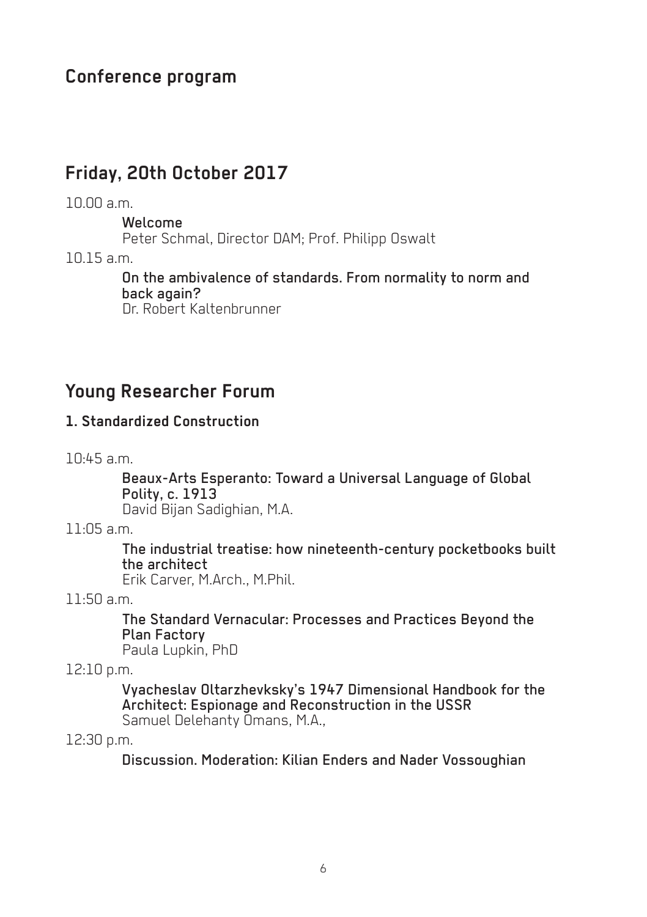# Conference program

## Friday, 20th October 2017

10.00 a.m.

**Welcome**
Peter Schmal, Director DAM; Prof. Philipp Oswalt

10.15 a.m.

**On the ambivalence of standards. From normality to norm and back again?**
Dr. Robert Kaltenbrunner

## Young Researcher Forum

### 1. Standardized Construction

10:45 a.m.

**Beaux-Arts Esperanto: Toward a Universal Language of Global Polity, c. 1913**
David Bijan Sadighian, M.A.

11:05 a.m.

**The industrial treatise: how nineteenth-century pocketbooks built the architect**
Erik Carver, M.Arch., M.Phil.

11:50 a.m.

**The Standard Vernacular: Processes and Practices Beyond the Plan Factory**
Paula Lupkin, PhD

12:10 p.m.

**Vyacheslav Oltarzhevksky's 1947 Dimensional Handbook for the Architect: Espionage and Reconstruction in the USSR**
Samuel Delehanty Omans, M.A.,

12:30 p.m.

**Discussion. Moderation: Kilian Enders and Nader Vossoughian**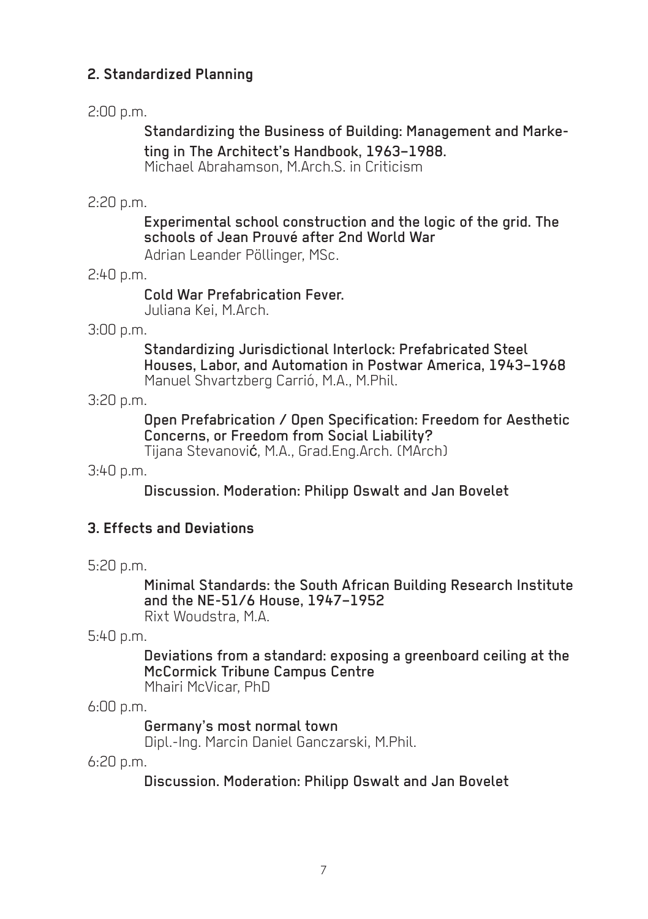## 2. Standardized Planning

2:00 p.m.

**Standardizing the Business of Building: Management and Marketing in The Architect's Handbook, 1963–1988.**
Michael Abrahamson, M.Arch.S. in Criticism

2:20 p.m.

**Experimental school construction and the logic of the grid. The schools of Jean Prouvé after 2nd World War**
Adrian Leander Pöllinger, MSc.

2:40 p.m.

**Cold War Prefabrication Fever.**
Juliana Kei, M.Arch.

3:00 p.m.

**Standardizing Jurisdictional Interlock: Prefabricated Steel Houses, Labor, and Automation in Postwar America, 1943–1968**
Manuel Shvartzberg Carrió, M.A., M.Phil.

3:20 p.m.

**Open Prefabrication / Open Specification: Freedom for Aesthetic Concerns, or Freedom from Social Liability?**
Tijana Stevanović, M.A., Grad.Eng.Arch. (MArch)

3:40 p.m.

**Discussion. Moderation: Philipp Oswalt and Jan Bovelet**

## 3. Effects and Deviations

5:20 p.m.

**Minimal Standards: the South African Building Research Institute and the NE-51/6 House, 1947–1952**
Rixt Woudstra, M.A.

5:40 p.m.

**Deviations from a standard: exposing a greenboard ceiling at the McCormick Tribune Campus Centre**
Mhairi McVicar, PhD

6:00 p.m.

**Germany's most normal town**
Dipl.-Ing. Marcin Daniel Ganczarski, M.Phil.

6:20 p.m.

**Discussion. Moderation: Philipp Oswalt and Jan Bovelet**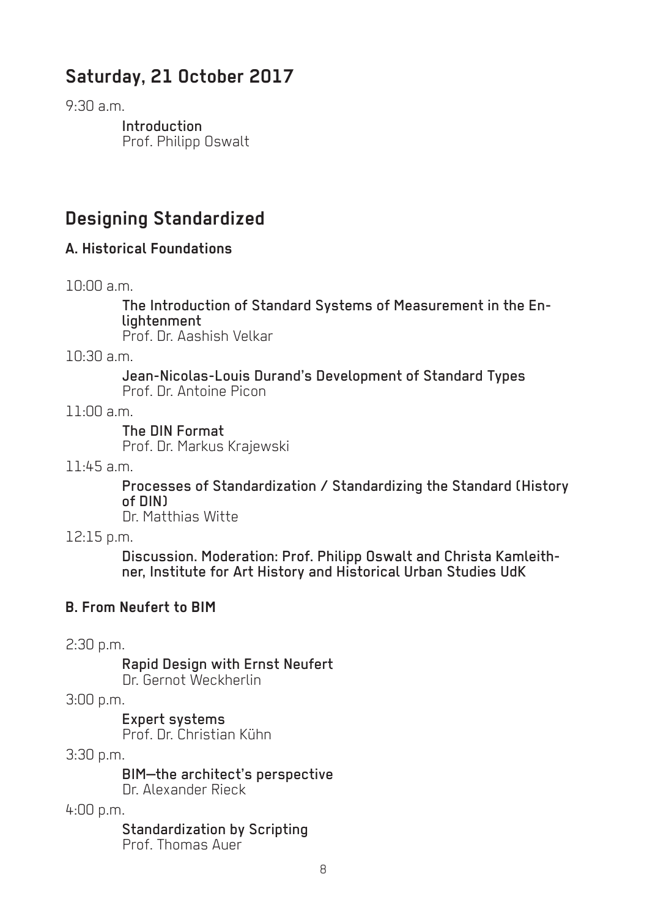## Saturday, 21 October 2017

9:30 a.m.

**Introduction**
Prof. Philipp Oswalt

## Designing Standardized

### A. Historical Foundations

10:00 a.m.

**The Introduction of Standard Systems of Measurement in the Enlightenment**
Prof. Dr. Aashish Velkar

10:30 a.m.

**Jean-Nicolas-Louis Durand's Development of Standard Types**
Prof. Dr. Antoine Picon

11:00 a.m.

**The DIN Format**
Prof. Dr. Markus Krajewski

11:45 a.m.

**Processes of Standardization / Standardizing the Standard (History of DIN)**
Dr. Matthias Witte

12:15 p.m.

**Discussion. Moderation: Prof. Philipp Oswalt and Christa Kamleithner, Institute for Art History and Historical Urban Studies UdK**

### B. From Neufert to BIM

2:30 p.m.

**Rapid Design with Ernst Neufert**
Dr. Gernot Weckherlin

3:00 p.m.

**Expert systems**
Prof. Dr. Christian Kühn

3:30 p.m.

**BIM—the architect's perspective**
Dr. Alexander Rieck

4:00 p.m.

**Standardization by Scripting**
Prof. Thomas Auer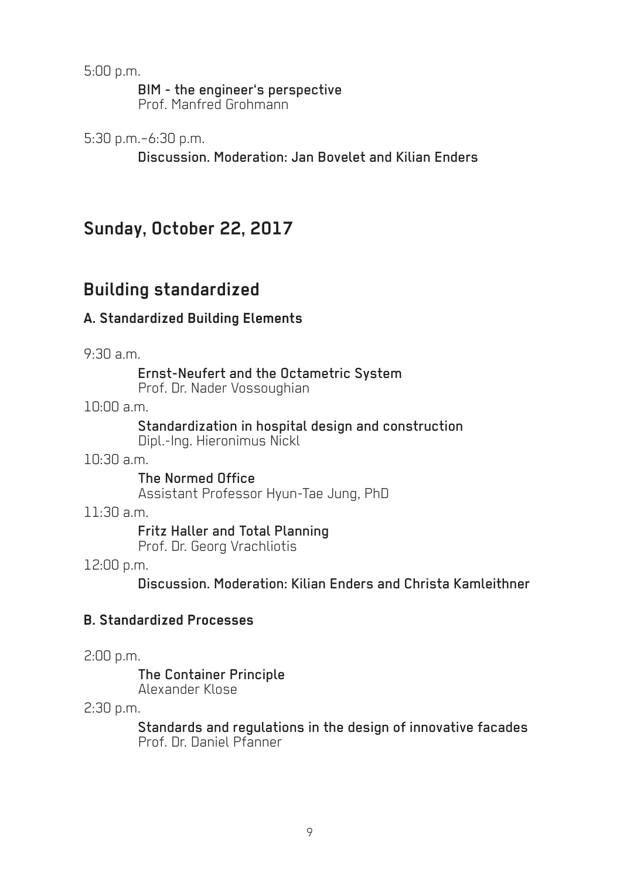5:00 p.m.

**BIM - the engineer's perspective**
Prof. Manfred Grohmann

5:30 p.m.–6:30 p.m.

**Discussion. Moderation: Jan Bovelet and Kilian Enders**

## Sunday, October 22, 2017

## Building standardized

### A. Standardized Building Elements

9:30 a.m.

**Ernst-Neufert and the Octametric System**
Prof. Dr. Nader Vossoughian

10:00 a.m.

**Standardization in hospital design and construction**
Dipl.-Ing. Hieronimus Nickl

10:30 a.m.

**The Normed Office**
Assistant Professor Hyun-Tae Jung, PhD

11:30 a.m.

**Fritz Haller and Total Planning**
Prof. Dr. Georg Vrachliotis

12:00 p.m.

**Discussion. Moderation: Kilian Enders and Christa Kamleithner**

### B. Standardized Processes

2:00 p.m.

**The Container Principle**
Alexander Klose

2:30 p.m.

**Standards and regulations in the design of innovative facades**
Prof. Dr. Daniel Pfanner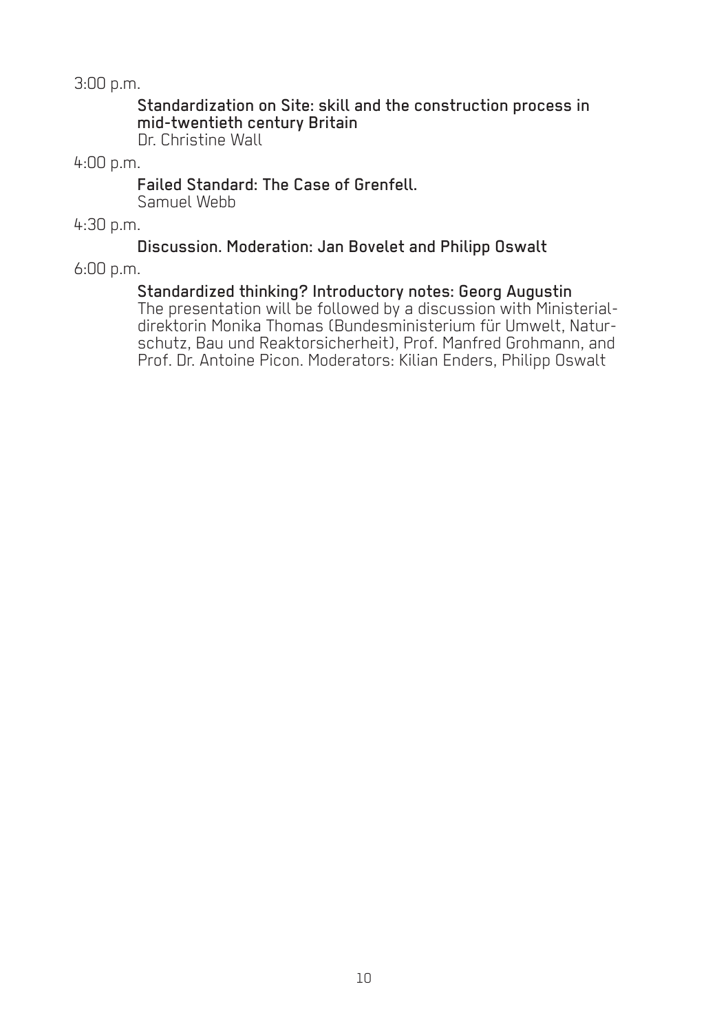3:00 p.m.

**Standardization on Site: skill and the construction process in mid-twentieth century Britain**
Dr. Christine Wall

4:00 p.m.

**Failed Standard: The Case of Grenfell.**
Samuel Webb

4:30 p.m.

**Discussion. Moderation: Jan Bovelet and Philipp Oswalt**

6:00 p.m.

**Standardized thinking? Introductory notes: Georg Augustin**
The presentation will be followed by a discussion with Ministerialdirektorin Monika Thomas (Bundesministerium für Umwelt, Naturschutz, Bau und Reaktorsicherheit), Prof. Manfred Grohmann, and Prof. Dr. Antoine Picon. Moderators: Kilian Enders, Philipp Oswalt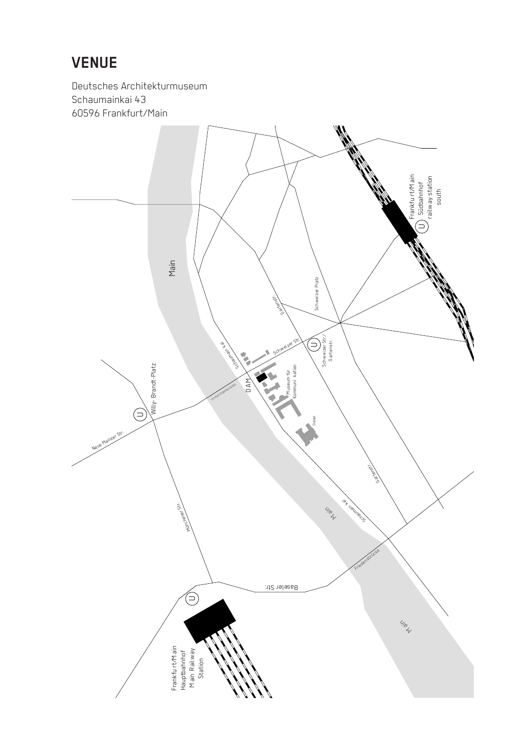# VENUE

Deutsches Architekturmuseum
Schaumainkai 43
60596 Frankfurt/Main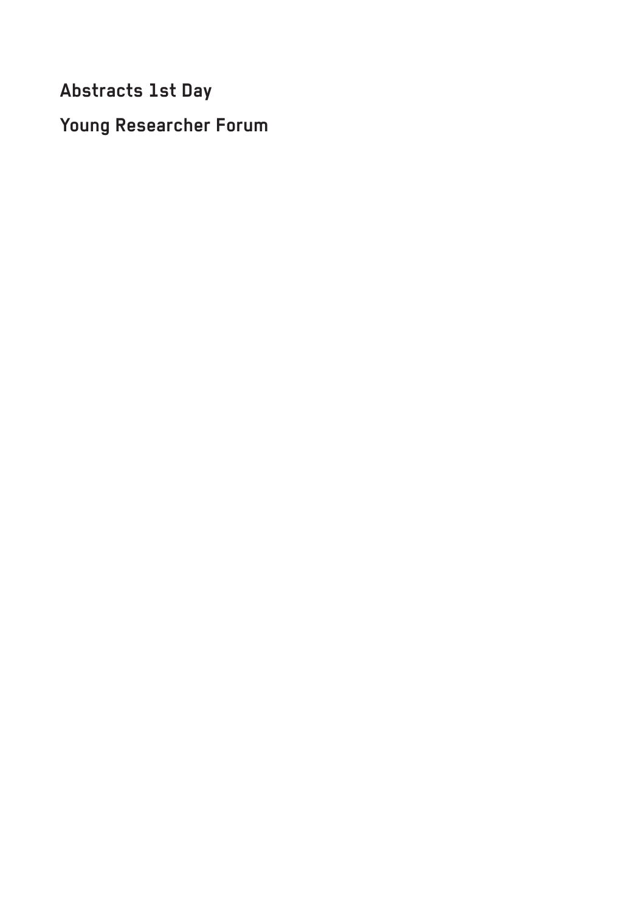# Abstracts 1st Day

## Young Researcher Forum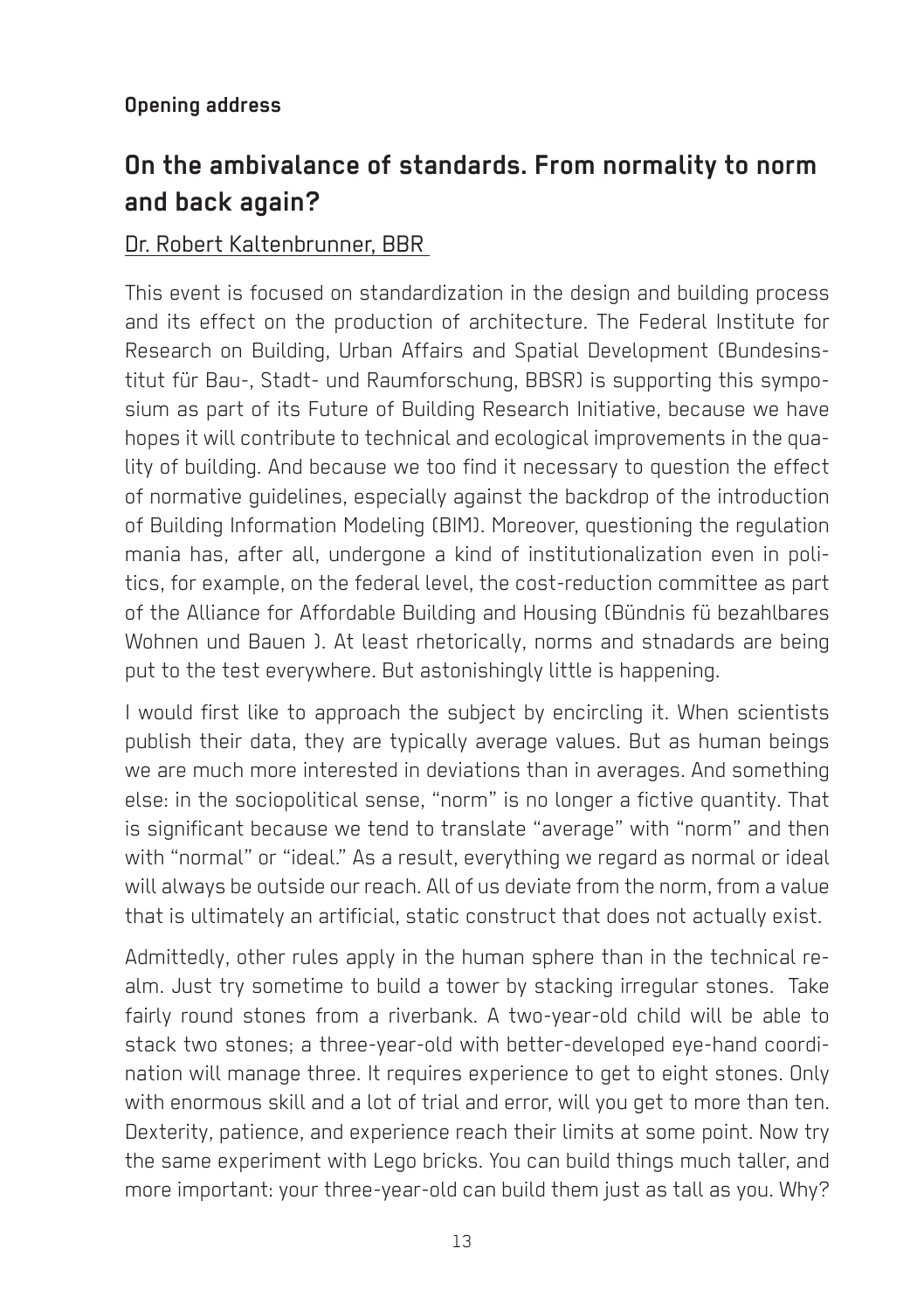**Opening address**

## On the ambivalance of standards. From normality to norm and back again?

Dr. Robert Kaltenbrunner, BBR

This event is focused on standardization in the design and building process and its effect on the production of architecture. The Federal Institute for Research on Building, Urban Affairs and Spatial Development (Bundesinstitut für Bau-, Stadt- und Raumforschung, BBSR) is supporting this symposium as part of its Future of Building Research Initiative, because we have hopes it will contribute to technical and ecological improvements in the quality of building. And because we too find it necessary to question the effect of normative guidelines, especially against the backdrop of the introduction of Building Information Modeling (BIM). Moreover, questioning the regulation mania has, after all, undergone a kind of institutionalization even in politics, for example, on the federal level, the cost-reduction committee as part of the Alliance for Affordable Building and Housing (Bündnis fü bezahlbares Wohnen und Bauen ). At least rhetorically, norms and stnadards are being put to the test everywhere. But astonishingly little is happening.

I would first like to approach the subject by encircling it. When scientists publish their data, they are typically average values. But as human beings we are much more interested in deviations than in averages. And something else: in the sociopolitical sense, "norm" is no longer a fictive quantity. That is significant because we tend to translate "average" with "norm" and then with "normal" or "ideal." As a result, everything we regard as normal or ideal will always be outside our reach. All of us deviate from the norm, from a value that is ultimately an artificial, static construct that does not actually exist.

Admittedly, other rules apply in the human sphere than in the technical realm. Just try sometime to build a tower by stacking irregular stones. Take fairly round stones from a riverbank. A two-year-old child will be able to stack two stones; a three-year-old with better-developed eye-hand coordination will manage three. It requires experience to get to eight stones. Only with enormous skill and a lot of trial and error, will you get to more than ten. Dexterity, patience, and experience reach their limits at some point. Now try the same experiment with Lego bricks. You can build things much taller, and more important: your three-year-old can build them just as tall as you. Why?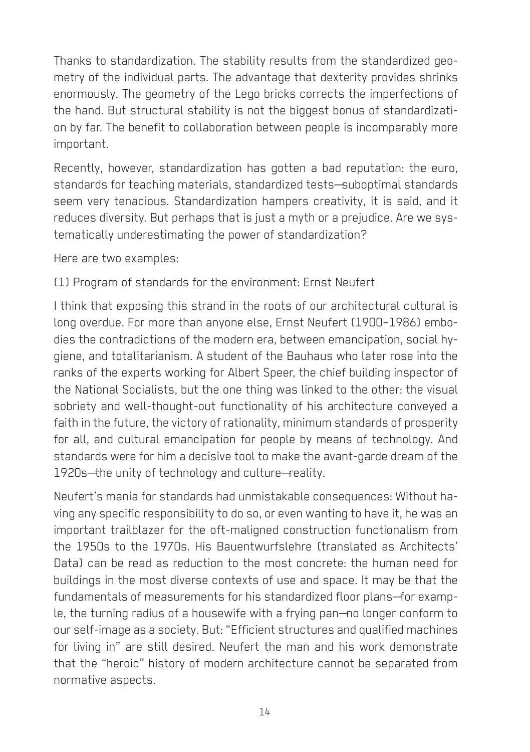Thanks to standardization. The stability results from the standardized geometry of the individual parts. The advantage that dexterity provides shrinks enormously. The geometry of the Lego bricks corrects the imperfections of the hand. But structural stability is not the biggest bonus of standardization by far. The benefit to collaboration between people is incomparably more important.

Recently, however, standardization has gotten a bad reputation: the euro, standards for teaching materials, standardized tests—suboptimal standards seem very tenacious. Standardization hampers creativity, it is said, and it reduces diversity. But perhaps that is just a myth or a prejudice. Are we systematically underestimating the power of standardization?

Here are two examples:

(1) Program of standards for the environment: Ernst Neufert

I think that exposing this strand in the roots of our architectural cultural is long overdue. For more than anyone else, Ernst Neufert (1900–1986) embodies the contradictions of the modern era, between emancipation, social hygiene, and totalitarianism. A student of the Bauhaus who later rose into the ranks of the experts working for Albert Speer, the chief building inspector of the National Socialists, but the one thing was linked to the other: the visual sobriety and well-thought-out functionality of his architecture conveyed a faith in the future, the victory of rationality, minimum standards of prosperity for all, and cultural emancipation for people by means of technology. And standards were for him a decisive tool to make the avant-garde dream of the 1920s—the unity of technology and culture—reality.

Neufert's mania for standards had unmistakable consequences: Without having any specific responsibility to do so, or even wanting to have it, he was an important trailblazer for the oft-maligned construction functionalism from the 1950s to the 1970s. His Bauentwurfslehre (translated as Architects' Data) can be read as reduction to the most concrete: the human need for buildings in the most diverse contexts of use and space. It may be that the fundamentals of measurements for his standardized floor plans—for example, the turning radius of a housewife with a frying pan—no longer conform to our self-image as a society. But: "Efficient structures and qualified machines for living in" are still desired. Neufert the man and his work demonstrate that the "heroic" history of modern architecture cannot be separated from normative aspects.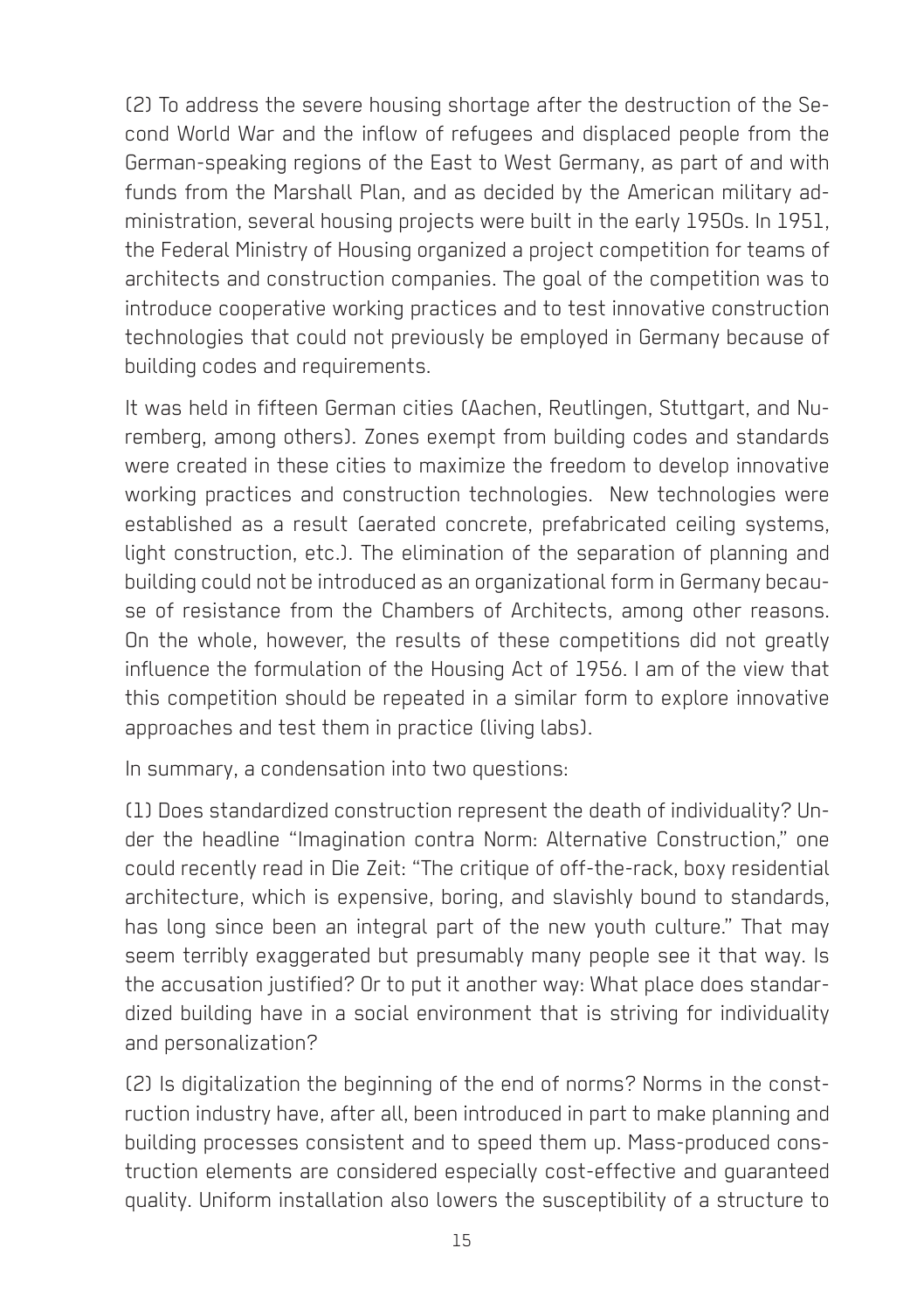(2) To address the severe housing shortage after the destruction of the Second World War and the inflow of refugees and displaced people from the German-speaking regions of the East to West Germany, as part of and with funds from the Marshall Plan, and as decided by the American military administration, several housing projects were built in the early 1950s. In 1951, the Federal Ministry of Housing organized a project competition for teams of architects and construction companies. The goal of the competition was to introduce cooperative working practices and to test innovative construction technologies that could not previously be employed in Germany because of building codes and requirements.

It was held in fifteen German cities (Aachen, Reutlingen, Stuttgart, and Nuremberg, among others). Zones exempt from building codes and standards were created in these cities to maximize the freedom to develop innovative working practices and construction technologies. New technologies were established as a result (aerated concrete, prefabricated ceiling systems, light construction, etc.). The elimination of the separation of planning and building could not be introduced as an organizational form in Germany because of resistance from the Chambers of Architects, among other reasons. On the whole, however, the results of these competitions did not greatly influence the formulation of the Housing Act of 1956. I am of the view that this competition should be repeated in a similar form to explore innovative approaches and test them in practice (living labs).

In summary, a condensation into two questions:

(1) Does standardized construction represent the death of individuality? Under the headline "Imagination contra Norm: Alternative Construction," one could recently read in Die Zeit: "The critique of off-the-rack, boxy residential architecture, which is expensive, boring, and slavishly bound to standards, has long since been an integral part of the new youth culture." That may seem terribly exaggerated but presumably many people see it that way. Is the accusation justified? Or to put it another way: What place does standardized building have in a social environment that is striving for individuality and personalization?

(2) Is digitalization the beginning of the end of norms? Norms in the construction industry have, after all, been introduced in part to make planning and building processes consistent and to speed them up. Mass-produced construction elements are considered especially cost-effective and guaranteed quality. Uniform installation also lowers the susceptibility of a structure to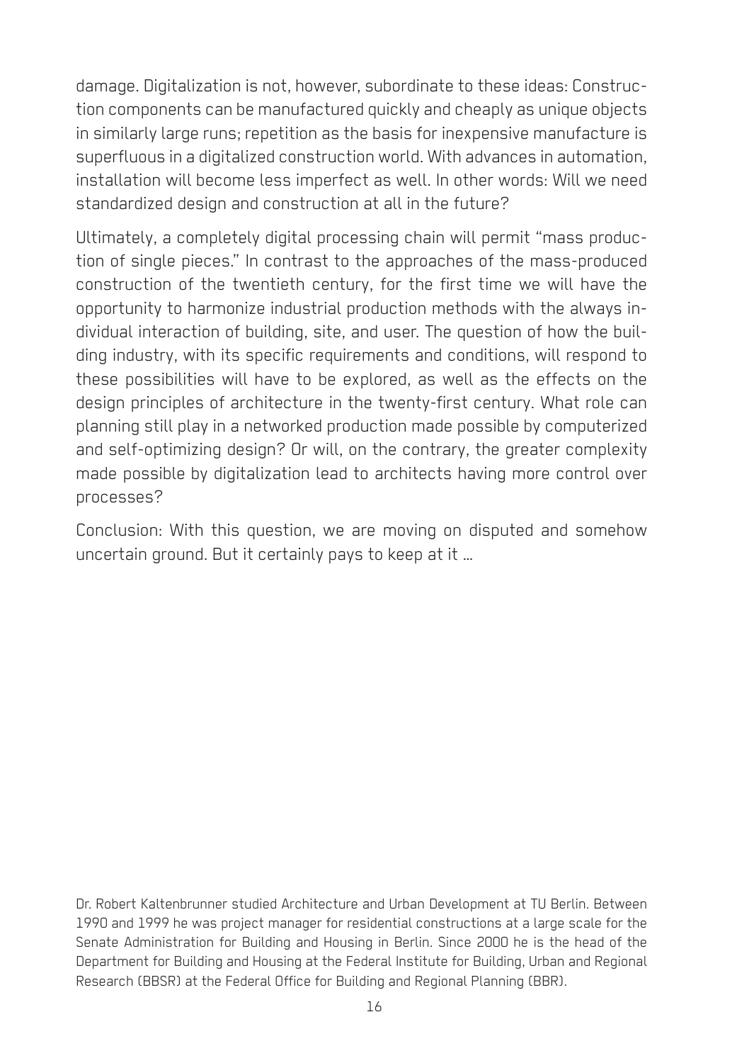damage. Digitalization is not, however, subordinate to these ideas: Construction components can be manufactured quickly and cheaply as unique objects in similarly large runs; repetition as the basis for inexpensive manufacture is superfluous in a digitalized construction world. With advances in automation, installation will become less imperfect as well. In other words: Will we need standardized design and construction at all in the future?

Ultimately, a completely digital processing chain will permit "mass production of single pieces." In contrast to the approaches of the mass-produced construction of the twentieth century, for the first time we will have the opportunity to harmonize industrial production methods with the always individual interaction of building, site, and user. The question of how the building industry, with its specific requirements and conditions, will respond to these possibilities will have to be explored, as well as the effects on the design principles of architecture in the twenty-first century. What role can planning still play in a networked production made possible by computerized and self-optimizing design? Or will, on the contrary, the greater complexity made possible by digitalization lead to architects having more control over processes?

Conclusion: With this question, we are moving on disputed and somehow uncertain ground. But it certainly pays to keep at it …

Dr. Robert Kaltenbrunner studied Architecture and Urban Development at TU Berlin. Between 1990 and 1999 he was project manager for residential constructions at a large scale for the Senate Administration for Building and Housing in Berlin. Since 2000 he is the head of the Department for Building and Housing at the Federal Institute for Building, Urban and Regional Research (BBSR) at the Federal Office for Building and Regional Planning (BBR).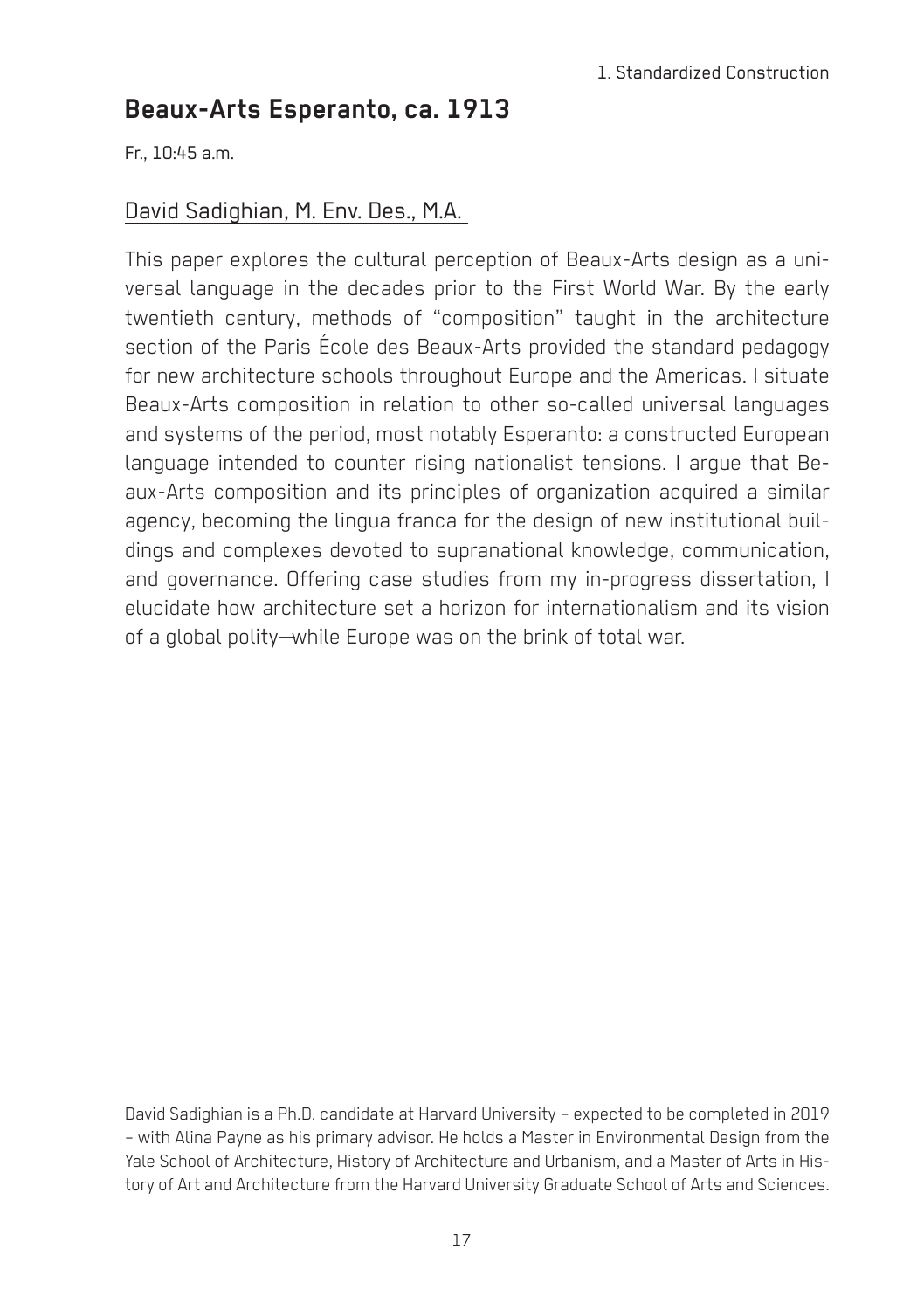## Beaux-Arts Esperanto, ca. 1913

Fr., 10:45 a.m.

David Sadighian, M. Env. Des., M.A.

This paper explores the cultural perception of Beaux-Arts design as a universal language in the decades prior to the First World War. By the early twentieth century, methods of "composition" taught in the architecture section of the Paris École des Beaux-Arts provided the standard pedagogy for new architecture schools throughout Europe and the Americas. I situate Beaux-Arts composition in relation to other so-called universal languages and systems of the period, most notably Esperanto: a constructed European language intended to counter rising nationalist tensions. I argue that Beaux-Arts composition and its principles of organization acquired a similar agency, becoming the lingua franca for the design of new institutional buildings and complexes devoted to supranational knowledge, communication, and governance. Offering case studies from my in-progress dissertation, I elucidate how architecture set a horizon for internationalism and its vision of a global polity—while Europe was on the brink of total war.

David Sadighian is a Ph.D. candidate at Harvard University – expected to be completed in 2019 – with Alina Payne as his primary advisor. He holds a Master in Environmental Design from the Yale School of Architecture, History of Architecture and Urbanism, and a Master of Arts in History of Art and Architecture from the Harvard University Graduate School of Arts and Sciences.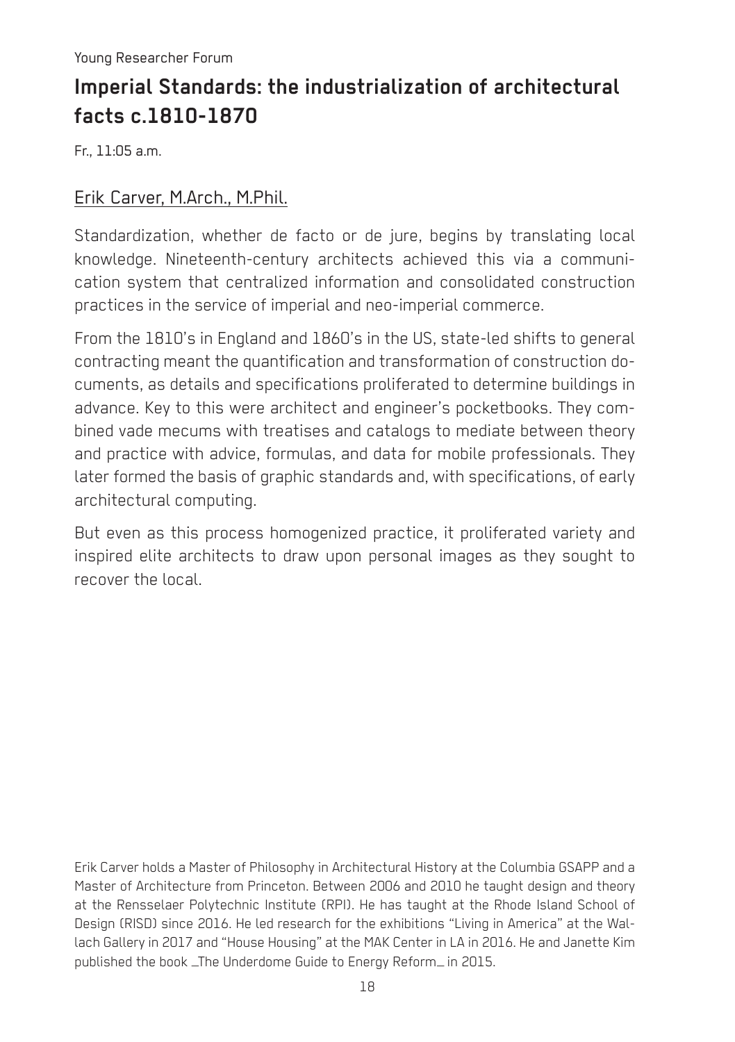Young Researcher Forum

# Imperial Standards: the industrialization of architectural facts c.1810-1870

Fr., 11:05 a.m.

Erik Carver, M.Arch., M.Phil.

Standardization, whether de facto or de jure, begins by translating local knowledge. Nineteenth-century architects achieved this via a communication system that centralized information and consolidated construction practices in the service of imperial and neo-imperial commerce.

From the 1810's in England and 1860's in the US, state-led shifts to general contracting meant the quantification and transformation of construction documents, as details and specifications proliferated to determine buildings in advance. Key to this were architect and engineer's pocketbooks. They combined vade mecums with treatises and catalogs to mediate between theory and practice with advice, formulas, and data for mobile professionals. They later formed the basis of graphic standards and, with specifications, of early architectural computing.

But even as this process homogenized practice, it proliferated variety and inspired elite architects to draw upon personal images as they sought to recover the local.

Erik Carver holds a Master of Philosophy in Architectural History at the Columbia GSAPP and a Master of Architecture from Princeton. Between 2006 and 2010 he taught design and theory at the Rensselaer Polytechnic Institute (RPI). He has taught at the Rhode Island School of Design (RISD) since 2016. He led research for the exhibitions "Living in America" at the Wallach Gallery in 2017 and "House Housing" at the MAK Center in LA in 2016. He and Janette Kim published the book _The Underdome Guide to Energy Reform_ in 2015.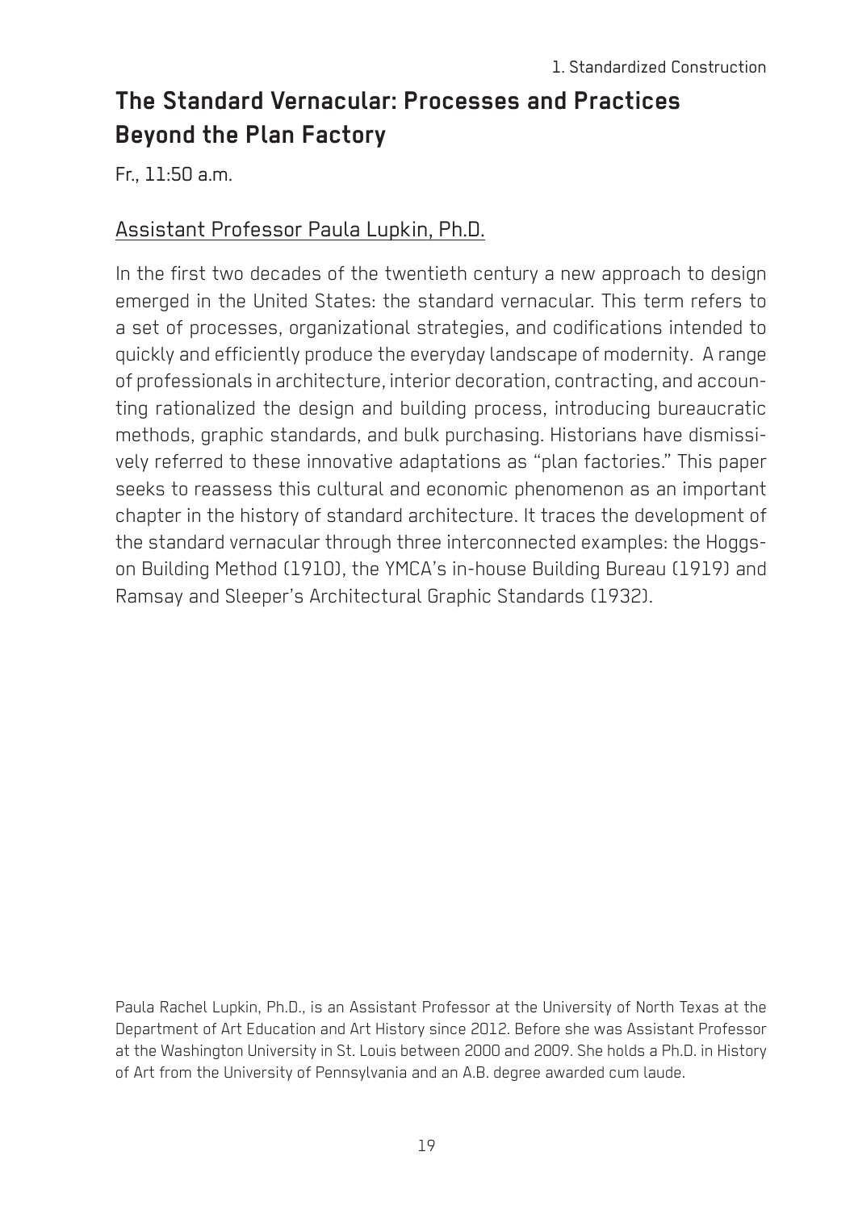## The Standard Vernacular: Processes and Practices Beyond the Plan Factory

Fr., 11:50 a.m.

Assistant Professor Paula Lupkin, Ph.D.

In the first two decades of the twentieth century a new approach to design emerged in the United States: the standard vernacular. This term refers to a set of processes, organizational strategies, and codifications intended to quickly and efficiently produce the everyday landscape of modernity. A range of professionals in architecture, interior decoration, contracting, and accounting rationalized the design and building process, introducing bureaucratic methods, graphic standards, and bulk purchasing. Historians have dismissively referred to these innovative adaptations as "plan factories." This paper seeks to reassess this cultural and economic phenomenon as an important chapter in the history of standard architecture. It traces the development of the standard vernacular through three interconnected examples: the Hoggson Building Method (1910), the YMCA's in-house Building Bureau (1919) and Ramsay and Sleeper's Architectural Graphic Standards (1932).

Paula Rachel Lupkin, Ph.D., is an Assistant Professor at the University of North Texas at the Department of Art Education and Art History since 2012. Before she was Assistant Professor at the Washington University in St. Louis between 2000 and 2009. She holds a Ph.D. in History of Art from the University of Pennsylvania and an A.B. degree awarded cum laude.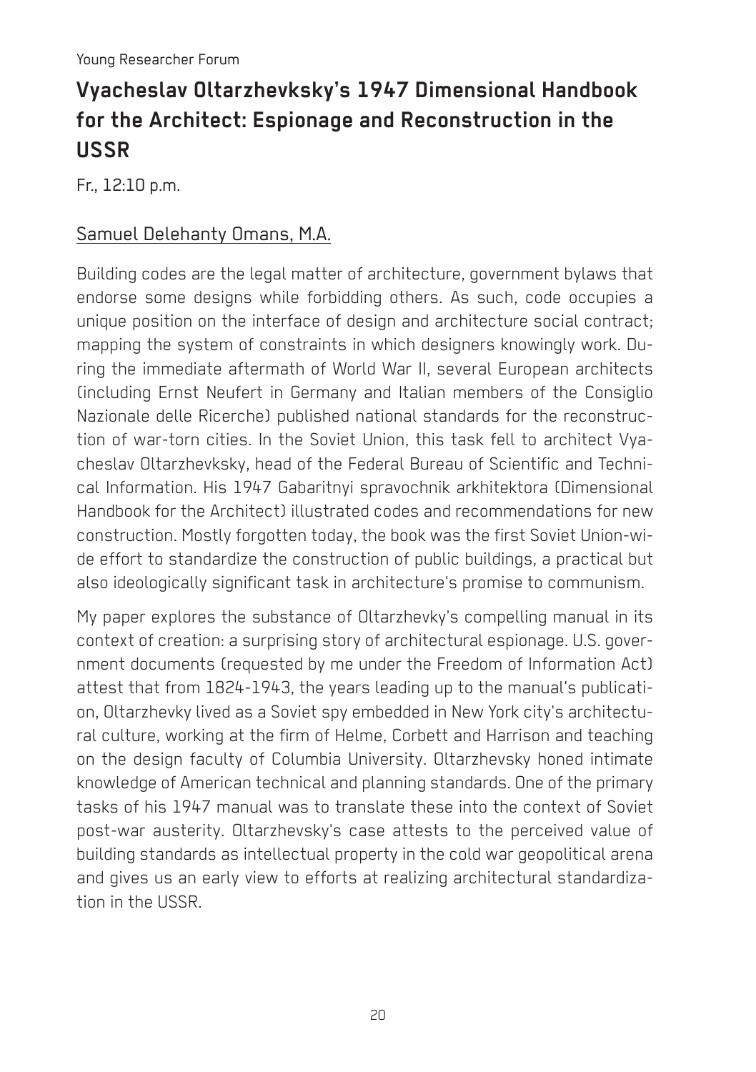Young Researcher Forum

## Vyacheslav Oltarzhevksky's 1947 Dimensional Handbook for the Architect: Espionage and Reconstruction in the USSR

Fr., 12:10 p.m.

Samuel Delehanty Omans, M.A.

Building codes are the legal matter of architecture, government bylaws that endorse some designs while forbidding others. As such, code occupies a unique position on the interface of design and architecture social contract; mapping the system of constraints in which designers knowingly work. During the immediate aftermath of World War II, several European architects (including Ernst Neufert in Germany and Italian members of the Consiglio Nazionale delle Ricerche) published national standards for the reconstruction of war-torn cities. In the Soviet Union, this task fell to architect Vyacheslav Oltarzhevksky, head of the Federal Bureau of Scientific and Technical Information. His 1947 Gabaritnyi spravochnik arkhitektora (Dimensional Handbook for the Architect) illustrated codes and recommendations for new construction. Mostly forgotten today, the book was the first Soviet Union-wide effort to standardize the construction of public buildings, a practical but also ideologically significant task in architecture's promise to communism.

My paper explores the substance of Oltarzhevky's compelling manual in its context of creation: a surprising story of architectural espionage. U.S. government documents (requested by me under the Freedom of Information Act) attest that from 1824-1943, the years leading up to the manual's publication, Oltarzhevky lived as a Soviet spy embedded in New York city's architectural culture, working at the firm of Helme, Corbett and Harrison and teaching on the design faculty of Columbia University. Oltarzhevsky honed intimate knowledge of American technical and planning standards. One of the primary tasks of his 1947 manual was to translate these into the context of Soviet post-war austerity. Oltarzhevsky's case attests to the perceived value of building standards as intellectual property in the cold war geopolitical arena and gives us an early view to efforts at realizing architectural standardization in the USSR.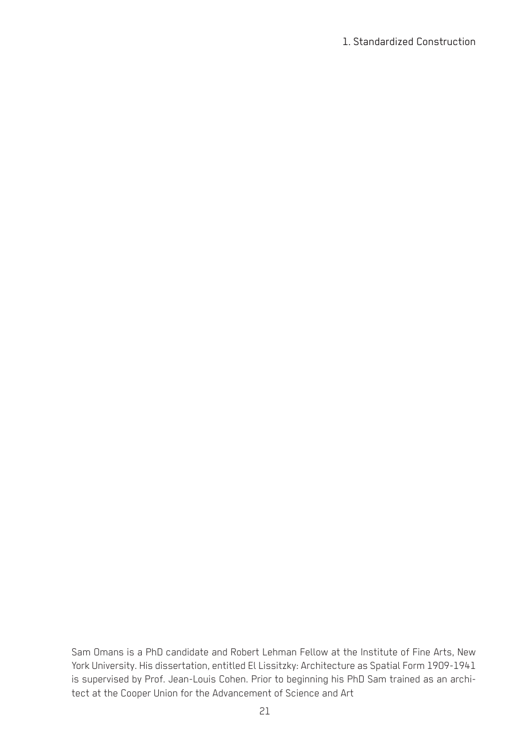Sam Omans is a PhD candidate and Robert Lehman Fellow at the Institute of Fine Arts, New York University. His dissertation, entitled El Lissitzky: Architecture as Spatial Form 1909-1941 is supervised by Prof. Jean-Louis Cohen. Prior to beginning his PhD Sam trained as an architect at the Cooper Union for the Advancement of Science and Art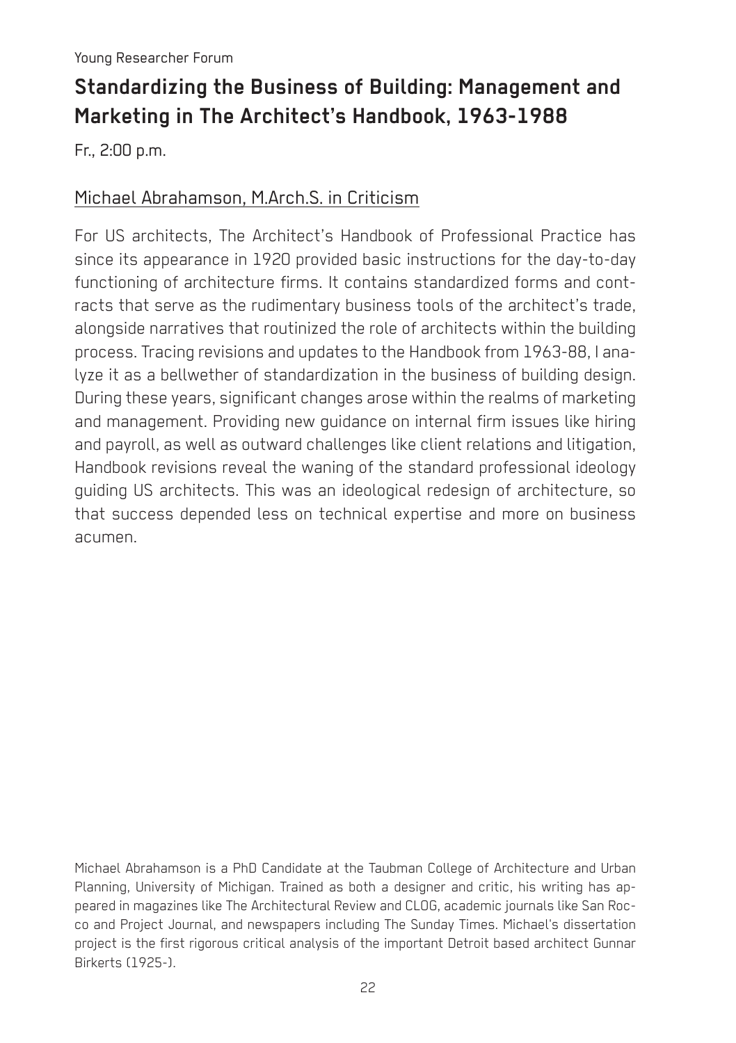Young Researcher Forum

## Standardizing the Business of Building: Management and Marketing in The Architect's Handbook, 1963-1988

Fr., 2:00 p.m.

Michael Abrahamson, M.Arch.S. in Criticism

For US architects, The Architect's Handbook of Professional Practice has since its appearance in 1920 provided basic instructions for the day-to-day functioning of architecture firms. It contains standardized forms and contracts that serve as the rudimentary business tools of the architect's trade, alongside narratives that routinized the role of architects within the building process. Tracing revisions and updates to the Handbook from 1963-88, I analyze it as a bellwether of standardization in the business of building design. During these years, significant changes arose within the realms of marketing and management. Providing new guidance on internal firm issues like hiring and payroll, as well as outward challenges like client relations and litigation, Handbook revisions reveal the waning of the standard professional ideology guiding US architects. This was an ideological redesign of architecture, so that success depended less on technical expertise and more on business acumen.

Michael Abrahamson is a PhD Candidate at the Taubman College of Architecture and Urban Planning, University of Michigan. Trained as both a designer and critic, his writing has appeared in magazines like The Architectural Review and CLOG, academic journals like San Rocco and Project Journal, and newspapers including The Sunday Times. Michael's dissertation project is the first rigorous critical analysis of the important Detroit based architect Gunnar Birkerts (1925-).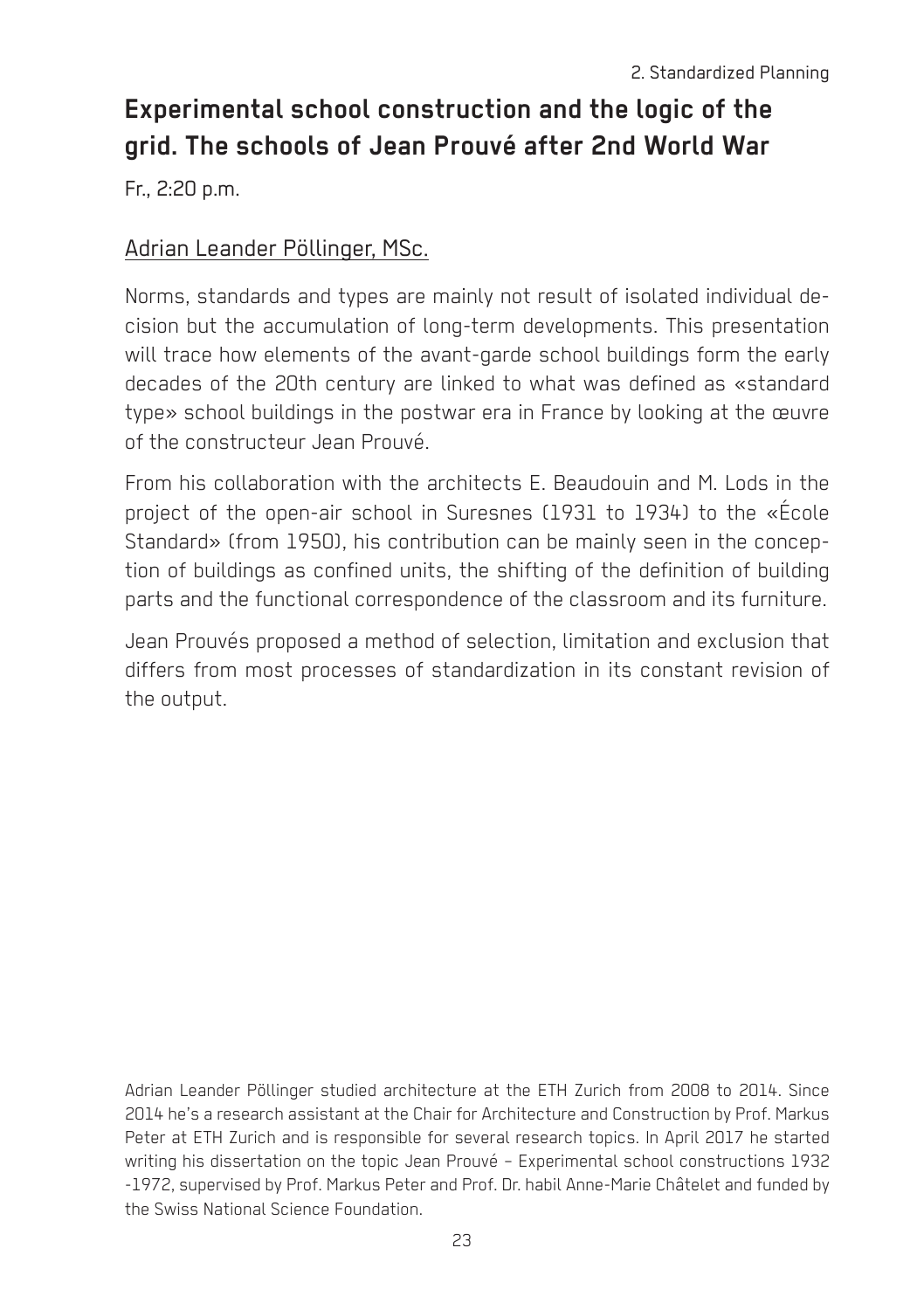## Experimental school construction and the logic of the grid. The schools of Jean Prouvé after 2nd World War

Fr., 2:20 p.m.

Adrian Leander Pöllinger, MSc.

Norms, standards and types are mainly not result of isolated individual decision but the accumulation of long-term developments. This presentation will trace how elements of the avant-garde school buildings form the early decades of the 20th century are linked to what was defined as «standard type» school buildings in the postwar era in France by looking at the œuvre of the constructeur Jean Prouvé.

From his collaboration with the architects E. Beaudouin and M. Lods in the project of the open-air school in Suresnes (1931 to 1934) to the «École Standard» (from 1950), his contribution can be mainly seen in the conception of buildings as confined units, the shifting of the definition of building parts and the functional correspondence of the classroom and its furniture.

Jean Prouvés proposed a method of selection, limitation and exclusion that differs from most processes of standardization in its constant revision of the output.

Adrian Leander Pöllinger studied architecture at the ETH Zurich from 2008 to 2014. Since 2014 he's a research assistant at the Chair for Architecture and Construction by Prof. Markus Peter at ETH Zurich and is responsible for several research topics. In April 2017 he started writing his dissertation on the topic Jean Prouvé – Experimental school constructions 1932 -1972, supervised by Prof. Markus Peter and Prof. Dr. habil Anne-Marie Châtelet and funded by the Swiss National Science Foundation.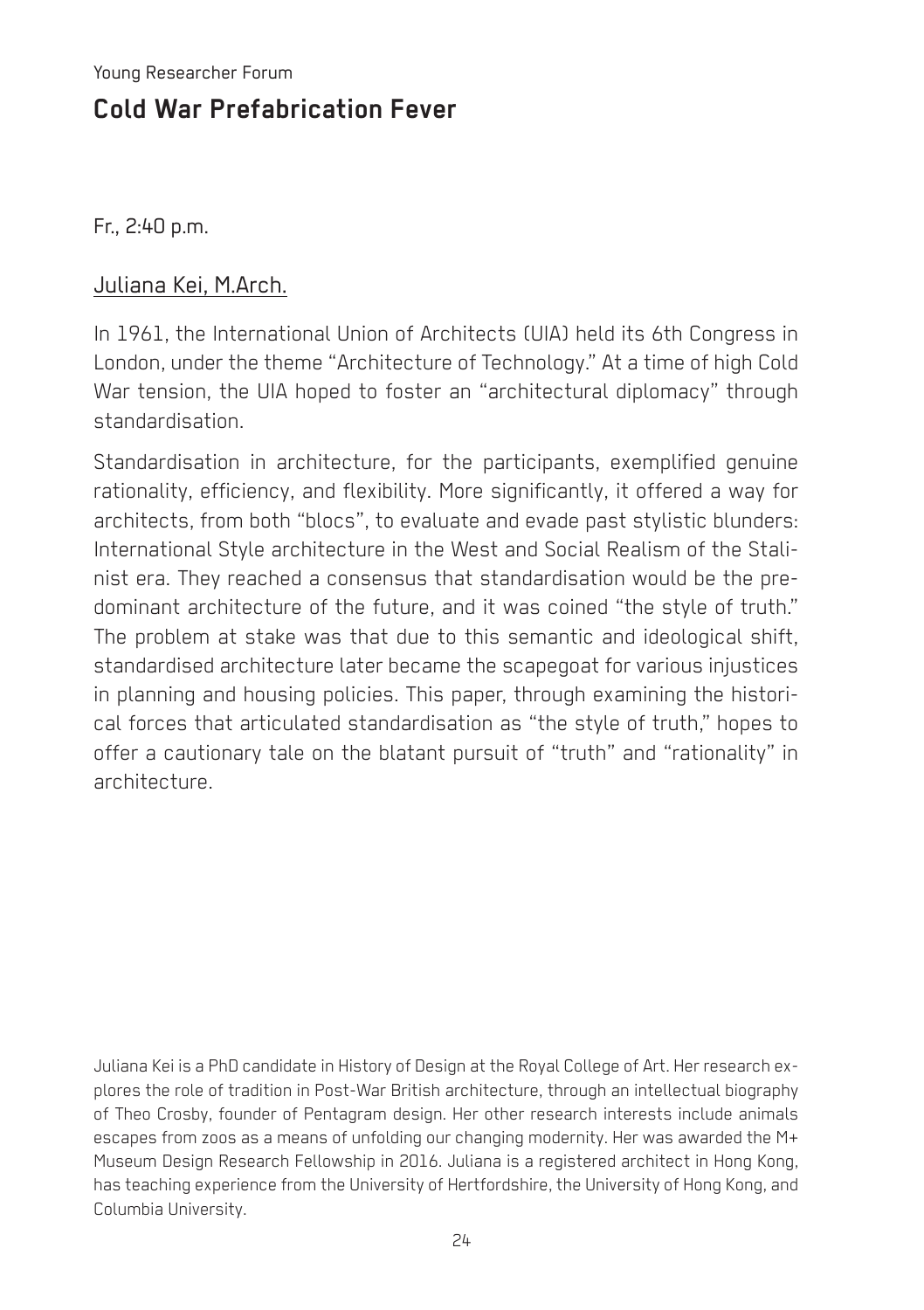Young Researcher Forum

## Cold War Prefabrication Fever

Fr., 2:40 p.m.

Juliana Kei, M.Arch.

In 1961, the International Union of Architects (UIA) held its 6th Congress in London, under the theme "Architecture of Technology." At a time of high Cold War tension, the UIA hoped to foster an "architectural diplomacy" through standardisation.

Standardisation in architecture, for the participants, exemplified genuine rationality, efficiency, and flexibility. More significantly, it offered a way for architects, from both "blocs", to evaluate and evade past stylistic blunders: International Style architecture in the West and Social Realism of the Stalinist era. They reached a consensus that standardisation would be the predominant architecture of the future, and it was coined "the style of truth." The problem at stake was that due to this semantic and ideological shift, standardised architecture later became the scapegoat for various injustices in planning and housing policies. This paper, through examining the historical forces that articulated standardisation as "the style of truth," hopes to offer a cautionary tale on the blatant pursuit of "truth" and "rationality" in architecture.

Juliana Kei is a PhD candidate in History of Design at the Royal College of Art. Her research explores the role of tradition in Post-War British architecture, through an intellectual biography of Theo Crosby, founder of Pentagram design. Her other research interests include animals escapes from zoos as a means of unfolding our changing modernity. Her was awarded the M+ Museum Design Research Fellowship in 2016. Juliana is a registered architect in Hong Kong, has teaching experience from the University of Hertfordshire, the University of Hong Kong, and Columbia University.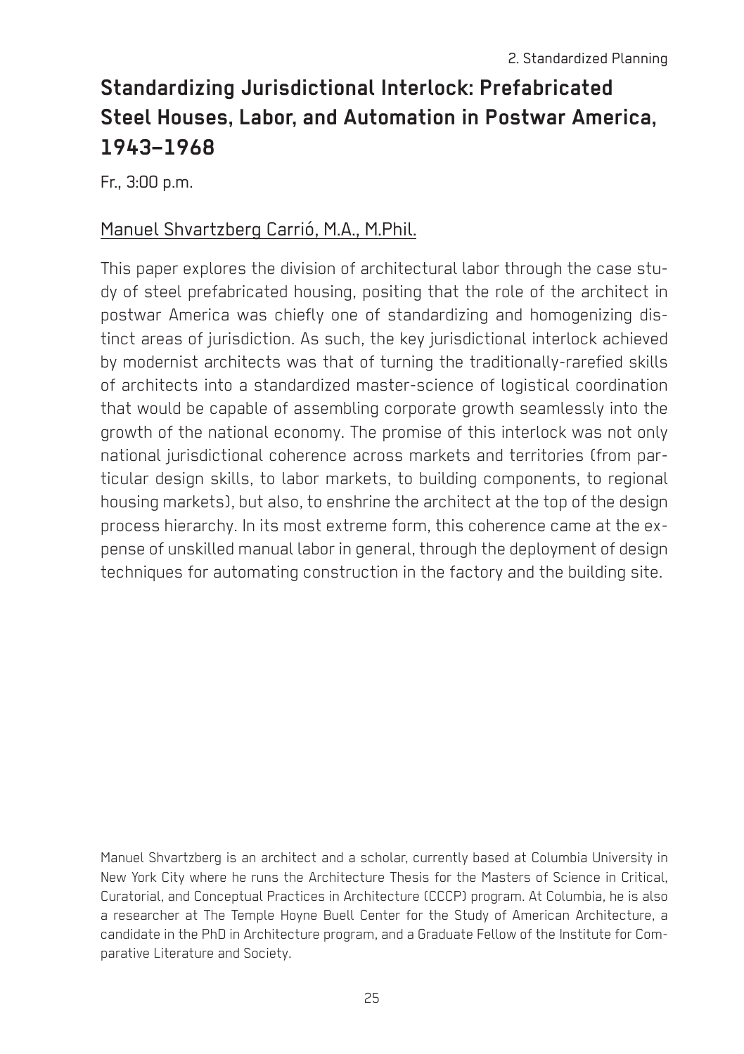# Standardizing Jurisdictional Interlock: Prefabricated Steel Houses, Labor, and Automation in Postwar America, 1943–1968

Fr., 3:00 p.m.

Manuel Shvartzberg Carrió, M.A., M.Phil.

This paper explores the division of architectural labor through the case study of steel prefabricated housing, positing that the role of the architect in postwar America was chiefly one of standardizing and homogenizing distinct areas of jurisdiction. As such, the key jurisdictional interlock achieved by modernist architects was that of turning the traditionally-rarefied skills of architects into a standardized master-science of logistical coordination that would be capable of assembling corporate growth seamlessly into the growth of the national economy. The promise of this interlock was not only national jurisdictional coherence across markets and territories (from particular design skills, to labor markets, to building components, to regional housing markets), but also, to enshrine the architect at the top of the design process hierarchy. In its most extreme form, this coherence came at the expense of unskilled manual labor in general, through the deployment of design techniques for automating construction in the factory and the building site.

Manuel Shvartzberg is an architect and a scholar, currently based at Columbia University in New York City where he runs the Architecture Thesis for the Masters of Science in Critical, Curatorial, and Conceptual Practices in Architecture (CCCP) program. At Columbia, he is also a researcher at The Temple Hoyne Buell Center for the Study of American Architecture, a candidate in the PhD in Architecture program, and a Graduate Fellow of the Institute for Comparative Literature and Society.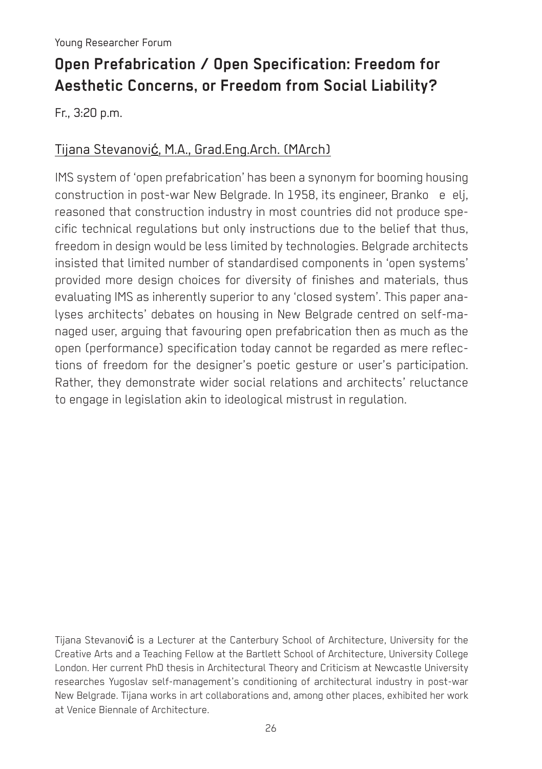Young Researcher Forum

# Open Prefabrication / Open Specification: Freedom for Aesthetic Concerns, or Freedom from Social Liability?

Fr., 3:20 p.m.

## Tijana Stevanović, M.A., Grad.Eng.Arch. (MArch)

IMS system of 'open prefabrication' has been a synonym for booming housing construction in post-war New Belgrade. In 1958, its engineer, Branko e elj, reasoned that construction industry in most countries did not produce specific technical regulations but only instructions due to the belief that thus, freedom in design would be less limited by technologies. Belgrade architects insisted that limited number of standardised components in 'open systems' provided more design choices for diversity of finishes and materials, thus evaluating IMS as inherently superior to any 'closed system'. This paper analyses architects' debates on housing in New Belgrade centred on self-managed user, arguing that favouring open prefabrication then as much as the open (performance) specification today cannot be regarded as mere reflections of freedom for the designer's poetic gesture or user's participation. Rather, they demonstrate wider social relations and architects' reluctance to engage in legislation akin to ideological mistrust in regulation.

Tijana Stevanović is a Lecturer at the Canterbury School of Architecture, University for the Creative Arts and a Teaching Fellow at the Bartlett School of Architecture, University College London. Her current PhD thesis in Architectural Theory and Criticism at Newcastle University researches Yugoslav self-management's conditioning of architectural industry in post-war New Belgrade. Tijana works in art collaborations and, among other places, exhibited her work at Venice Biennale of Architecture.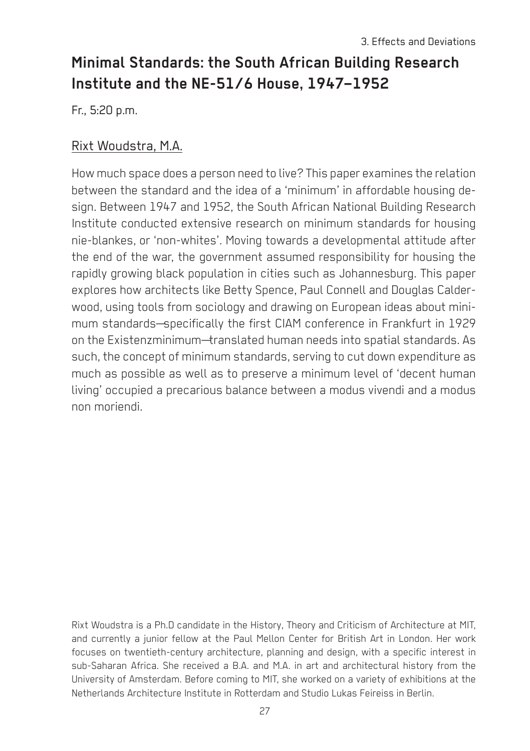## Minimal Standards: the South African Building Research Institute and the NE-51/6 House, 1947–1952

Fr., 5:20 p.m.

Rixt Woudstra, M.A.

How much space does a person need to live? This paper examines the relation between the standard and the idea of a 'minimum' in affordable housing design. Between 1947 and 1952, the South African National Building Research Institute conducted extensive research on minimum standards for housing nie-blankes, or 'non-whites'. Moving towards a developmental attitude after the end of the war, the government assumed responsibility for housing the rapidly growing black population in cities such as Johannesburg. This paper explores how architects like Betty Spence, Paul Connell and Douglas Calderwood, using tools from sociology and drawing on European ideas about minimum standards—specifically the first CIAM conference in Frankfurt in 1929 on the Existenzminimum—translated human needs into spatial standards. As such, the concept of minimum standards, serving to cut down expenditure as much as possible as well as to preserve a minimum level of 'decent human living' occupied a precarious balance between a modus vivendi and a modus non moriendi.

Rixt Woudstra is a Ph.D candidate in the History, Theory and Criticism of Architecture at MIT, and currently a junior fellow at the Paul Mellon Center for British Art in London. Her work focuses on twentieth-century architecture, planning and design, with a specific interest in sub-Saharan Africa. She received a B.A. and M.A. in art and architectural history from the University of Amsterdam. Before coming to MIT, she worked on a variety of exhibitions at the Netherlands Architecture Institute in Rotterdam and Studio Lukas Feireiss in Berlin.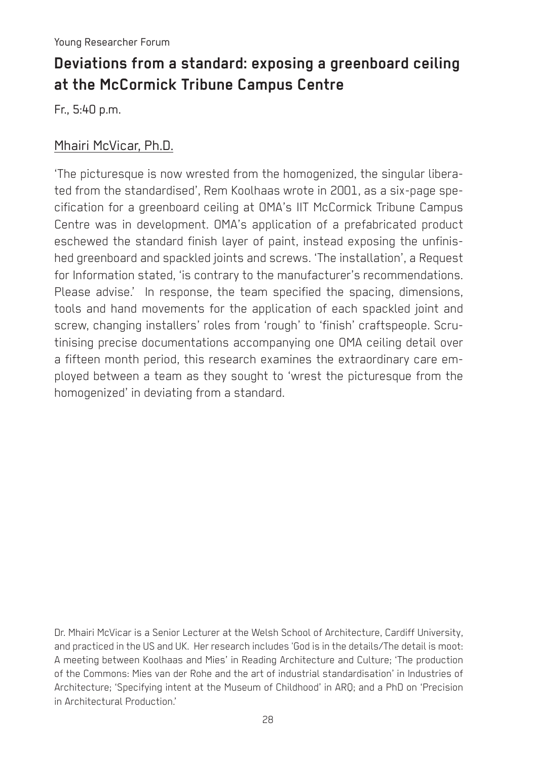Young Researcher Forum

## Deviations from a standard: exposing a greenboard ceiling at the McCormick Tribune Campus Centre

Fr., 5:40 p.m.

Mhairi McVicar, Ph.D.

'The picturesque is now wrested from the homogenized, the singular liberated from the standardised', Rem Koolhaas wrote in 2001, as a six-page specification for a greenboard ceiling at OMA's IIT McCormick Tribune Campus Centre was in development. OMA's application of a prefabricated product eschewed the standard finish layer of paint, instead exposing the unfinished greenboard and spackled joints and screws. 'The installation', a Request for Information stated, 'is contrary to the manufacturer's recommendations. Please advise.' In response, the team specified the spacing, dimensions, tools and hand movements for the application of each spackled joint and screw, changing installers' roles from 'rough' to 'finish' craftspeople. Scrutinising precise documentations accompanying one OMA ceiling detail over a fifteen month period, this research examines the extraordinary care employed between a team as they sought to 'wrest the picturesque from the homogenized' in deviating from a standard.

Dr. Mhairi McVicar is a Senior Lecturer at the Welsh School of Architecture, Cardiff University, and practiced in the US and UK. Her research includes 'God is in the details/The detail is moot: A meeting between Koolhaas and Mies' in Reading Architecture and Culture; 'The production of the Commons: Mies van der Rohe and the art of industrial standardisation' in Industries of Architecture; 'Specifying intent at the Museum of Childhood' in ARQ; and a PhD on 'Precision in Architectural Production.'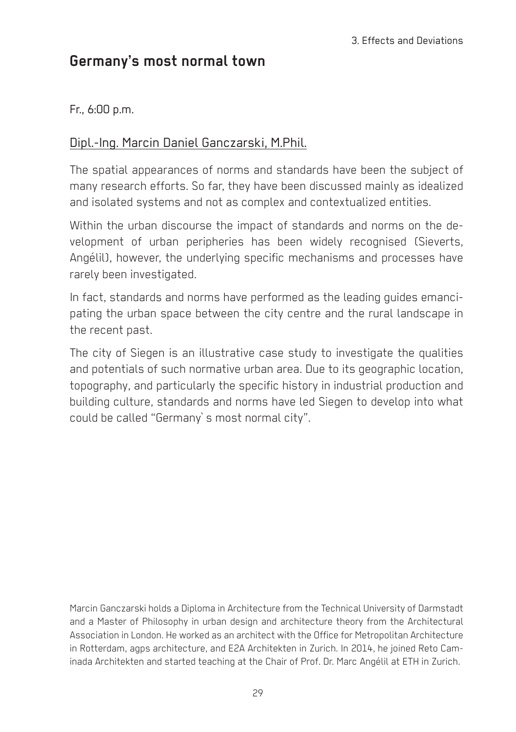## Germany's most normal town

Fr., 6:00 p.m.

Dipl.-Ing. Marcin Daniel Ganczarski, M.Phil.

The spatial appearances of norms and standards have been the subject of many research efforts. So far, they have been discussed mainly as idealized and isolated systems and not as complex and contextualized entities.

Within the urban discourse the impact of standards and norms on the development of urban peripheries has been widely recognised (Sieverts, Angélil), however, the underlying specific mechanisms and processes have rarely been investigated.

In fact, standards and norms have performed as the leading guides emancipating the urban space between the city centre and the rural landscape in the recent past.

The city of Siegen is an illustrative case study to investigate the qualities and potentials of such normative urban area. Due to its geographic location, topography, and particularly the specific history in industrial production and building culture, standards and norms have led Siegen to develop into what could be called "Germany`s most normal city".

Marcin Ganczarski holds a Diploma in Architecture from the Technical University of Darmstadt and a Master of Philosophy in urban design and architecture theory from the Architectural Association in London. He worked as an architect with the Office for Metropolitan Architecture in Rotterdam, agps architecture, and E2A Architekten in Zurich. In 2014, he joined Reto Caminada Architekten and started teaching at the Chair of Prof. Dr. Marc Angélil at ETH in Zurich.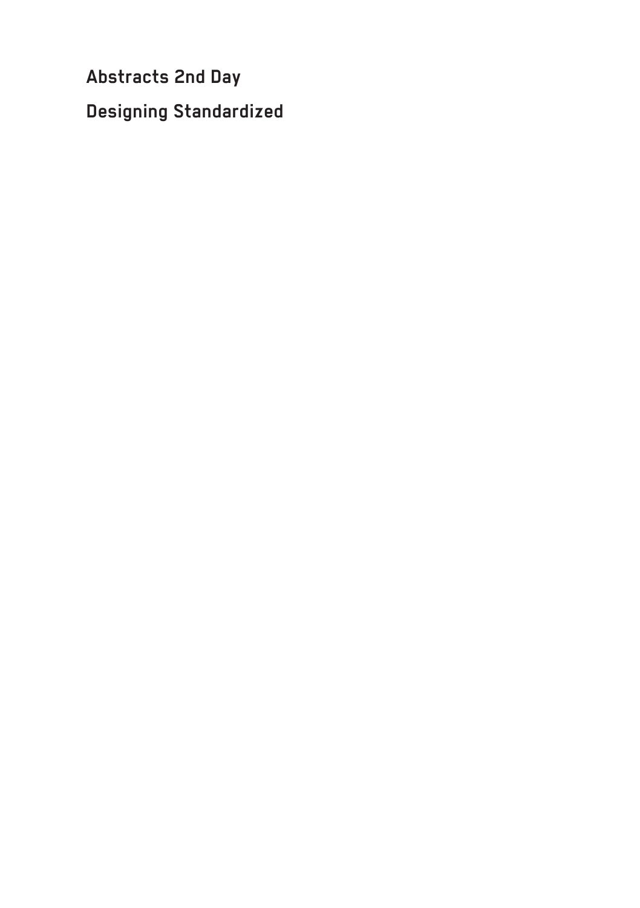# Abstracts 2nd Day

## Designing Standardized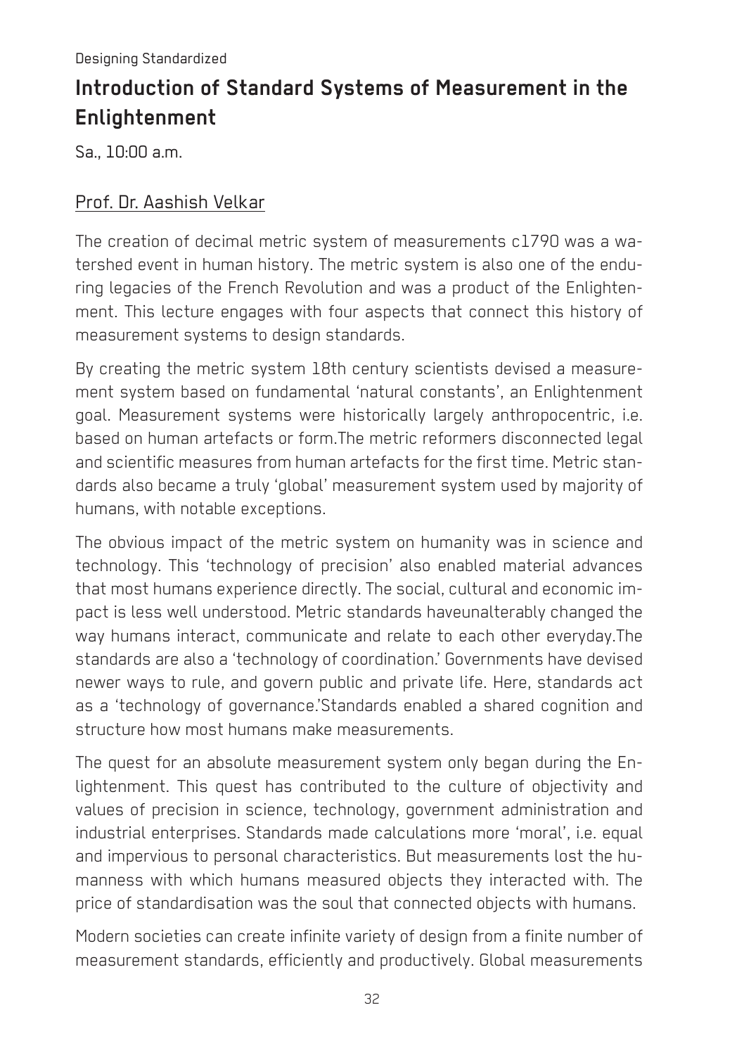Designing Standardized

## Introduction of Standard Systems of Measurement in the Enlightenment

Sa., 10:00 a.m.

Prof. Dr. Aashish Velkar

The creation of decimal metric system of measurements c1790 was a watershed event in human history. The metric system is also one of the enduring legacies of the French Revolution and was a product of the Enlightenment. This lecture engages with four aspects that connect this history of measurement systems to design standards.

By creating the metric system 18th century scientists devised a measurement system based on fundamental 'natural constants', an Enlightenment goal. Measurement systems were historically largely anthropocentric, i.e. based on human artefacts or form.The metric reformers disconnected legal and scientific measures from human artefacts for the first time. Metric standards also became a truly 'global' measurement system used by majority of humans, with notable exceptions.

The obvious impact of the metric system on humanity was in science and technology. This 'technology of precision' also enabled material advances that most humans experience directly. The social, cultural and economic impact is less well understood. Metric standards haveunalterably changed the way humans interact, communicate and relate to each other everyday.The standards are also a 'technology of coordination.' Governments have devised newer ways to rule, and govern public and private life. Here, standards act as a 'technology of governance.'Standards enabled a shared cognition and structure how most humans make measurements.

The quest for an absolute measurement system only began during the Enlightenment. This quest has contributed to the culture of objectivity and values of precision in science, technology, government administration and industrial enterprises. Standards made calculations more 'moral', i.e. equal and impervious to personal characteristics. But measurements lost the humanness with which humans measured objects they interacted with. The price of standardisation was the soul that connected objects with humans.

Modern societies can create infinite variety of design from a finite number of measurement standards, efficiently and productively. Global measurements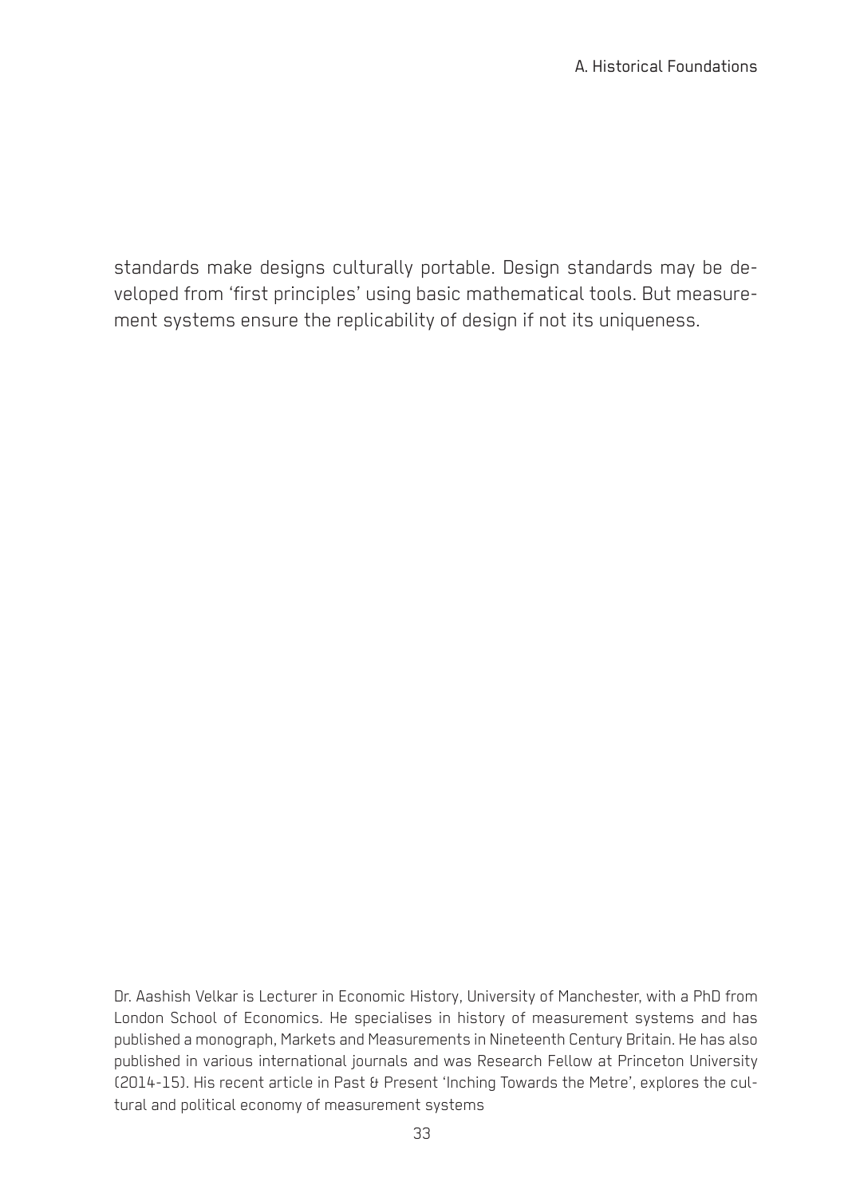standards make designs culturally portable. Design standards may be developed from 'first principles' using basic mathematical tools. But measurement systems ensure the replicability of design if not its uniqueness.

Dr. Aashish Velkar is Lecturer in Economic History, University of Manchester, with a PhD from London School of Economics. He specialises in history of measurement systems and has published a monograph, Markets and Measurements in Nineteenth Century Britain. He has also published in various international journals and was Research Fellow at Princeton University (2014-15). His recent article in Past & Present 'Inching Towards the Metre', explores the cultural and political economy of measurement systems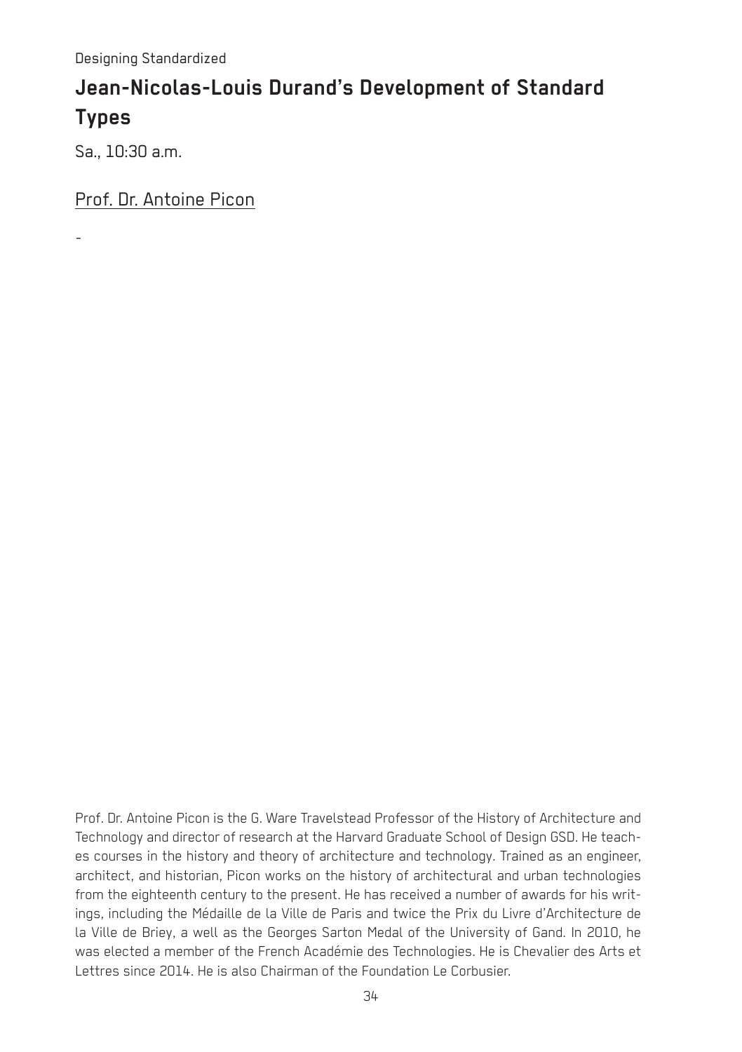Designing Standardized

# Jean-Nicolas-Louis Durand's Development of Standard Types

Sa., 10:30 a.m.

Prof. Dr. Antoine Picon

-

Prof. Dr. Antoine Picon is the G. Ware Travelstead Professor of the History of Architecture and Technology and director of research at the Harvard Graduate School of Design GSD. He teaches courses in the history and theory of architecture and technology. Trained as an engineer, architect, and historian, Picon works on the history of architectural and urban technologies from the eighteenth century to the present. He has received a number of awards for his writings, including the Médaille de la Ville de Paris and twice the Prix du Livre d'Architecture de la Ville de Briey, a well as the Georges Sarton Medal of the University of Gand. In 2010, he was elected a member of the French Académie des Technologies. He is Chevalier des Arts et Lettres since 2014. He is also Chairman of the Foundation Le Corbusier.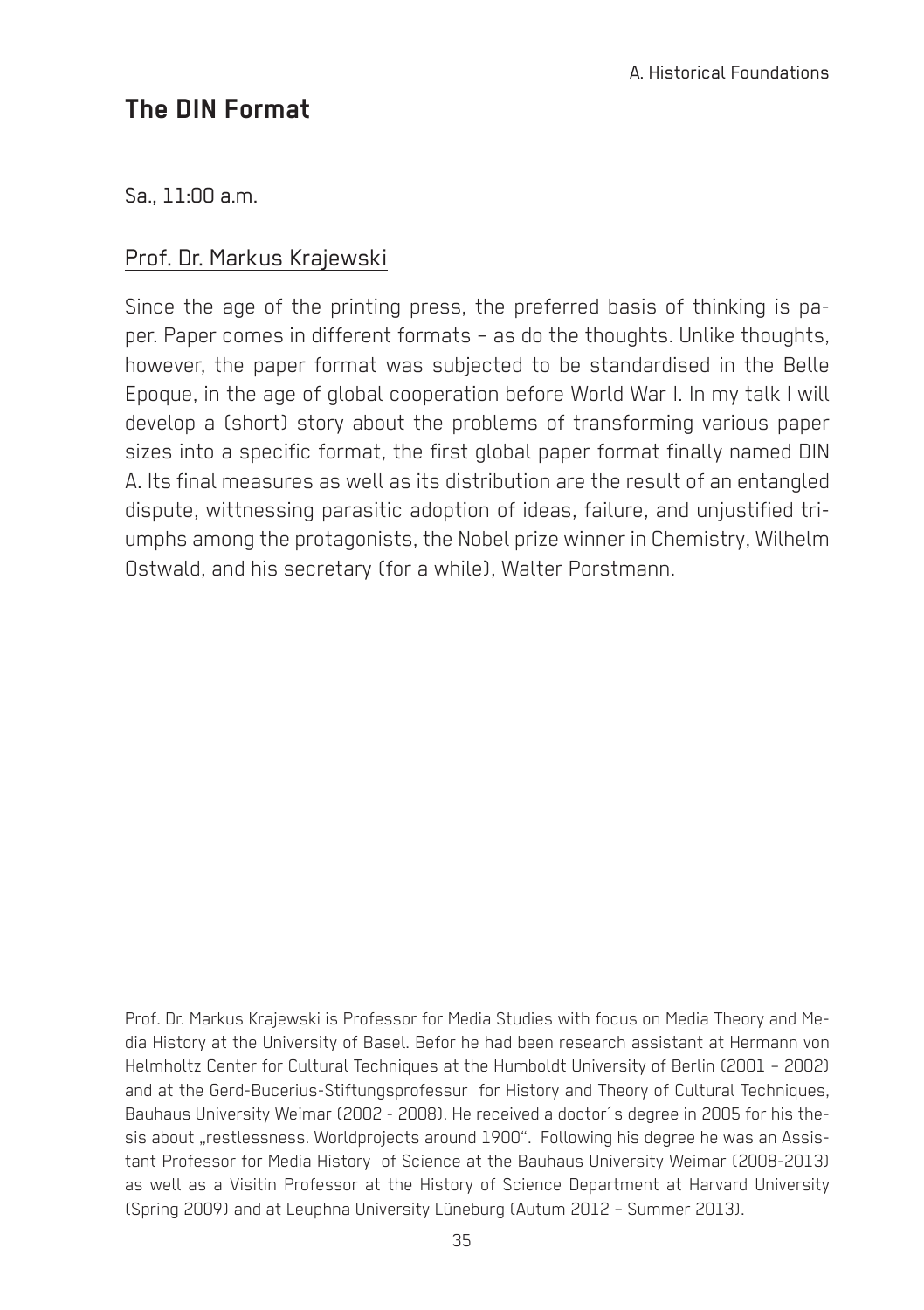## The DIN Format

Sa., 11:00 a.m.

Prof. Dr. Markus Krajewski

Since the age of the printing press, the preferred basis of thinking is paper. Paper comes in different formats – as do the thoughts. Unlike thoughts, however, the paper format was subjected to be standardised in the Belle Epoque, in the age of global cooperation before World War I. In my talk I will develop a (short) story about the problems of transforming various paper sizes into a specific format, the first global paper format finally named DIN A. Its final measures as well as its distribution are the result of an entangled dispute, wittnessing parasitic adoption of ideas, failure, and unjustified triumphs among the protagonists, the Nobel prize winner in Chemistry, Wilhelm Ostwald, and his secretary (for a while), Walter Porstmann.

Prof. Dr. Markus Krajewski is Professor for Media Studies with focus on Media Theory and Media History at the University of Basel. Befor he had been research assistant at Hermann von Helmholtz Center for Cultural Techniques at the Humboldt University of Berlin (2001 – 2002) and at the Gerd-Bucerius-Stiftungsprofessur for History and Theory of Cultural Techniques, Bauhaus University Weimar (2002 - 2008). He received a doctor´s degree in 2005 for his thesis about „restlessness. Worldprojects around 1900". Following his degree he was an Assistant Professor for Media History of Science at the Bauhaus University Weimar (2008-2013) as well as a Visitin Professor at the History of Science Department at Harvard University (Spring 2009) and at Leuphna University Lüneburg (Autum 2012 – Summer 2013).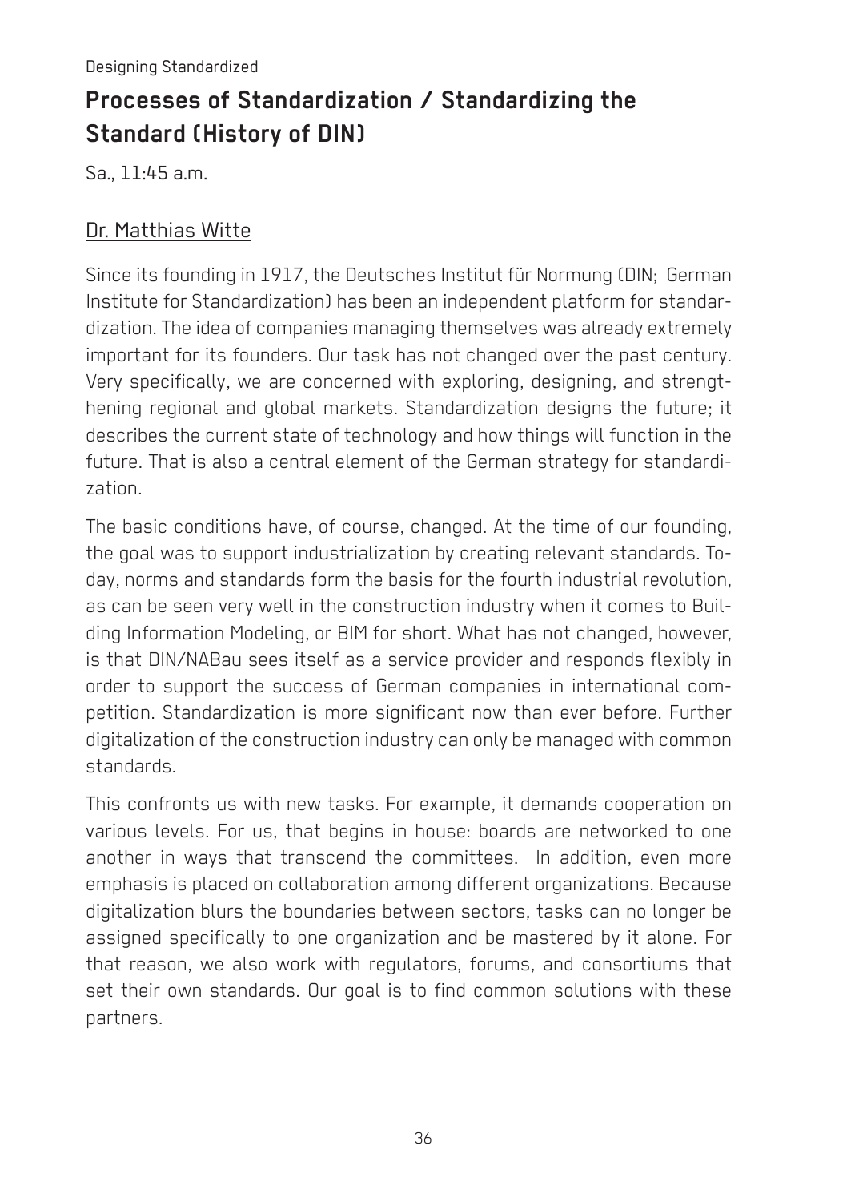Designing Standardized

## Processes of Standardization / Standardizing the Standard (History of DIN)

Sa., 11:45 a.m.

Dr. Matthias Witte

Since its founding in 1917, the Deutsches Institut für Normung (DIN; German Institute for Standardization) has been an independent platform for standardization. The idea of companies managing themselves was already extremely important for its founders. Our task has not changed over the past century. Very specifically, we are concerned with exploring, designing, and strengthening regional and global markets. Standardization designs the future; it describes the current state of technology and how things will function in the future. That is also a central element of the German strategy for standardization.

The basic conditions have, of course, changed. At the time of our founding, the goal was to support industrialization by creating relevant standards. Today, norms and standards form the basis for the fourth industrial revolution, as can be seen very well in the construction industry when it comes to Building Information Modeling, or BIM for short. What has not changed, however, is that DIN/NABau sees itself as a service provider and responds flexibly in order to support the success of German companies in international competition. Standardization is more significant now than ever before. Further digitalization of the construction industry can only be managed with common standards.

This confronts us with new tasks. For example, it demands cooperation on various levels. For us, that begins in house: boards are networked to one another in ways that transcend the committees. In addition, even more emphasis is placed on collaboration among different organizations. Because digitalization blurs the boundaries between sectors, tasks can no longer be assigned specifically to one organization and be mastered by it alone. For that reason, we also work with regulators, forums, and consortiums that set their own standards. Our goal is to find common solutions with these partners.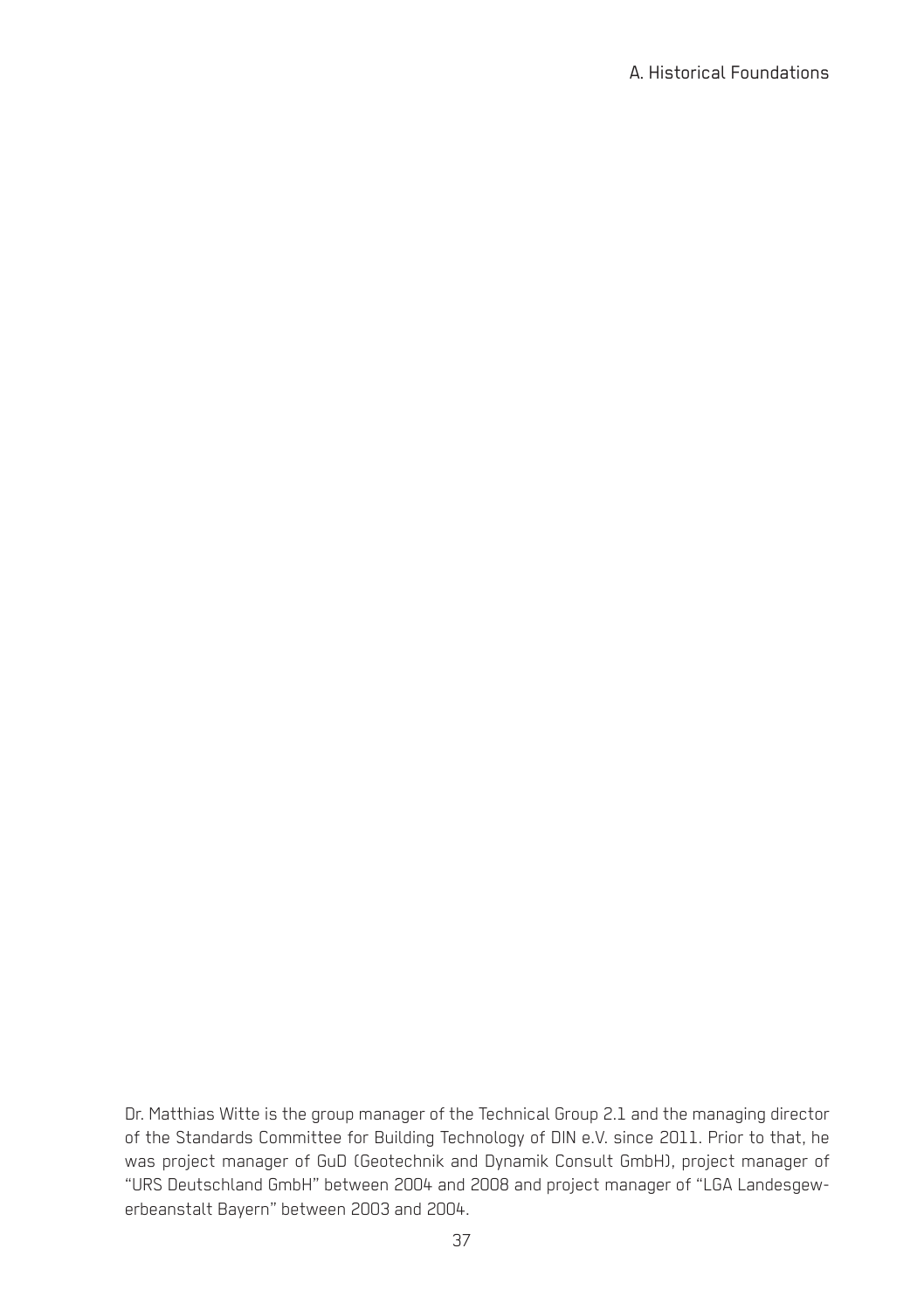Dr. Matthias Witte is the group manager of the Technical Group 2.1 and the managing director of the Standards Committee for Building Technology of DIN e.V. since 2011. Prior to that, he was project manager of GuD (Geotechnik and Dynamik Consult GmbH), project manager of “URS Deutschland GmbH” between 2004 and 2008 and project manager of “LGA Landesgewerbeanstalt Bayern” between 2003 and 2004.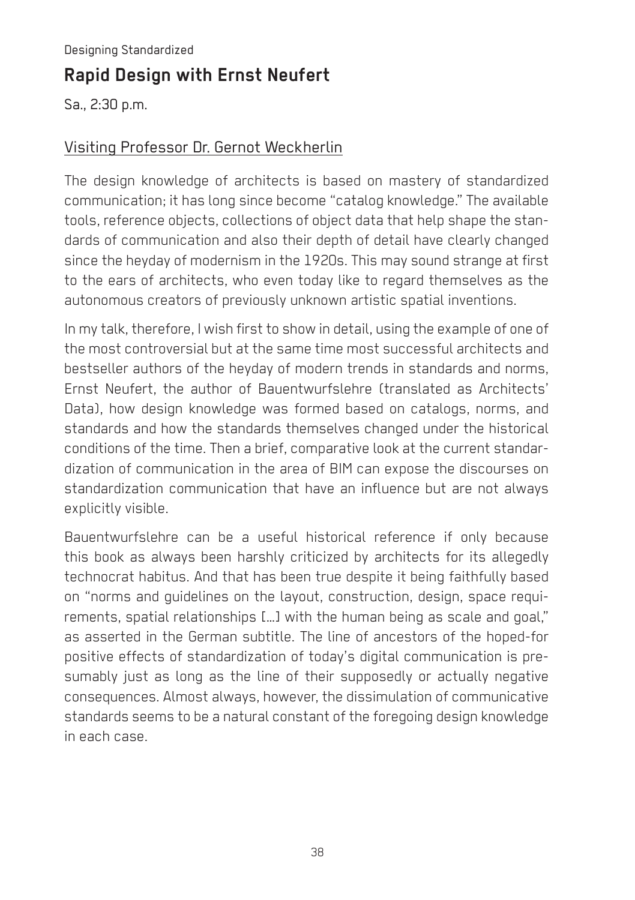Designing Standardized

## Rapid Design with Ernst Neufert

Sa., 2:30 p.m.

Visiting Professor Dr. Gernot Weckherlin

The design knowledge of architects is based on mastery of standardized communication; it has long since become "catalog knowledge." The available tools, reference objects, collections of object data that help shape the standards of communication and also their depth of detail have clearly changed since the heyday of modernism in the 1920s. This may sound strange at first to the ears of architects, who even today like to regard themselves as the autonomous creators of previously unknown artistic spatial inventions.

In my talk, therefore, I wish first to show in detail, using the example of one of the most controversial but at the same time most successful architects and bestseller authors of the heyday of modern trends in standards and norms, Ernst Neufert, the author of Bauentwurfslehre (translated as Architects' Data), how design knowledge was formed based on catalogs, norms, and standards and how the standards themselves changed under the historical conditions of the time. Then a brief, comparative look at the current standardization of communication in the area of BIM can expose the discourses on standardization communication that have an influence but are not always explicitly visible.

Bauentwurfslehre can be a useful historical reference if only because this book as always been harshly criticized by architects for its allegedly technocrat habitus. And that has been true despite it being faithfully based on "norms and guidelines on the layout, construction, design, space requirements, spatial relationships [...] with the human being as scale and goal," as asserted in the German subtitle. The line of ancestors of the hoped-for positive effects of standardization of today's digital communication is presumably just as long as the line of their supposedly or actually negative consequences. Almost always, however, the dissimulation of communicative standards seems to be a natural constant of the foregoing design knowledge in each case.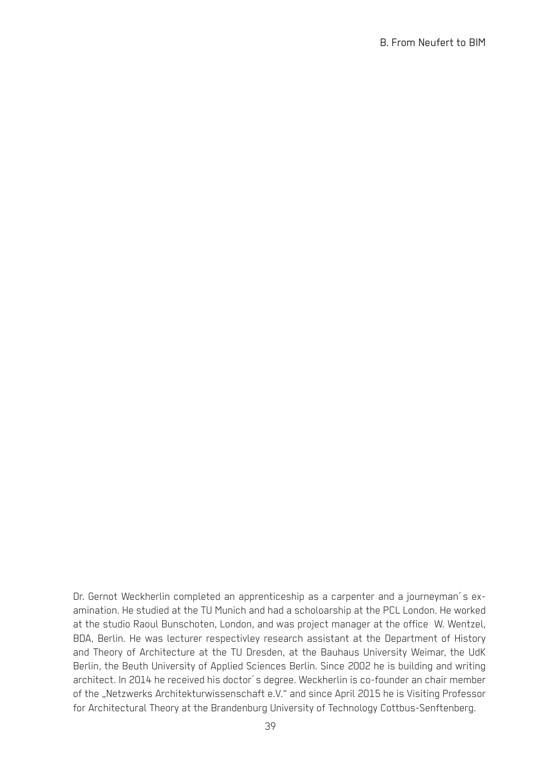Dr. Gernot Weckherlin completed an apprenticeship as a carpenter and a journeyman´s examination. He studied at the TU Munich and had a scholoarship at the PCL London. He worked at the studio Raoul Bunschoten, London, and was project manager at the office W. Wentzel, BDA, Berlin. He was lecturer respectivley research assistant at the Department of History and Theory of Architecture at the TU Dresden, at the Bauhaus University Weimar, the UdK Berlin, the Beuth University of Applied Sciences Berlin. Since 2002 he is building and writing architect. In 2014 he received his doctor´s degree. Weckherlin is co-founder an chair member of the „Netzwerks Architekturwissenschaft e.V." and since April 2015 he is Visiting Professor for Architectural Theory at the Brandenburg University of Technology Cottbus-Senftenberg.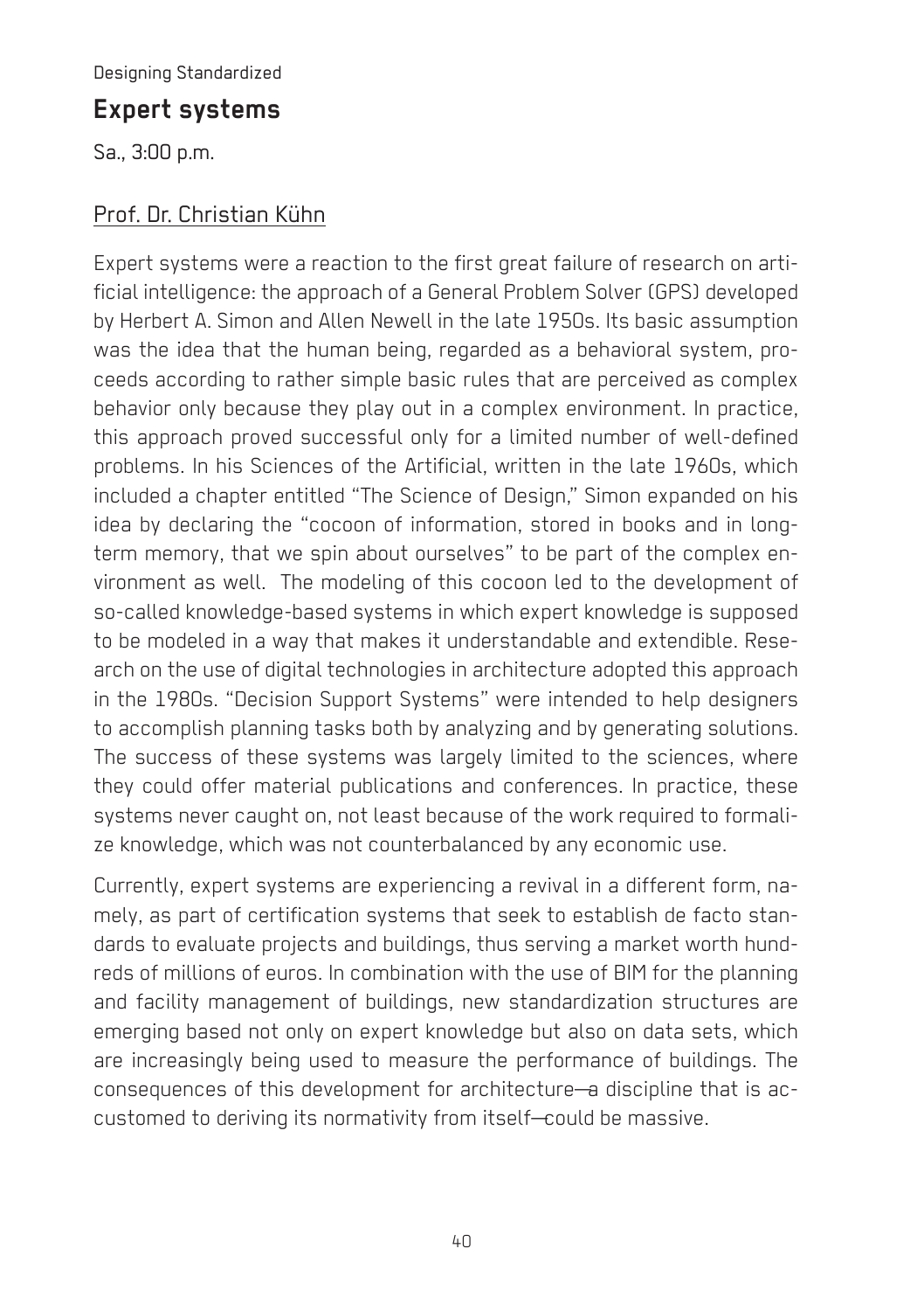Designing Standardized

## Expert systems

Sa., 3:00 p.m.

Prof. Dr. Christian Kühn

Expert systems were a reaction to the first great failure of research on artificial intelligence: the approach of a General Problem Solver (GPS) developed by Herbert A. Simon and Allen Newell in the late 1950s. Its basic assumption was the idea that the human being, regarded as a behavioral system, proceeds according to rather simple basic rules that are perceived as complex behavior only because they play out in a complex environment. In practice, this approach proved successful only for a limited number of well-defined problems. In his Sciences of the Artificial, written in the late 1960s, which included a chapter entitled "The Science of Design," Simon expanded on his idea by declaring the "cocoon of information, stored in books and in long-term memory, that we spin about ourselves" to be part of the complex environment as well. The modeling of this cocoon led to the development of so-called knowledge-based systems in which expert knowledge is supposed to be modeled in a way that makes it understandable and extendible. Research on the use of digital technologies in architecture adopted this approach in the 1980s. "Decision Support Systems" were intended to help designers to accomplish planning tasks both by analyzing and by generating solutions. The success of these systems was largely limited to the sciences, where they could offer material publications and conferences. In practice, these systems never caught on, not least because of the work required to formalize knowledge, which was not counterbalanced by any economic use.

Currently, expert systems are experiencing a revival in a different form, namely, as part of certification systems that seek to establish de facto standards to evaluate projects and buildings, thus serving a market worth hundreds of millions of euros. In combination with the use of BIM for the planning and facility management of buildings, new standardization structures are emerging based not only on expert knowledge but also on data sets, which are increasingly being used to measure the performance of buildings. The consequences of this development for architecture—a discipline that is accustomed to deriving its normativity from itself—could be massive.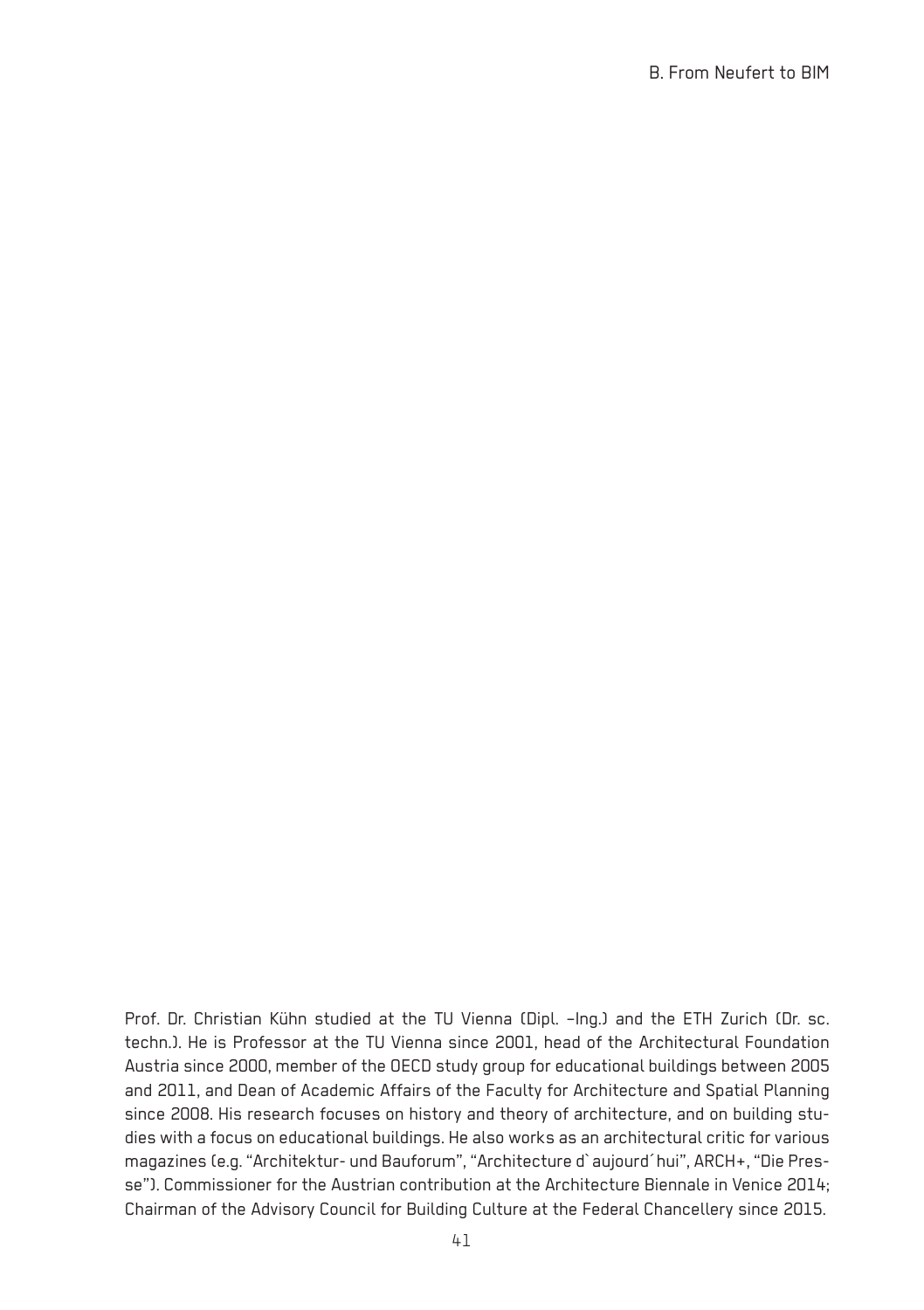Prof. Dr. Christian Kühn studied at the TU Vienna (Dipl. –Ing.) and the ETH Zurich (Dr. sc. techn.). He is Professor at the TU Vienna since 2001, head of the Architectural Foundation Austria since 2000, member of the OECD study group for educational buildings between 2005 and 2011, and Dean of Academic Affairs of the Faculty for Architecture and Spatial Planning since 2008. His research focuses on history and theory of architecture, and on building studies with a focus on educational buildings. He also works as an architectural critic for various magazines (e.g. "Architektur- und Bauforum", "Architecture d`aujourd´hui", ARCH+, "Die Presse"). Commissioner for the Austrian contribution at the Architecture Biennale in Venice 2014; Chairman of the Advisory Council for Building Culture at the Federal Chancellery since 2015.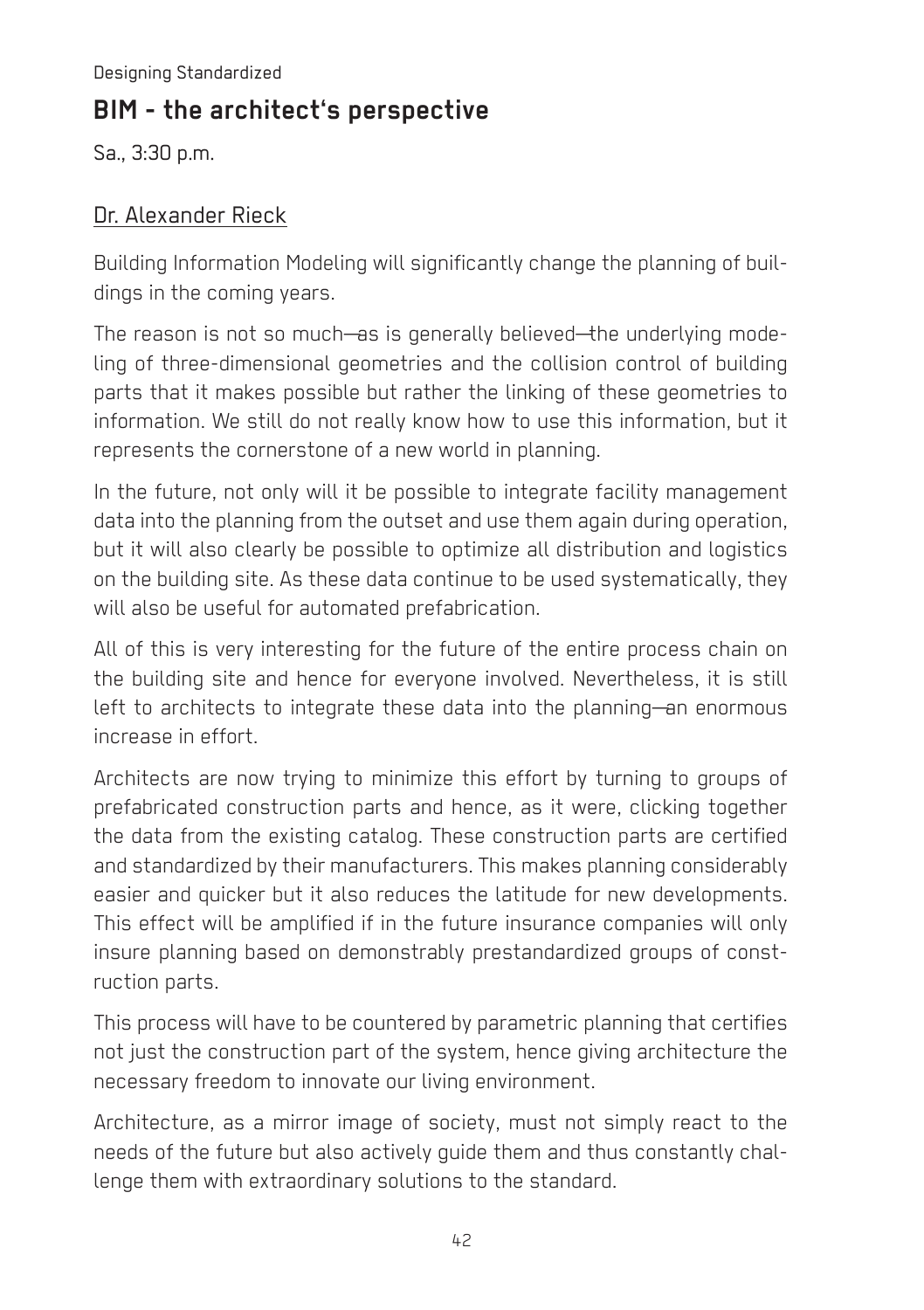Designing Standardized

## BIM - the architect's perspective

Sa., 3:30 p.m.

Dr. Alexander Rieck

Building Information Modeling will significantly change the planning of buildings in the coming years.

The reason is not so much—as is generally believed—the underlying modeling of three-dimensional geometries and the collision control of building parts that it makes possible but rather the linking of these geometries to information. We still do not really know how to use this information, but it represents the cornerstone of a new world in planning.

In the future, not only will it be possible to integrate facility management data into the planning from the outset and use them again during operation, but it will also clearly be possible to optimize all distribution and logistics on the building site. As these data continue to be used systematically, they will also be useful for automated prefabrication.

All of this is very interesting for the future of the entire process chain on the building site and hence for everyone involved. Nevertheless, it is still left to architects to integrate these data into the planning—an enormous increase in effort.

Architects are now trying to minimize this effort by turning to groups of prefabricated construction parts and hence, as it were, clicking together the data from the existing catalog. These construction parts are certified and standardized by their manufacturers. This makes planning considerably easier and quicker but it also reduces the latitude for new developments. This effect will be amplified if in the future insurance companies will only insure planning based on demonstrably prestandardized groups of construction parts.

This process will have to be countered by parametric planning that certifies not just the construction part of the system, hence giving architecture the necessary freedom to innovate our living environment.

Architecture, as a mirror image of society, must not simply react to the needs of the future but also actively guide them and thus constantly challenge them with extraordinary solutions to the standard.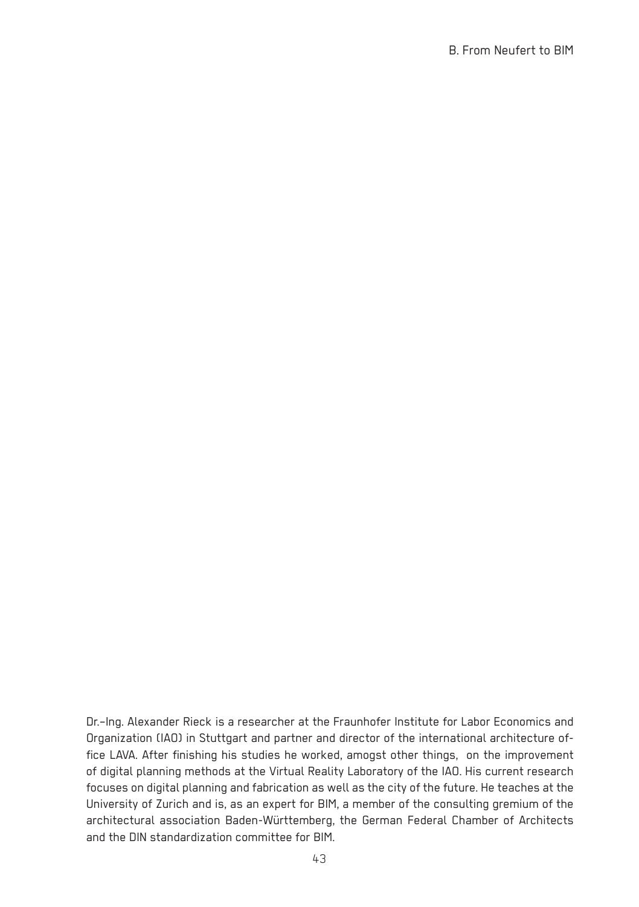Dr.-Ing. Alexander Rieck is a researcher at the Fraunhofer Institute for Labor Economics and Organization (IAO) in Stuttgart and partner and director of the international architecture office LAVA. After finishing his studies he worked, amogst other things, on the improvement of digital planning methods at the Virtual Reality Laboratory of the IAO. His current research focuses on digital planning and fabrication as well as the city of the future. He teaches at the University of Zurich and is, as an expert for BIM, a member of the consulting gremium of the architectural association Baden-Württemberg, the German Federal Chamber of Architects and the DIN standardization committee for BIM.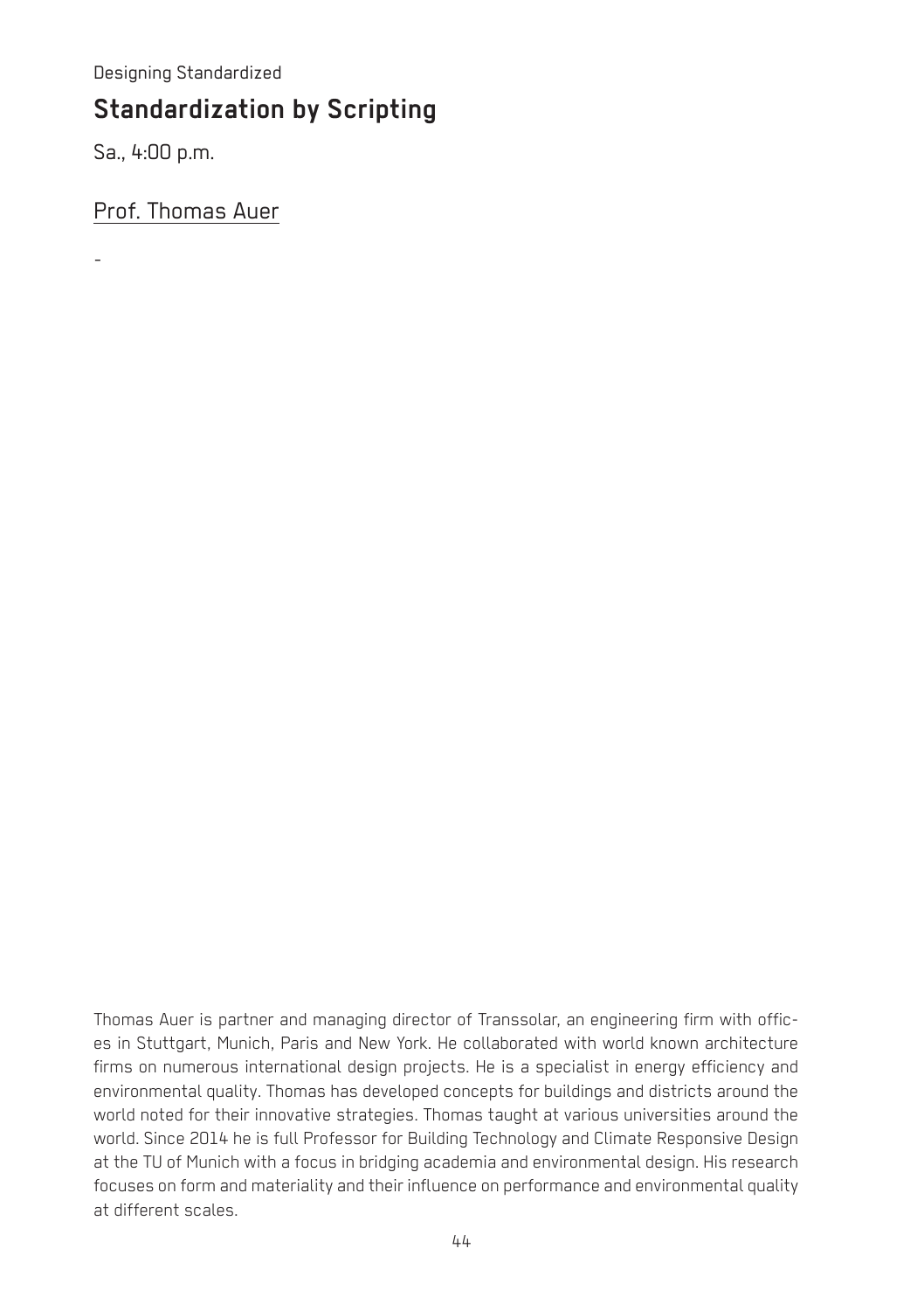Designing Standardized

## Standardization by Scripting

Sa., 4:00 p.m.

Prof. Thomas Auer

-

Thomas Auer is partner and managing director of Transsolar, an engineering firm with offices in Stuttgart, Munich, Paris and New York. He collaborated with world known architecture firms on numerous international design projects. He is a specialist in energy efficiency and environmental quality. Thomas has developed concepts for buildings and districts around the world noted for their innovative strategies. Thomas taught at various universities around the world. Since 2014 he is full Professor for Building Technology and Climate Responsive Design at the TU of Munich with a focus in bridging academia and environmental design. His research focuses on form and materiality and their influence on performance and environmental quality at different scales.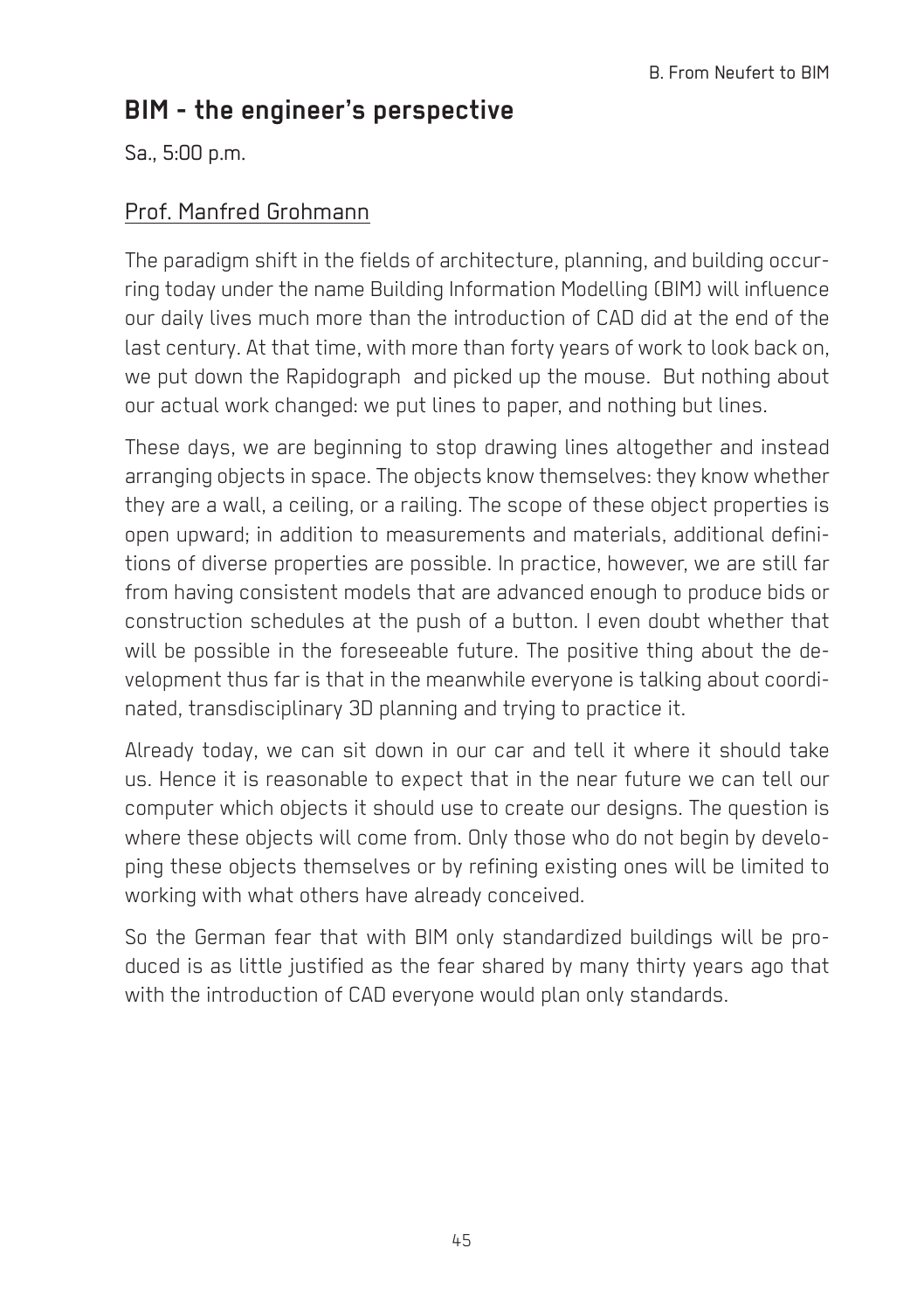## BIM - the engineer's perspective

Sa., 5:00 p.m.

Prof. Manfred Grohmann

The paradigm shift in the fields of architecture, planning, and building occurring today under the name Building Information Modelling (BIM) will influence our daily lives much more than the introduction of CAD did at the end of the last century. At that time, with more than forty years of work to look back on, we put down the Rapidograph and picked up the mouse. But nothing about our actual work changed: we put lines to paper, and nothing but lines.

These days, we are beginning to stop drawing lines altogether and instead arranging objects in space. The objects know themselves: they know whether they are a wall, a ceiling, or a railing. The scope of these object properties is open upward; in addition to measurements and materials, additional definitions of diverse properties are possible. In practice, however, we are still far from having consistent models that are advanced enough to produce bids or construction schedules at the push of a button. I even doubt whether that will be possible in the foreseeable future. The positive thing about the development thus far is that in the meanwhile everyone is talking about coordinated, transdisciplinary 3D planning and trying to practice it.

Already today, we can sit down in our car and tell it where it should take us. Hence it is reasonable to expect that in the near future we can tell our computer which objects it should use to create our designs. The question is where these objects will come from. Only those who do not begin by developing these objects themselves or by refining existing ones will be limited to working with what others have already conceived.

So the German fear that with BIM only standardized buildings will be produced is as little justified as the fear shared by many thirty years ago that with the introduction of CAD everyone would plan only standards.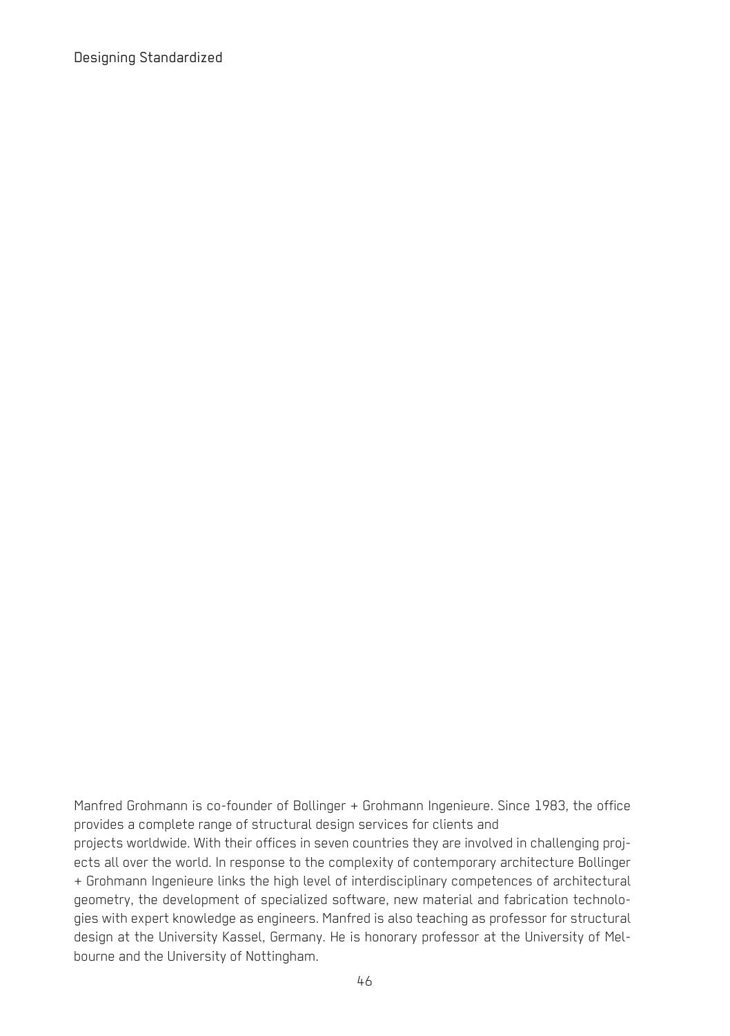Manfred Grohmann is co-founder of Bollinger + Grohmann Ingenieure. Since 1983, the office provides a complete range of structural design services for clients and projects worldwide. With their offices in seven countries they are involved in challenging projects all over the world. In response to the complexity of contemporary architecture Bollinger + Grohmann Ingenieure links the high level of interdisciplinary competences of architectural geometry, the development of specialized software, new material and fabrication technologies with expert knowledge as engineers. Manfred is also teaching as professor for structural design at the University Kassel, Germany. He is honorary professor at the University of Melbourne and the University of Nottingham.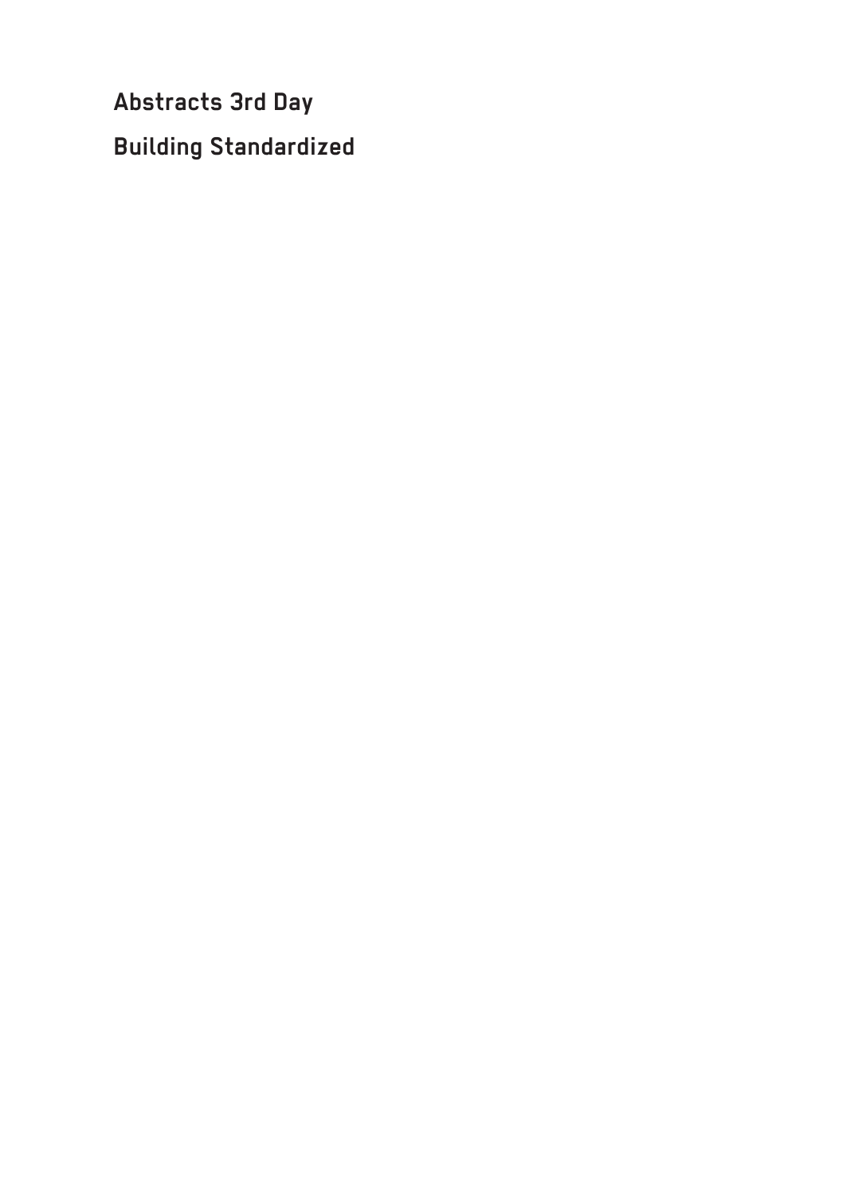# Abstracts 3rd Day

# Building Standardized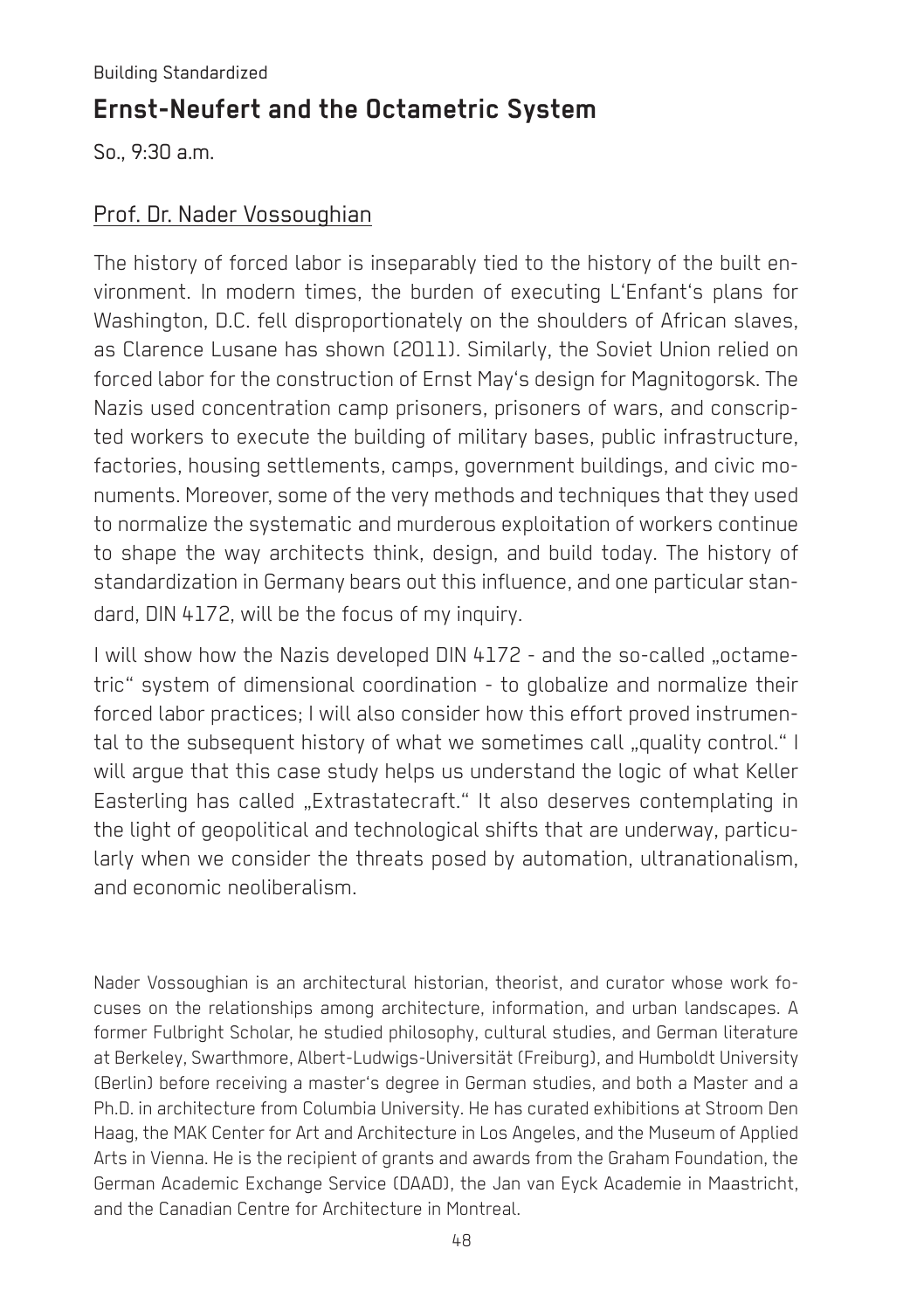Building Standardized

## Ernst-Neufert and the Octametric System

So., 9:30 a.m.

### Prof. Dr. Nader Vossoughian

The history of forced labor is inseparably tied to the history of the built environment. In modern times, the burden of executing L'Enfant's plans for Washington, D.C. fell disproportionately on the shoulders of African slaves, as Clarence Lusane has shown (2011). Similarly, the Soviet Union relied on forced labor for the construction of Ernst May's design for Magnitogorsk. The Nazis used concentration camp prisoners, prisoners of wars, and conscripted workers to execute the building of military bases, public infrastructure, factories, housing settlements, camps, government buildings, and civic monuments. Moreover, some of the very methods and techniques that they used to normalize the systematic and murderous exploitation of workers continue to shape the way architects think, design, and build today. The history of standardization in Germany bears out this influence, and one particular standard, DIN 4172, will be the focus of my inquiry.

I will show how the Nazis developed DIN 4172 - and the so-called „octametric" system of dimensional coordination - to globalize and normalize their forced labor practices; I will also consider how this effort proved instrumental to the subsequent history of what we sometimes call „quality control." I will argue that this case study helps us understand the logic of what Keller Easterling has called „Extrastatecraft." It also deserves contemplating in the light of geopolitical and technological shifts that are underway, particularly when we consider the threats posed by automation, ultranationalism, and economic neoliberalism.

Nader Vossoughian is an architectural historian, theorist, and curator whose work focuses on the relationships among architecture, information, and urban landscapes. A former Fulbright Scholar, he studied philosophy, cultural studies, and German literature at Berkeley, Swarthmore, Albert-Ludwigs-Universität (Freiburg), and Humboldt University (Berlin) before receiving a master's degree in German studies, and both a Master and a Ph.D. in architecture from Columbia University. He has curated exhibitions at Stroom Den Haag, the MAK Center for Art and Architecture in Los Angeles, and the Museum of Applied Arts in Vienna. He is the recipient of grants and awards from the Graham Foundation, the German Academic Exchange Service (DAAD), the Jan van Eyck Academie in Maastricht, and the Canadian Centre for Architecture in Montreal.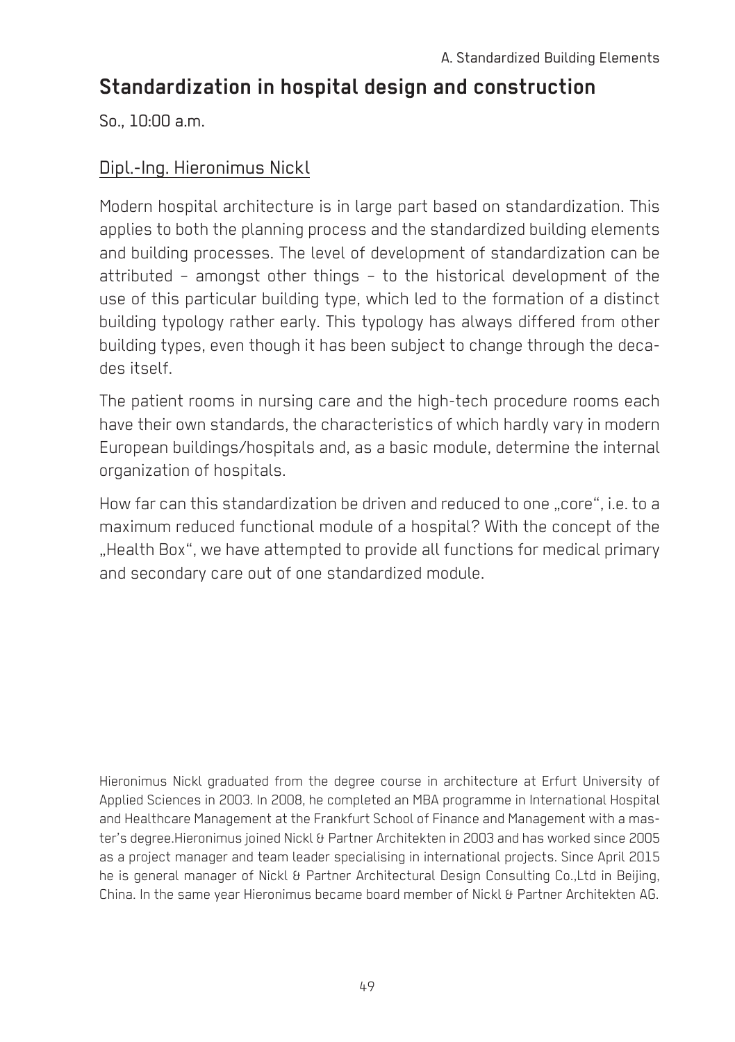## Standardization in hospital design and construction

So., 10:00 a.m.

Dipl.-Ing. Hieronimus Nickl

Modern hospital architecture is in large part based on standardization. This applies to both the planning process and the standardized building elements and building processes. The level of development of standardization can be attributed – amongst other things – to the historical development of the use of this particular building type, which led to the formation of a distinct building typology rather early. This typology has always differed from other building types, even though it has been subject to change through the decades itself.

The patient rooms in nursing care and the high-tech procedure rooms each have their own standards, the characteristics of which hardly vary in modern European buildings/hospitals and, as a basic module, determine the internal organization of hospitals.

How far can this standardization be driven and reduced to one „core“, i.e. to a maximum reduced functional module of a hospital? With the concept of the „Health Box“, we have attempted to provide all functions for medical primary and secondary care out of one standardized module.

Hieronimus Nickl graduated from the degree course in architecture at Erfurt University of Applied Sciences in 2003. In 2008, he completed an MBA programme in International Hospital and Healthcare Management at the Frankfurt School of Finance and Management with a master's degree.Hieronimus joined Nickl & Partner Architekten in 2003 and has worked since 2005 as a project manager and team leader specialising in international projects. Since April 2015 he is general manager of Nickl & Partner Architectural Design Consulting Co.,Ltd in Beijing, China. In the same year Hieronimus became board member of Nickl & Partner Architekten AG.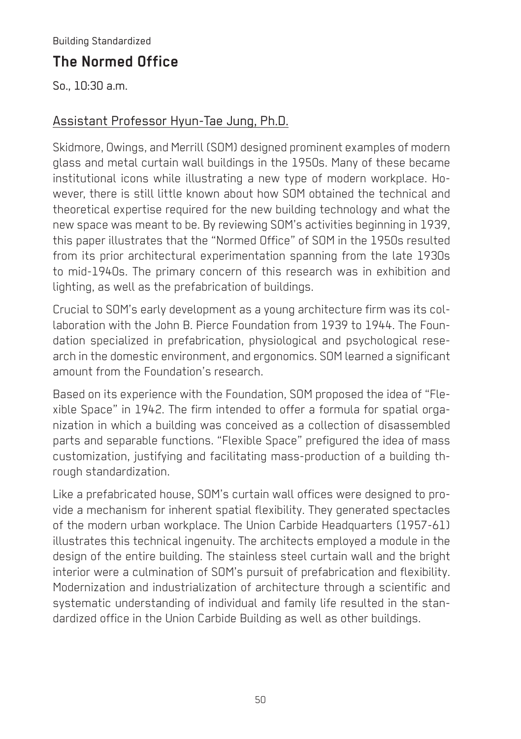Building Standardized

## The Normed Office

So., 10:30 a.m.

Assistant Professor Hyun-Tae Jung, Ph.D.

Skidmore, Owings, and Merrill (SOM) designed prominent examples of modern glass and metal curtain wall buildings in the 1950s. Many of these became institutional icons while illustrating a new type of modern workplace. However, there is still little known about how SOM obtained the technical and theoretical expertise required for the new building technology and what the new space was meant to be. By reviewing SOM's activities beginning in 1939, this paper illustrates that the "Normed Office" of SOM in the 1950s resulted from its prior architectural experimentation spanning from the late 1930s to mid-1940s. The primary concern of this research was in exhibition and lighting, as well as the prefabrication of buildings.

Crucial to SOM's early development as a young architecture firm was its collaboration with the John B. Pierce Foundation from 1939 to 1944. The Foundation specialized in prefabrication, physiological and psychological research in the domestic environment, and ergonomics. SOM learned a significant amount from the Foundation's research.

Based on its experience with the Foundation, SOM proposed the idea of "Flexible Space" in 1942. The firm intended to offer a formula for spatial organization in which a building was conceived as a collection of disassembled parts and separable functions. "Flexible Space" prefigured the idea of mass customization, justifying and facilitating mass-production of a building through standardization.

Like a prefabricated house, SOM's curtain wall offices were designed to provide a mechanism for inherent spatial flexibility. They generated spectacles of the modern urban workplace. The Union Carbide Headquarters (1957-61) illustrates this technical ingenuity. The architects employed a module in the design of the entire building. The stainless steel curtain wall and the bright interior were a culmination of SOM's pursuit of prefabrication and flexibility. Modernization and industrialization of architecture through a scientific and systematic understanding of individual and family life resulted in the standardized office in the Union Carbide Building as well as other buildings.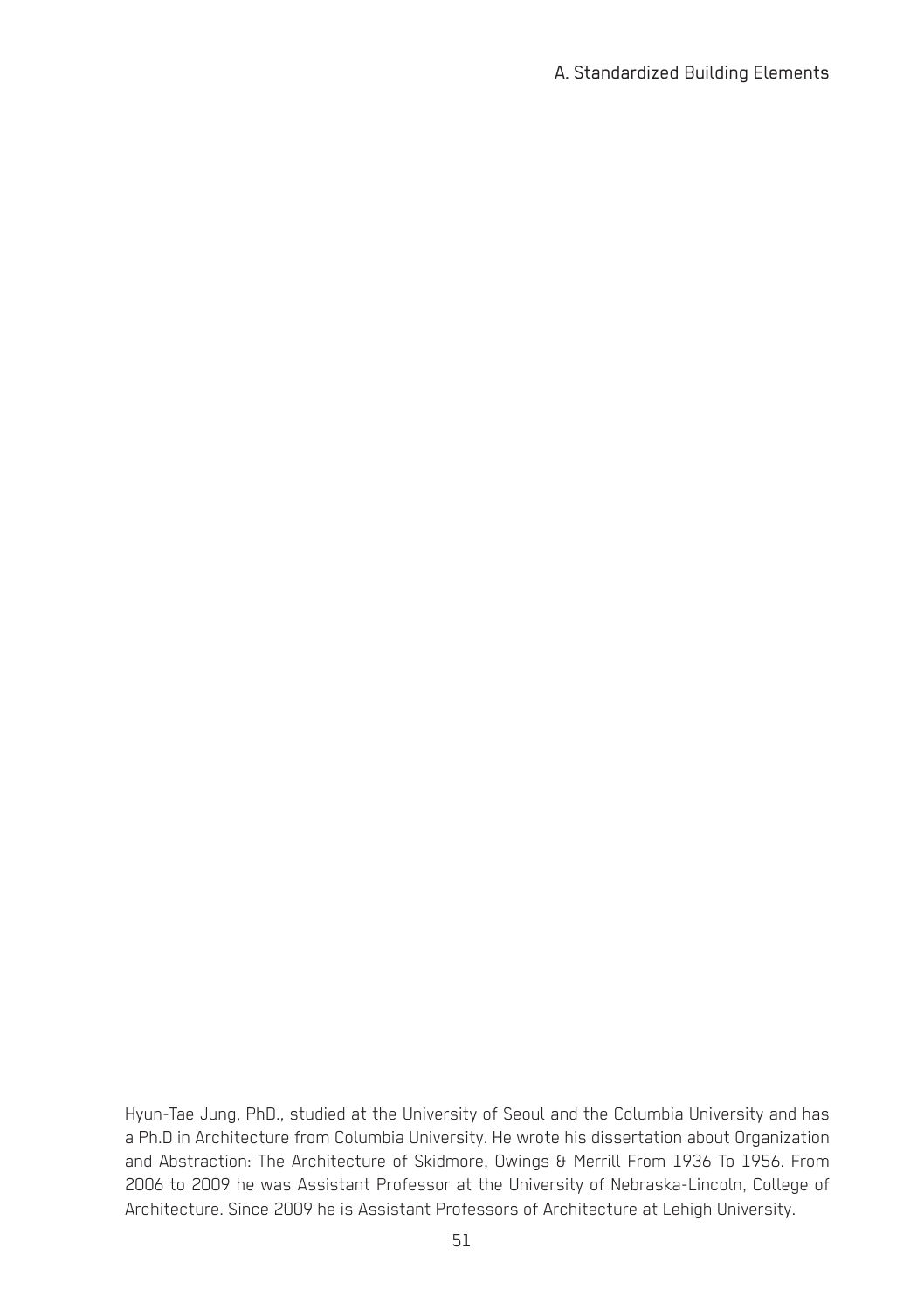Hyun-Tae Jung, PhD., studied at the University of Seoul and the Columbia University and has a Ph.D in Architecture from Columbia University. He wrote his dissertation about Organization and Abstraction: The Architecture of Skidmore, Owings & Merrill From 1936 To 1956. From 2006 to 2009 he was Assistant Professor at the University of Nebraska-Lincoln, College of Architecture. Since 2009 he is Assistant Professors of Architecture at Lehigh University.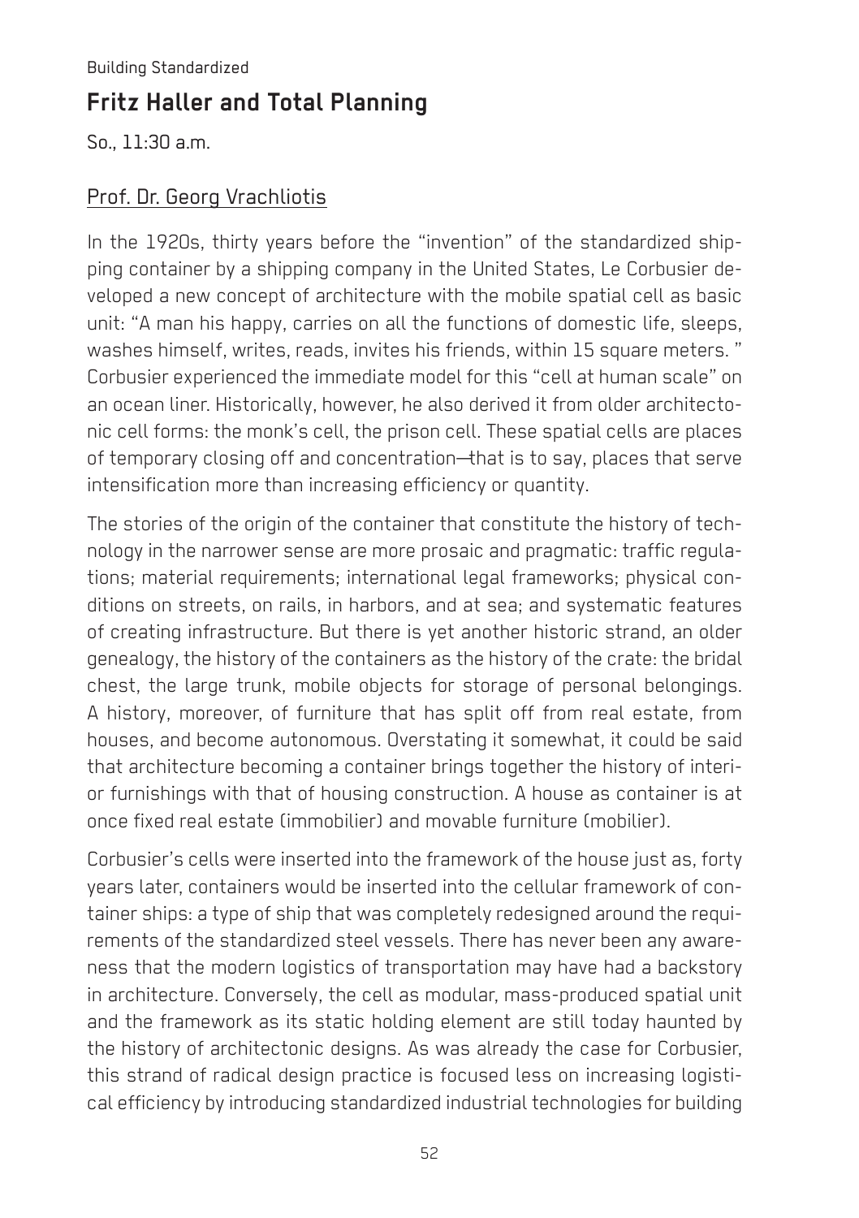Building Standardized

# Fritz Haller and Total Planning

So., 11:30 a.m.

Prof. Dr. Georg Vrachliotis

In the 1920s, thirty years before the "invention" of the standardized shipping container by a shipping company in the United States, Le Corbusier developed a new concept of architecture with the mobile spatial cell as basic unit: "A man his happy, carries on all the functions of domestic life, sleeps, washes himself, writes, reads, invites his friends, within 15 square meters. " Corbusier experienced the immediate model for this "cell at human scale" on an ocean liner. Historically, however, he also derived it from older architectonic cell forms: the monk's cell, the prison cell. These spatial cells are places of temporary closing off and concentration—that is to say, places that serve intensification more than increasing efficiency or quantity.

The stories of the origin of the container that constitute the history of technology in the narrower sense are more prosaic and pragmatic: traffic regulations; material requirements; international legal frameworks; physical conditions on streets, on rails, in harbors, and at sea; and systematic features of creating infrastructure. But there is yet another historic strand, an older genealogy, the history of the containers as the history of the crate: the bridal chest, the large trunk, mobile objects for storage of personal belongings. A history, moreover, of furniture that has split off from real estate, from houses, and become autonomous. Overstating it somewhat, it could be said that architecture becoming a container brings together the history of interior furnishings with that of housing construction. A house as container is at once fixed real estate (immobilier) and movable furniture (mobilier).

Corbusier's cells were inserted into the framework of the house just as, forty years later, containers would be inserted into the cellular framework of container ships: a type of ship that was completely redesigned around the requirements of the standardized steel vessels. There has never been any awareness that the modern logistics of transportation may have had a backstory in architecture. Conversely, the cell as modular, mass-produced spatial unit and the framework as its static holding element are still today haunted by the history of architectonic designs. As was already the case for Corbusier, this strand of radical design practice is focused less on increasing logistical efficiency by introducing standardized industrial technologies for building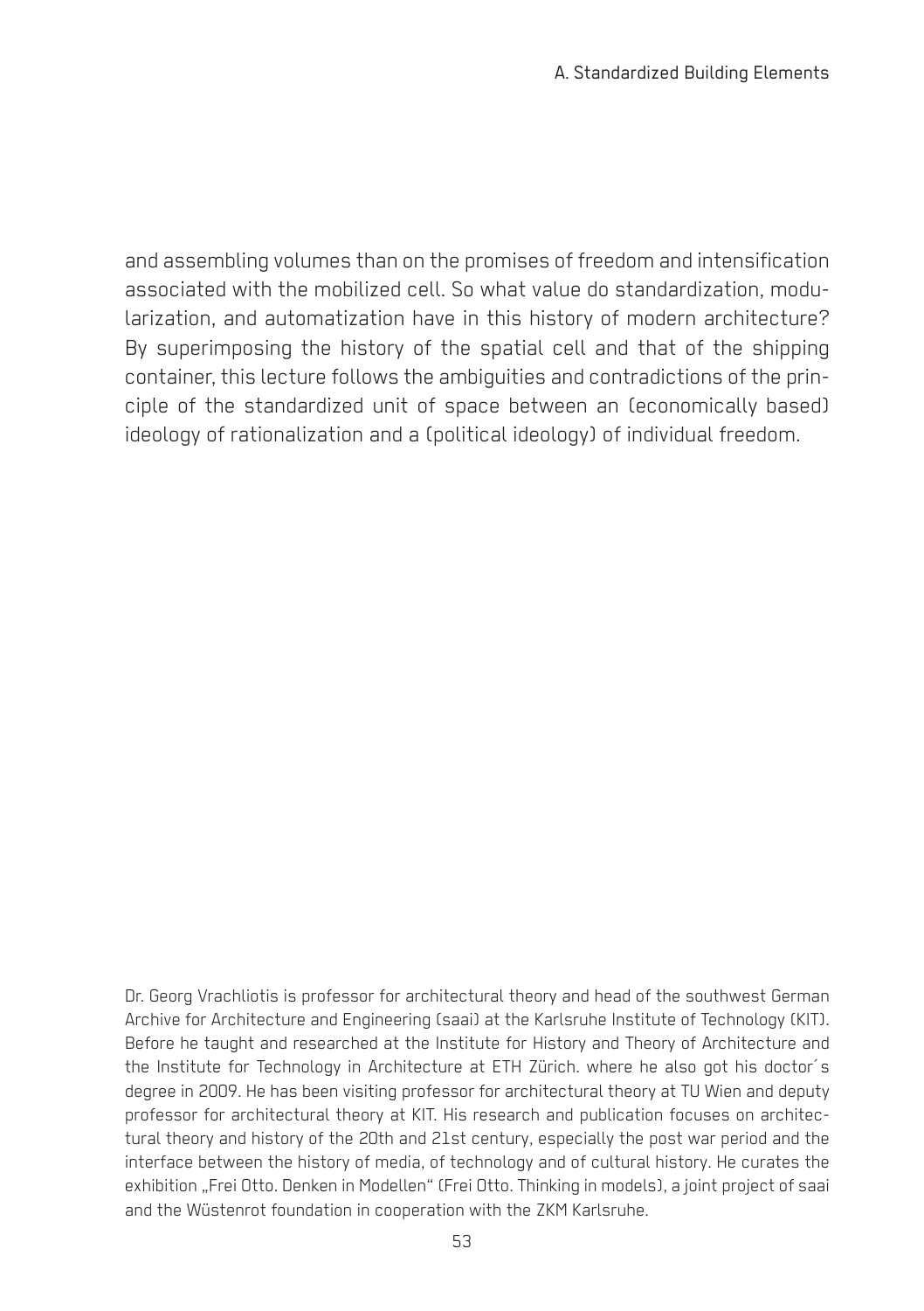and assembling volumes than on the promises of freedom and intensification associated with the mobilized cell. So what value do standardization, modularization, and automatization have in this history of modern architecture? By superimposing the history of the spatial cell and that of the shipping container, this lecture follows the ambiguities and contradictions of the principle of the standardized unit of space between an (economically based) ideology of rationalization and a (political ideology) of individual freedom.

Dr. Georg Vrachliotis is professor for architectural theory and head of the southwest German Archive for Architecture and Engineering (saai) at the Karlsruhe Institute of Technology (KIT). Before he taught and researched at the Institute for History and Theory of Architecture and the Institute for Technology in Architecture at ETH Zürich. where he also got his doctor´s degree in 2009. He has been visiting professor for architectural theory at TU Wien and deputy professor for architectural theory at KIT. His research and publication focuses on architectural theory and history of the 20th and 21st century, especially the post war period and the interface between the history of media, of technology and of cultural history. He curates the exhibition „Frei Otto. Denken in Modellen" (Frei Otto. Thinking in models), a joint project of saai and the Wüstenrot foundation in cooperation with the ZKM Karlsruhe.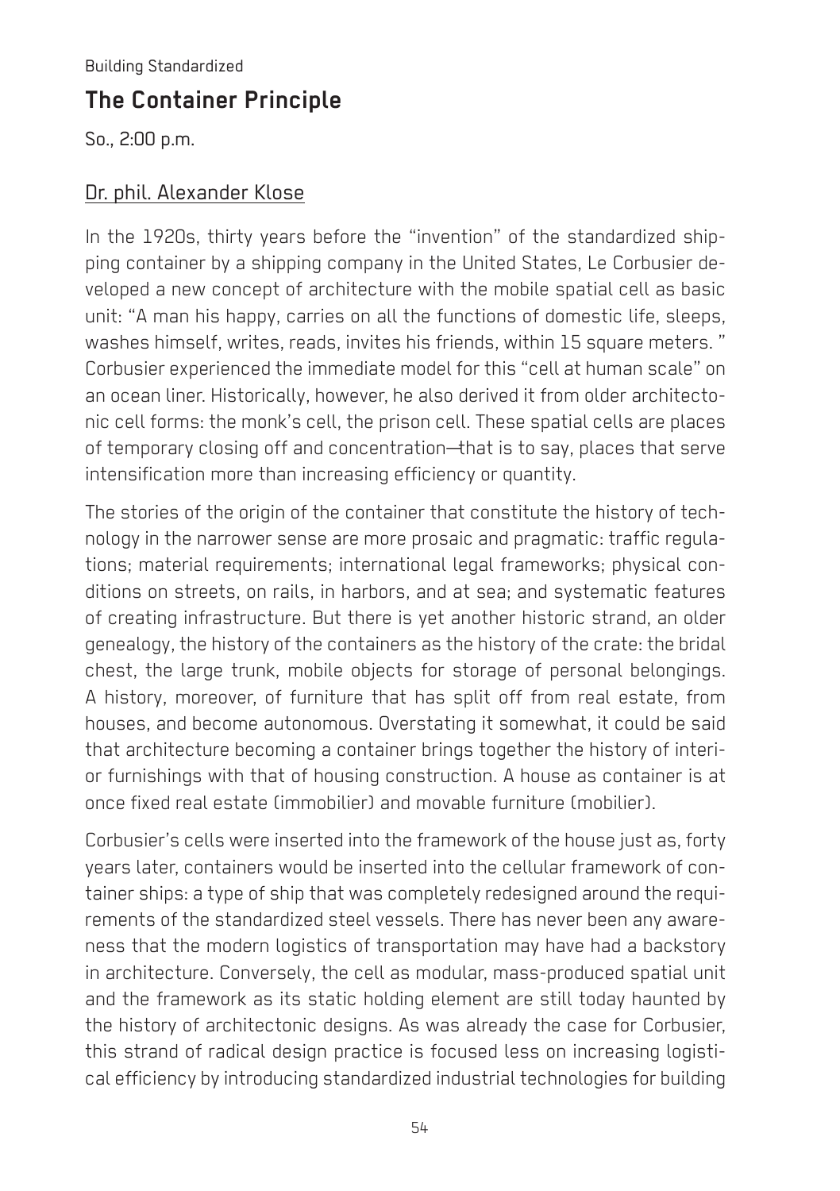Building Standardized

## The Container Principle

So., 2:00 p.m.

Dr. phil. Alexander Klose

In the 1920s, thirty years before the "invention" of the standardized shipping container by a shipping company in the United States, Le Corbusier developed a new concept of architecture with the mobile spatial cell as basic unit: "A man his happy, carries on all the functions of domestic life, sleeps, washes himself, writes, reads, invites his friends, within 15 square meters. " Corbusier experienced the immediate model for this "cell at human scale" on an ocean liner. Historically, however, he also derived it from older architectonic cell forms: the monk's cell, the prison cell. These spatial cells are places of temporary closing off and concentration—that is to say, places that serve intensification more than increasing efficiency or quantity.

The stories of the origin of the container that constitute the history of technology in the narrower sense are more prosaic and pragmatic: traffic regulations; material requirements; international legal frameworks; physical conditions on streets, on rails, in harbors, and at sea; and systematic features of creating infrastructure. But there is yet another historic strand, an older genealogy, the history of the containers as the history of the crate: the bridal chest, the large trunk, mobile objects for storage of personal belongings. A history, moreover, of furniture that has split off from real estate, from houses, and become autonomous. Overstating it somewhat, it could be said that architecture becoming a container brings together the history of interior furnishings with that of housing construction. A house as container is at once fixed real estate (immobilier) and movable furniture (mobilier).

Corbusier's cells were inserted into the framework of the house just as, forty years later, containers would be inserted into the cellular framework of container ships: a type of ship that was completely redesigned around the requirements of the standardized steel vessels. There has never been any awareness that the modern logistics of transportation may have had a backstory in architecture. Conversely, the cell as modular, mass-produced spatial unit and the framework as its static holding element are still today haunted by the history of architectonic designs. As was already the case for Corbusier, this strand of radical design practice is focused less on increasing logistical efficiency by introducing standardized industrial technologies for building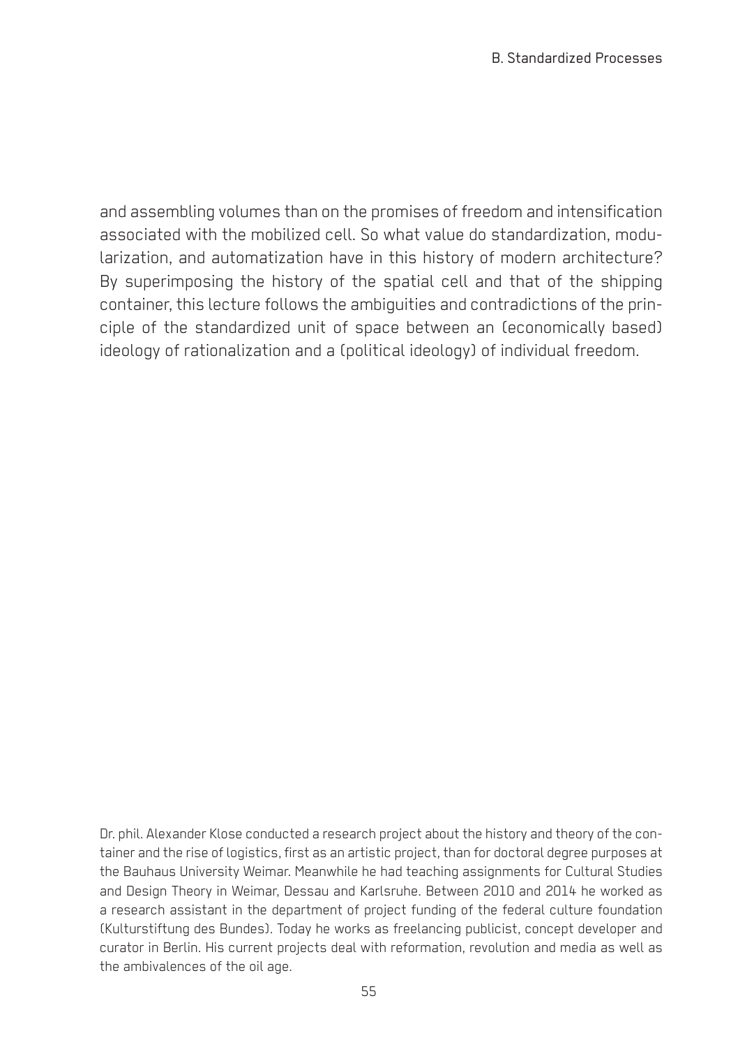and assembling volumes than on the promises of freedom and intensification associated with the mobilized cell. So what value do standardization, modularization, and automatization have in this history of modern architecture? By superimposing the history of the spatial cell and that of the shipping container, this lecture follows the ambiguities and contradictions of the principle of the standardized unit of space between an (economically based) ideology of rationalization and a (political ideology) of individual freedom.

Dr. phil. Alexander Klose conducted a research project about the history and theory of the container and the rise of logistics, first as an artistic project, than for doctoral degree purposes at the Bauhaus University Weimar. Meanwhile he had teaching assignments for Cultural Studies and Design Theory in Weimar, Dessau and Karlsruhe. Between 2010 and 2014 he worked as a research assistant in the department of project funding of the federal culture foundation (Kulturstiftung des Bundes). Today he works as freelancing publicist, concept developer and curator in Berlin. His current projects deal with reformation, revolution and media as well as the ambivalences of the oil age.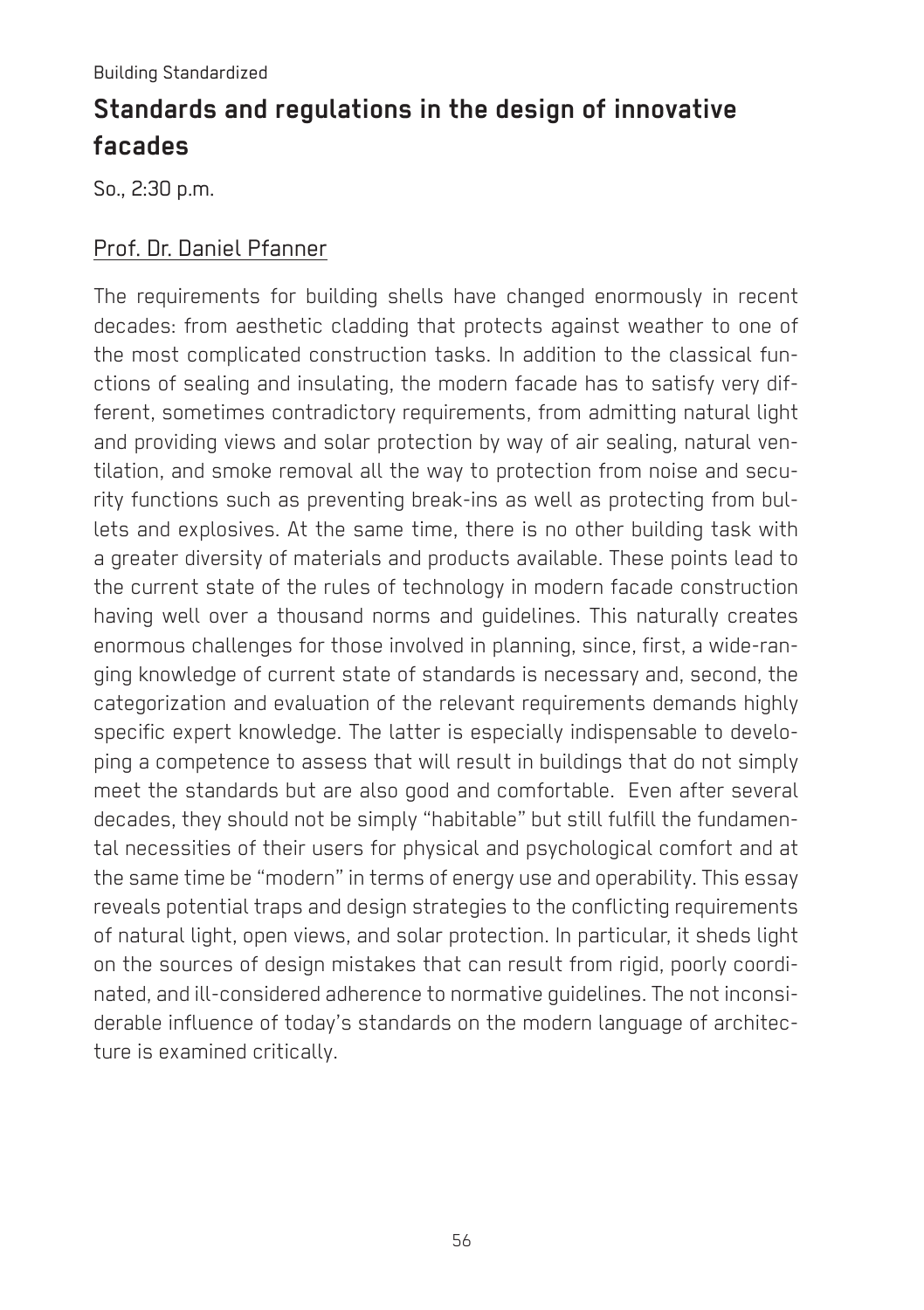Building Standardized

## Standards and regulations in the design of innovative facades

So., 2:30 p.m.

Prof. Dr. Daniel Pfanner

The requirements for building shells have changed enormously in recent decades: from aesthetic cladding that protects against weather to one of the most complicated construction tasks. In addition to the classical functions of sealing and insulating, the modern facade has to satisfy very different, sometimes contradictory requirements, from admitting natural light and providing views and solar protection by way of air sealing, natural ventilation, and smoke removal all the way to protection from noise and security functions such as preventing break-ins as well as protecting from bullets and explosives. At the same time, there is no other building task with a greater diversity of materials and products available. These points lead to the current state of the rules of technology in modern facade construction having well over a thousand norms and guidelines. This naturally creates enormous challenges for those involved in planning, since, first, a wide-ranging knowledge of current state of standards is necessary and, second, the categorization and evaluation of the relevant requirements demands highly specific expert knowledge. The latter is especially indispensable to developing a competence to assess that will result in buildings that do not simply meet the standards but are also good and comfortable. Even after several decades, they should not be simply "habitable" but still fulfill the fundamental necessities of their users for physical and psychological comfort and at the same time be "modern" in terms of energy use and operability. This essay reveals potential traps and design strategies to the conflicting requirements of natural light, open views, and solar protection. In particular, it sheds light on the sources of design mistakes that can result from rigid, poorly coordinated, and ill-considered adherence to normative guidelines. The not inconsiderable influence of today's standards on the modern language of architecture is examined critically.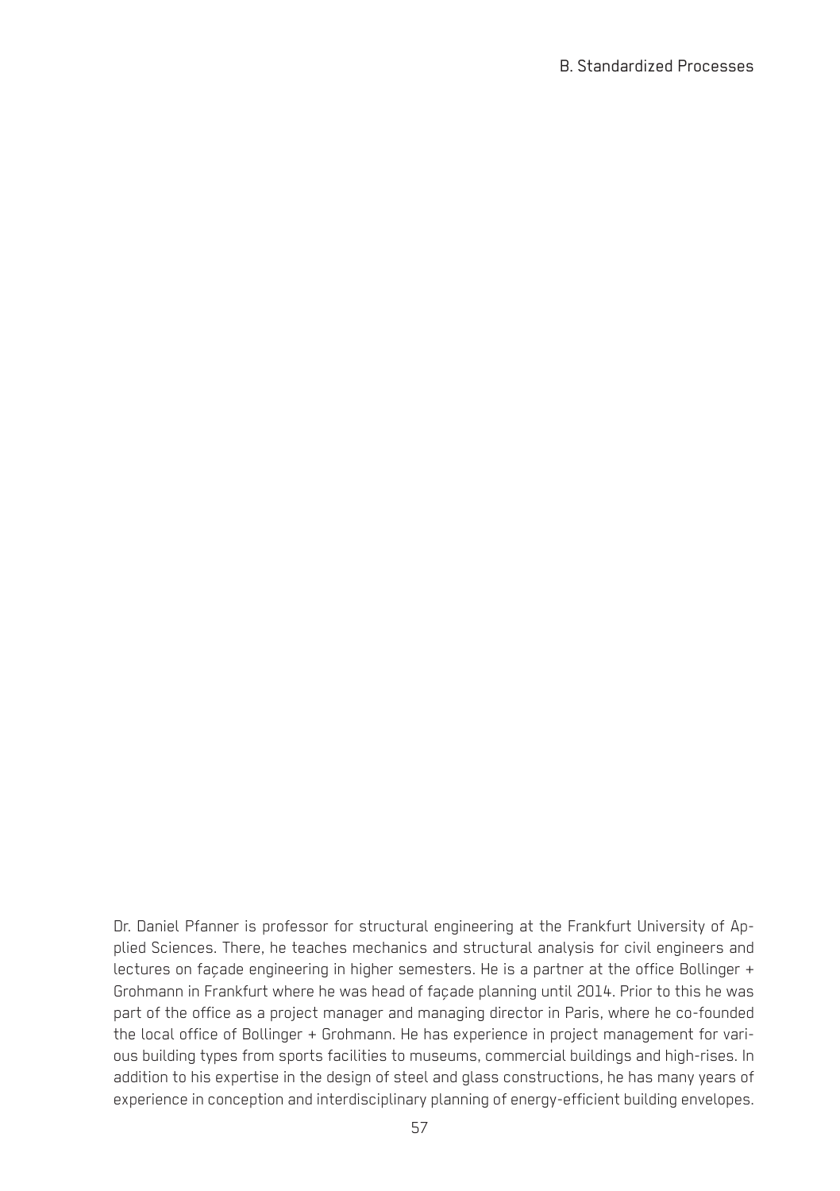Dr. Daniel Pfanner is professor for structural engineering at the Frankfurt University of Applied Sciences. There, he teaches mechanics and structural analysis for civil engineers and lectures on façade engineering in higher semesters. He is a partner at the office Bollinger + Grohmann in Frankfurt where he was head of façade planning until 2014. Prior to this he was part of the office as a project manager and managing director in Paris, where he co-founded the local office of Bollinger + Grohmann. He has experience in project management for various building types from sports facilities to museums, commercial buildings and high-rises. In addition to his expertise in the design of steel and glass constructions, he has many years of experience in conception and interdisciplinary planning of energy-efficient building envelopes.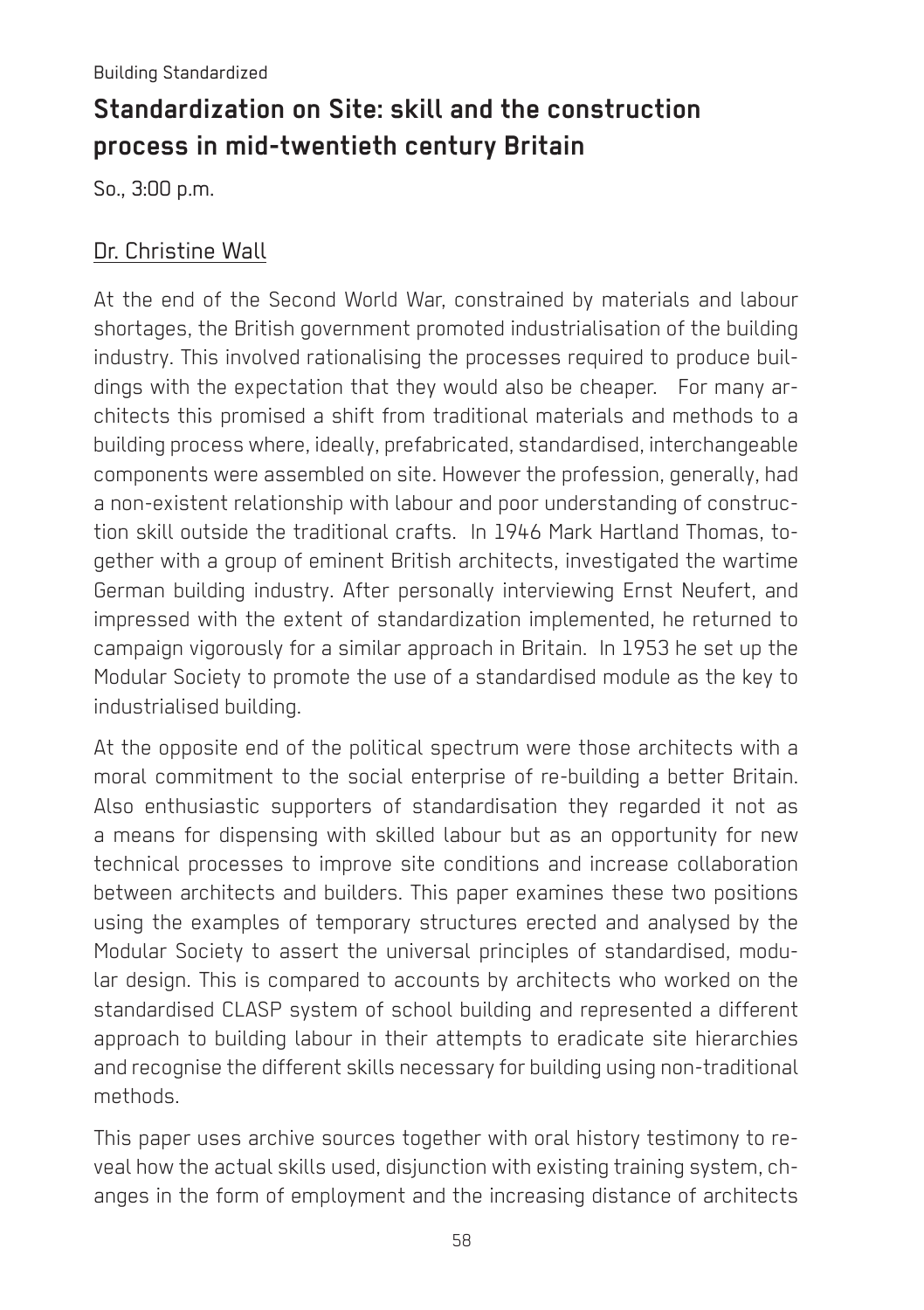Building Standardized

## Standardization on Site: skill and the construction process in mid-twentieth century Britain

So., 3:00 p.m.

Dr. Christine Wall

At the end of the Second World War, constrained by materials and labour shortages, the British government promoted industrialisation of the building industry. This involved rationalising the processes required to produce buildings with the expectation that they would also be cheaper. For many architects this promised a shift from traditional materials and methods to a building process where, ideally, prefabricated, standardised, interchangeable components were assembled on site. However the profession, generally, had a non-existent relationship with labour and poor understanding of construction skill outside the traditional crafts. In 1946 Mark Hartland Thomas, together with a group of eminent British architects, investigated the wartime German building industry. After personally interviewing Ernst Neufert, and impressed with the extent of standardization implemented, he returned to campaign vigorously for a similar approach in Britain. In 1953 he set up the Modular Society to promote the use of a standardised module as the key to industrialised building.

At the opposite end of the political spectrum were those architects with a moral commitment to the social enterprise of re-building a better Britain. Also enthusiastic supporters of standardisation they regarded it not as a means for dispensing with skilled labour but as an opportunity for new technical processes to improve site conditions and increase collaboration between architects and builders. This paper examines these two positions using the examples of temporary structures erected and analysed by the Modular Society to assert the universal principles of standardised, modular design. This is compared to accounts by architects who worked on the standardised CLASP system of school building and represented a different approach to building labour in their attempts to eradicate site hierarchies and recognise the different skills necessary for building using non-traditional methods.

This paper uses archive sources together with oral history testimony to reveal how the actual skills used, disjunction with existing training system, changes in the form of employment and the increasing distance of architects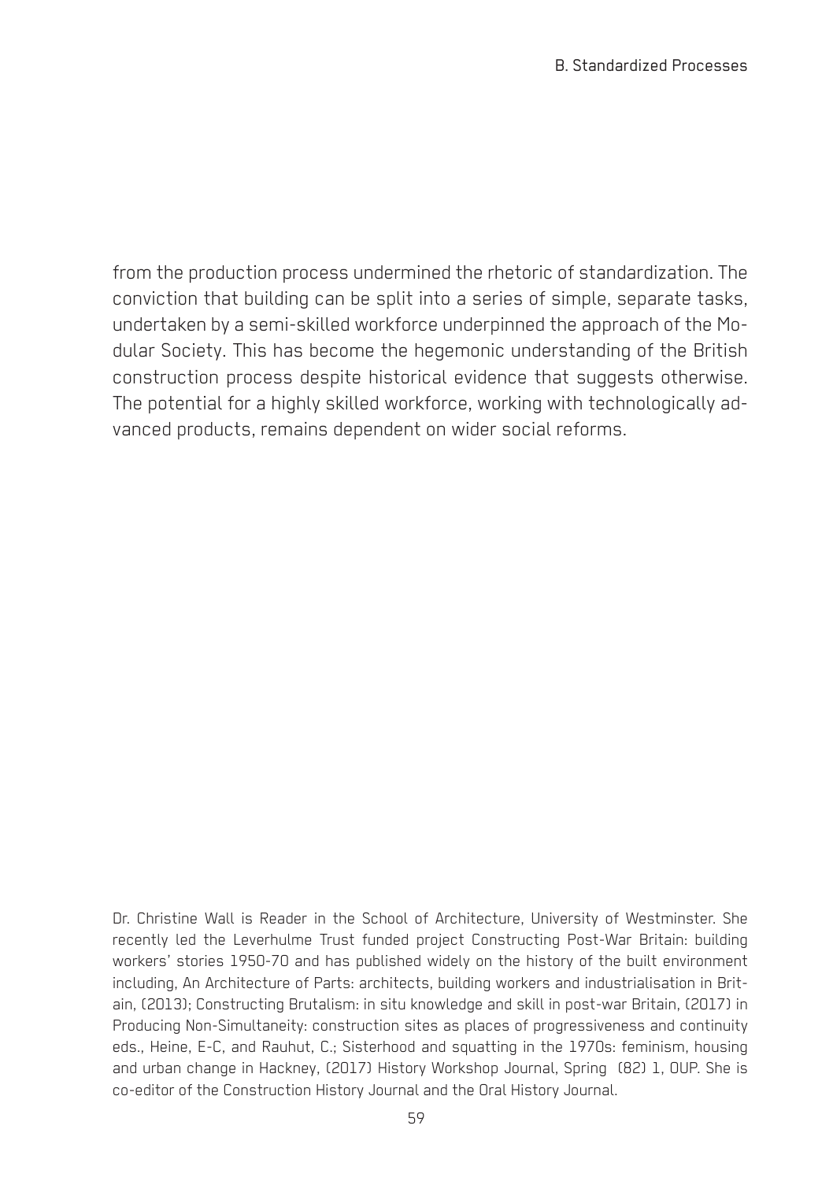from the production process undermined the rhetoric of standardization. The conviction that building can be split into a series of simple, separate tasks, undertaken by a semi-skilled workforce underpinned the approach of the Modular Society. This has become the hegemonic understanding of the British construction process despite historical evidence that suggests otherwise. The potential for a highly skilled workforce, working with technologically advanced products, remains dependent on wider social reforms.

Dr. Christine Wall is Reader in the School of Architecture, University of Westminster. She recently led the Leverhulme Trust funded project Constructing Post-War Britain: building workers' stories 1950-70 and has published widely on the history of the built environment including, An Architecture of Parts: architects, building workers and industrialisation in Britain, (2013); Constructing Brutalism: in situ knowledge and skill in post-war Britain, (2017) in Producing Non-Simultaneity: construction sites as places of progressiveness and continuity eds., Heine, E-C, and Rauhut, C.; Sisterhood and squatting in the 1970s: feminism, housing and urban change in Hackney, (2017) History Workshop Journal, Spring (82) 1, OUP. She is co-editor of the Construction History Journal and the Oral History Journal.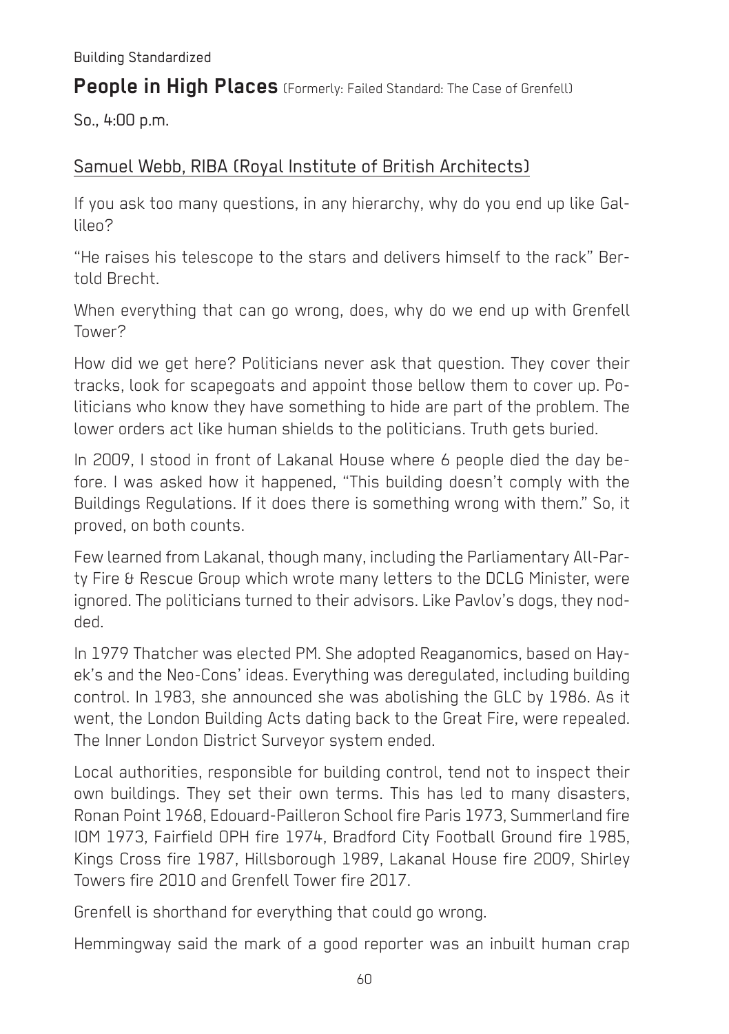Building Standardized

## **People in High Places** (Formerly: Failed Standard: The Case of Grenfell)

So., 4:00 p.m.

### Samuel Webb, RIBA (Royal Institute of British Architects)

If you ask too many questions, in any hierarchy, why do you end up like Gallileo?

"He raises his telescope to the stars and delivers himself to the rack" Bertold Brecht.

When everything that can go wrong, does, why do we end up with Grenfell Tower?

How did we get here? Politicians never ask that question. They cover their tracks, look for scapegoats and appoint those bellow them to cover up. Politicians who know they have something to hide are part of the problem. The lower orders act like human shields to the politicians. Truth gets buried.

In 2009, I stood in front of Lakanal House where 6 people died the day before. I was asked how it happened, "This building doesn't comply with the Buildings Regulations. If it does there is something wrong with them." So, it proved, on both counts.

Few learned from Lakanal, though many, including the Parliamentary All-Party Fire & Rescue Group which wrote many letters to the DCLG Minister, were ignored. The politicians turned to their advisors. Like Pavlov's dogs, they nodded.

In 1979 Thatcher was elected PM. She adopted Reaganomics, based on Hayek's and the Neo-Cons' ideas. Everything was deregulated, including building control. In 1983, she announced she was abolishing the GLC by 1986. As it went, the London Building Acts dating back to the Great Fire, were repealed. The Inner London District Surveyor system ended.

Local authorities, responsible for building control, tend not to inspect their own buildings. They set their own terms. This has led to many disasters, Ronan Point 1968, Edouard-Pailleron School fire Paris 1973, Summerland fire IOM 1973, Fairfield OPH fire 1974, Bradford City Football Ground fire 1985, Kings Cross fire 1987, Hillsborough 1989, Lakanal House fire 2009, Shirley Towers fire 2010 and Grenfell Tower fire 2017.

Grenfell is shorthand for everything that could go wrong.

Hemmingway said the mark of a good reporter was an inbuilt human crap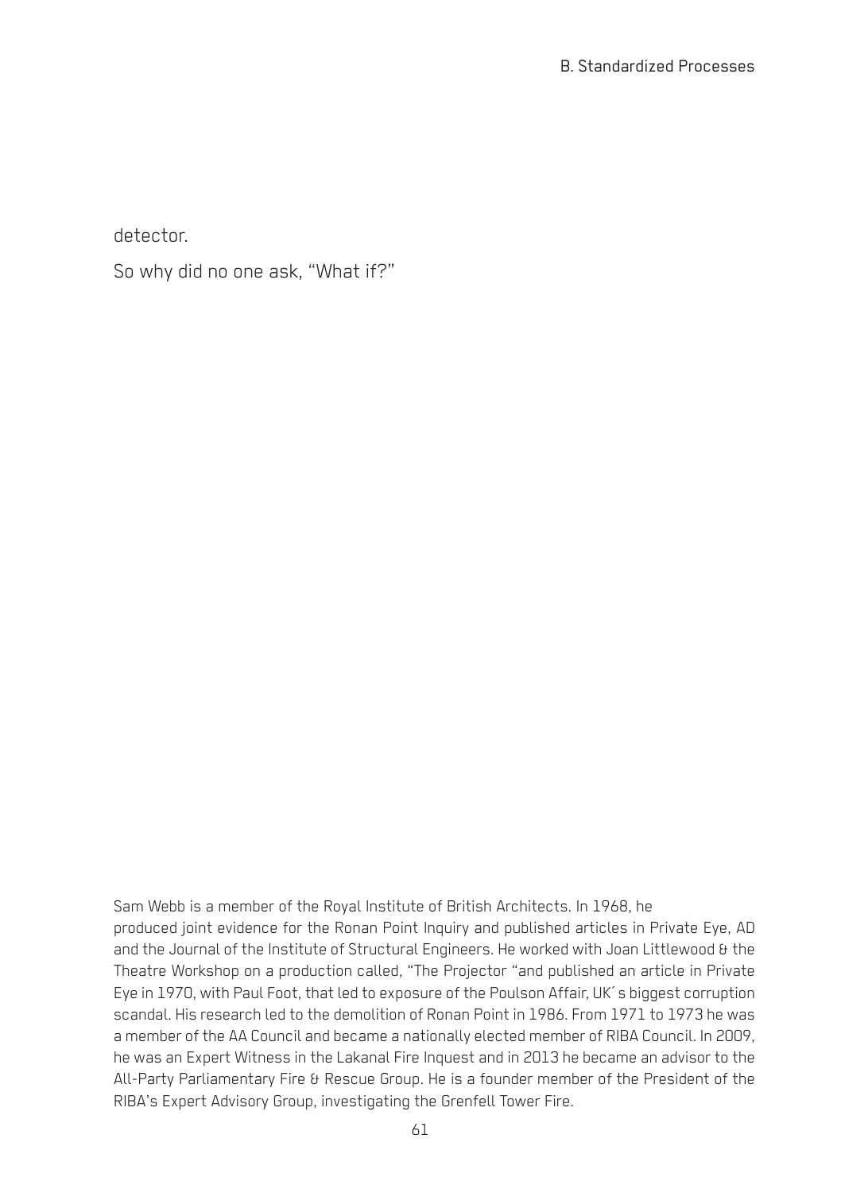detector.

So why did no one ask, "What if?"

Sam Webb is a member of the Royal Institute of British Architects. In 1968, he produced joint evidence for the Ronan Point Inquiry and published articles in Private Eye, AD and the Journal of the Institute of Structural Engineers. He worked with Joan Littlewood & the Theatre Workshop on a production called, "The Projector "and published an article in Private Eye in 1970, with Paul Foot, that led to exposure of the Poulson Affair, UK´s biggest corruption scandal. His research led to the demolition of Ronan Point in 1986. From 1971 to 1973 he was a member of the AA Council and became a nationally elected member of RIBA Council. In 2009, he was an Expert Witness in the Lakanal Fire Inquest and in 2013 he became an advisor to the All-Party Parliamentary Fire & Rescue Group. He is a founder member of the President of the RIBA's Expert Advisory Group, investigating the Grenfell Tower Fire.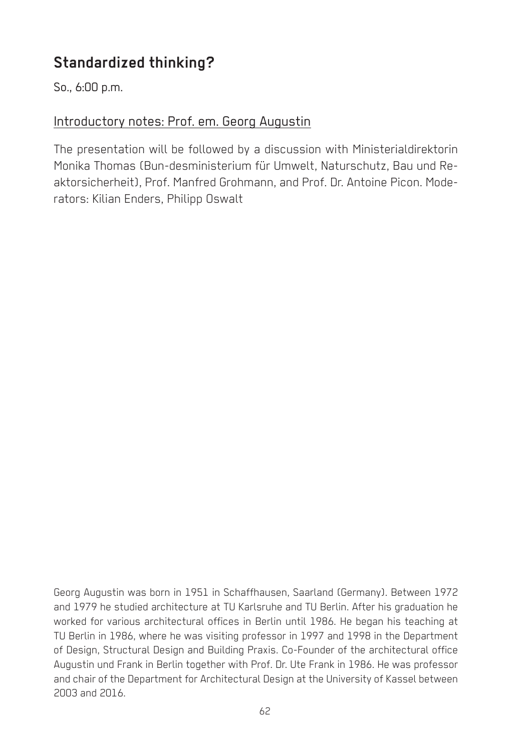## Standardized thinking?

So., 6:00 p.m.

Introductory notes: Prof. em. Georg Augustin

The presentation will be followed by a discussion with Ministerialdirektorin Monika Thomas (Bun-desministerium für Umwelt, Naturschutz, Bau und Reaktorsicherheit), Prof. Manfred Grohmann, and Prof. Dr. Antoine Picon. Moderators: Kilian Enders, Philipp Oswalt

Georg Augustin was born in 1951 in Schaffhausen, Saarland (Germany). Between 1972 and 1979 he studied architecture at TU Karlsruhe and TU Berlin. After his graduation he worked for various architectural offices in Berlin until 1986. He began his teaching at TU Berlin in 1986, where he was visiting professor in 1997 and 1998 in the Department of Design, Structural Design and Building Praxis. Co-Founder of the architectural office Augustin und Frank in Berlin together with Prof. Dr. Ute Frank in 1986. He was professor and chair of the Department for Architectural Design at the University of Kassel between 2003 and 2016.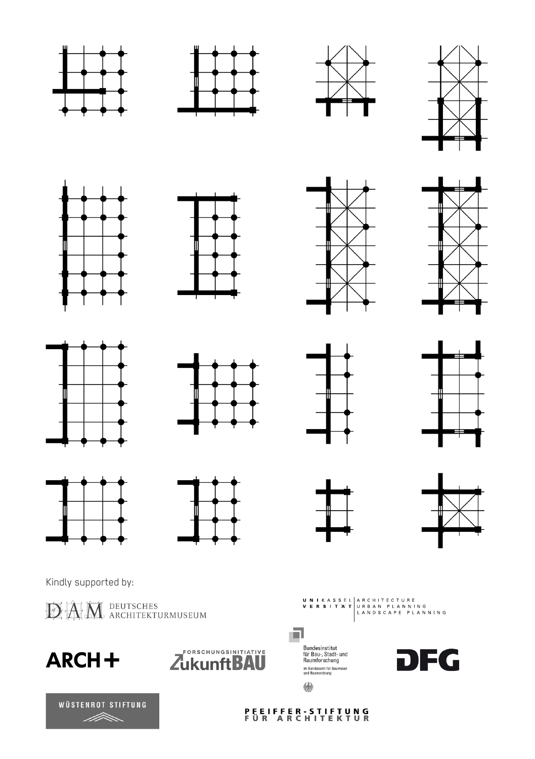Kindly supported by:

DAM DEUTSCHES ARCHITEKTURMUSEUM

UNIKASSEL VERSITÄT | ARCHITECTURE URBAN PLANNING LANDSCAPE PLANNING

ARCH+

FORSCHUNGSINITIATIVE ZukunftBAU

Bundesinstitut für Bau-, Stadt- und Raumforschung

im Bundesamt für Bauwesen und Raumordnung

DFG

WÜSTENROT STIFTUNG

PFEIFFER-STIFTUNG FÜR ARCHITEKTUR